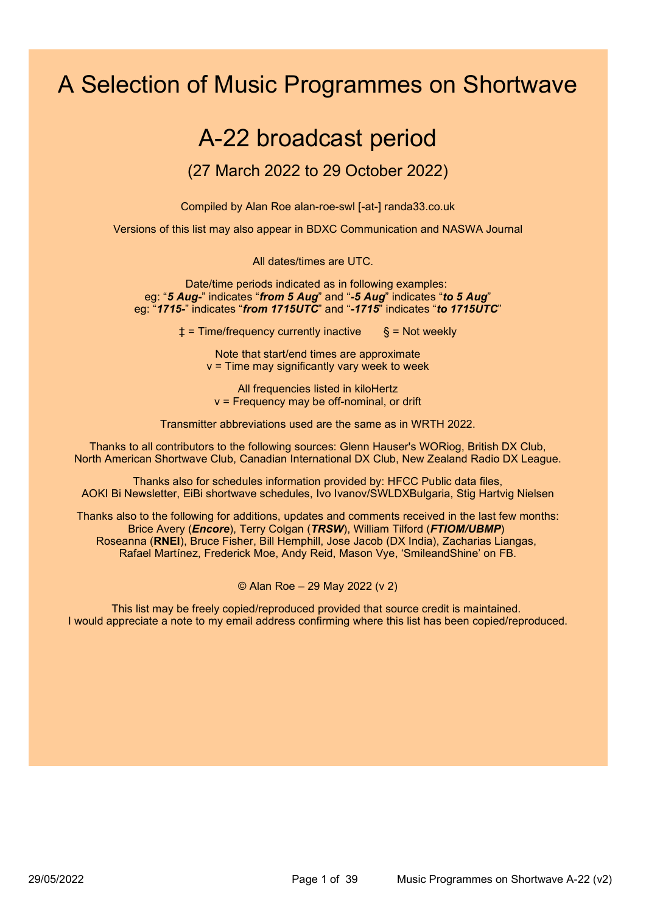# A Selection of Music Programmes on Shortwave

## A-22 broadcast period

### (27 March 2022 to 29 October 2022)

Compiled by Alan Roe alan-roe-swl [-at-] randa33.co.uk

Versions of this list may also appear in BDXC Communication and NASWA Journal

All dates/times are UTC.

Date/time periods indicated as in following examples:
eg: "***5 Aug-***" indicates "***from 5 Aug***" and "***-5 Aug***" indicates "***to 5 Aug***"
eg: "***1715-***" indicates "***from 1715UTC***" and "***-1715***" indicates "***to 1715UTC***"

‡ = Time/frequency currently inactive § = Not weekly

Note that start/end times are approximate
v = Time may significantly vary week to week

All frequencies listed in kiloHertz
v = Frequency may be off-nominal, or drift

Transmitter abbreviations used are the same as in WRTH 2022.

Thanks to all contributors to the following sources: Glenn Hauser's WORiog, British DX Club, North American Shortwave Club, Canadian International DX Club, New Zealand Radio DX League.

Thanks also for schedules information provided by: HFCC Public data files, AOKI Bi Newsletter, EiBi shortwave schedules, Ivo Ivanov/SWLDXBulgaria, Stig Hartvig Nielsen

Thanks also to the following for additions, updates and comments received in the last few months: Brice Avery (***Encore***), Terry Colgan (***TRSW***), William Tilford (***FTIOM/UBMP***) Roseanna (**RNEI**), Bruce Fisher, Bill Hemphill, Jose Jacob (DX India), Zacharias Liangas, Rafael Martínez, Frederick Moe, Andy Reid, Mason Vye, 'SmileandShine' on FB.

© Alan Roe – 29 May 2022 (v 2)

This list may be freely copied/reproduced provided that source credit is maintained.
I would appreciate a note to my email address confirming where this list has been copied/reproduced.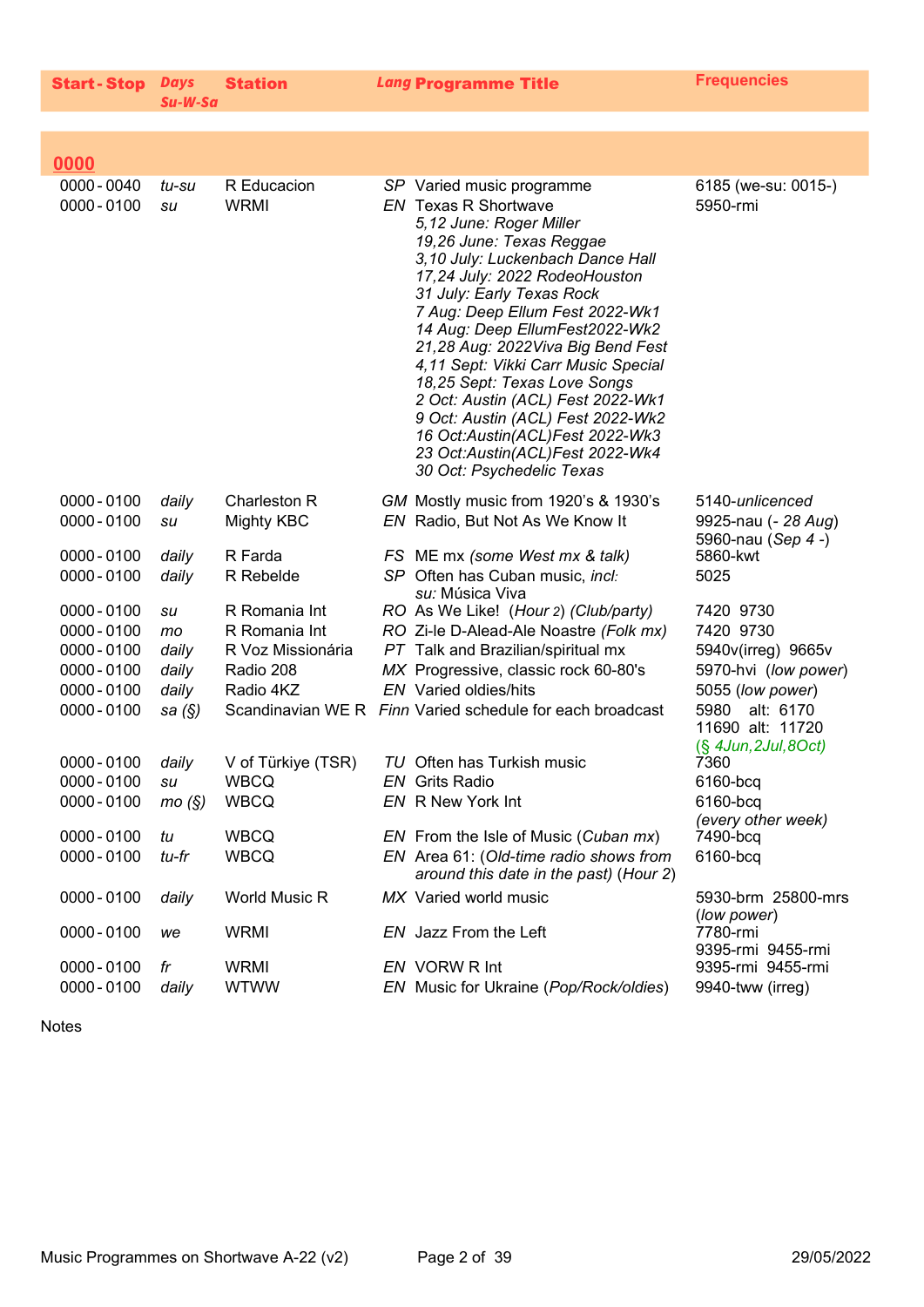| Start - Stop | Days Su-W-Sa | Station | Lang | Programme Title | Frequencies |
|---|---|---|---|---|---|
| **0000** | | | | | |
| 0000 - 0040 | *tu-su* | R Educacion | *SP* | Varied music programme | 6185 (we-su: 0015-) |
| 0000 - 0100 | *su* | WRMI | *EN* | Texas R Shortwave<br>*5,12 June: Roger Miller*<br>*19,26 June: Texas Reggae*<br>*3,10 July: Luckenbach Dance Hall*<br>*17,24 July: 2022 RodeoHouston*<br>*31 July: Early Texas Rock*<br>*7 Aug: Deep Ellum Fest 2022-Wk1*<br>*14 Aug: Deep EllumFest2022-Wk2*<br>*21,28 Aug: 2022Viva Big Bend Fest*<br>*4,11 Sept: Vikki Carr Music Special*<br>*18,25 Sept: Texas Love Songs*<br>*2 Oct: Austin (ACL) Fest 2022-Wk1*<br>*9 Oct: Austin (ACL) Fest 2022-Wk2*<br>*16 Oct:Austin(ACL)Fest 2022-Wk3*<br>*23 Oct:Austin(ACL)Fest 2022-Wk4*<br>*30 Oct: Psychedelic Texas* | 5950-rmi |
| 0000 - 0100 | *daily* | Charleston R | *GM* | Mostly music from 1920's & 1930's | 5140-*unlicenced* |
| 0000 - 0100 | *su* | Mighty KBC | *EN* | Radio, But Not As We Know It | 9925-nau (- 28 Aug)<br>5960-nau (Sep 4 -) |
| 0000 - 0100 | *daily* | R Farda | *FS* | ME mx *(some West mx & talk)* | 5860-kwt |
| 0000 - 0100 | *daily* | R Rebelde | *SP* | Often has Cuban music, *incl:*<br>*su:* Música Viva | 5025 |
| 0000 - 0100 | *su* | R Romania Int | *RO* | As We Like! (*Hour 2*) *(Club/party)* | 7420 9730 |
| 0000 - 0100 | *mo* | R Romania Int | *RO* | Zi-le D-Alead-Ale Noastre *(Folk mx)* | 7420 9730 |
| 0000 - 0100 | *daily* | R Voz Missionária | *PT* | Talk and Brazilian/spiritual mx | 5940v(irreg) 9665v |
| 0000 - 0100 | *daily* | Radio 208 | *MX* | Progressive, classic rock 60-80's | 5970-hvi (*low power*) |
| 0000 - 0100 | *daily* | Radio 4KZ | *EN* | Varied oldies/hits | 5055 (*low power*) |
| 0000 - 0100 | *sa (§)* | Scandinavian WE R | *Finn* | Varied schedule for each broadcast | 5980 alt: 6170<br>11690 alt: 11720<br>(*§ 4Jun,2Jul,8Oct*) |
| 0000 - 0100 | *daily* | V of Türkiye (TSR) | *TU* | Often has Turkish music | 7360 |
| 0000 - 0100 | *su* | WBCQ | *EN* | Grits Radio | 6160-bcq |
| 0000 - 0100 | *mo (§)* | WBCQ | *EN* | R New York Int | 6160-bcq<br>*(every other week)* |
| 0000 - 0100 | *tu* | WBCQ | *EN* | From the Isle of Music (*Cuban mx*) | 7490-bcq |
| 0000 - 0100 | *tu-fr* | WBCQ | *EN* | Area 61: (*Old-time radio shows from around this date in the past*) (*Hour 2*) | 6160-bcq |
| 0000 - 0100 | *daily* | World Music R | *MX* | Varied world music | 5930-brm 25800-mrs<br>(*low power*) |
| 0000 - 0100 | *we* | WRMI | *EN* | Jazz From the Left | 7780-rmi<br>9395-rmi 9455-rmi |
| 0000 - 0100 | *fr* | WRMI | *EN* | VORW R Int | 9395-rmi 9455-rmi |
| 0000 - 0100 | *daily* | WTWW | *EN* | Music for Ukraine (*Pop/Rock/oldies*) | 9940-tww (irreg) |

Notes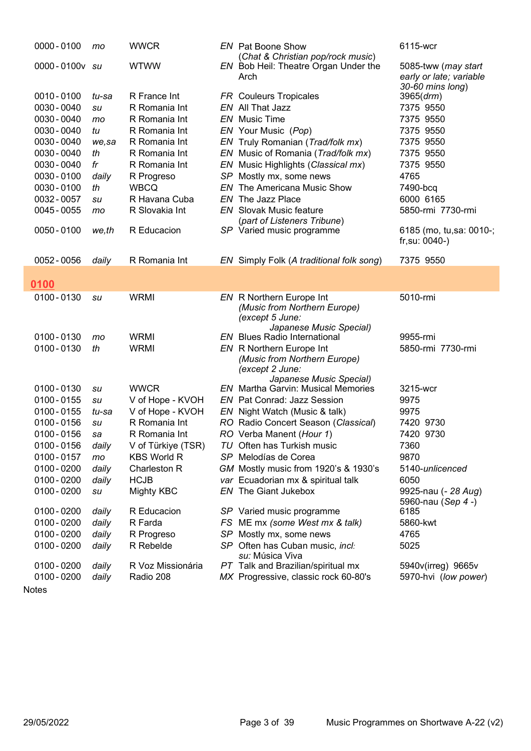| Time | Days | Station | Lang | Programme | Frequency |
|---|---|---|---|---|---|
| 0000 - 0100 | *mo* | WWCR | *EN* | Pat Boone Show (*Chat & Christian pop/rock music*) | 6115-wcr |
| 0000 - 0100v | *su* | WTWW | *EN* | Bob Heil: Theatre Organ Under the Arch | 5085-tww (*may start early or late; variable 30-60 mins long*) |
| 0010 - 0100 | *tu-sa* | R France Int | *FR* | Couleurs Tropicales | 3965(*drm*) |
| 0030 - 0040 | *su* | R Romania Int | *EN* | All That Jazz | 7375 9550 |
| 0030 - 0040 | *mo* | R Romania Int | *EN* | Music Time | 7375 9550 |
| 0030 - 0040 | *tu* | R Romania Int | *EN* | Your Music (*Pop*) | 7375 9550 |
| 0030 - 0040 | *we,sa* | R Romania Int | *EN* | Truly Romanian (*Trad/folk mx*) | 7375 9550 |
| 0030 - 0040 | *th* | R Romania Int | *EN* | Music of Romania (*Trad/folk mx*) | 7375 9550 |
| 0030 - 0040 | *fr* | R Romania Int | *EN* | Music Highlights (*Classical mx*) | 7375 9550 |
| 0030 - 0100 | *daily* | R Progreso | *SP* | Mostly mx, some news | 4765 |
| 0030 - 0100 | *th* | WBCQ | *EN* | The Americana Music Show | 7490-bcq |
| 0032 - 0057 | *su* | R Havana Cuba | *EN* | The Jazz Place | 6000 6165 |
| 0045 - 0055 | *mo* | R Slovakia Int | *EN* | Slovak Music feature (*part of Listeners Tribune*) | 5850-rmi 7730-rmi |
| 0050 - 0100 | *we,th* | R Educacion | *SP* | Varied music programme | 6185 (mo, tu,sa: 0010-; fr,su: 0040-) |
| 0052 - 0056 | *daily* | R Romania Int | *EN* | Simply Folk (*A traditional folk song*) | 7375 9550 |

## 0100

| Time | Days | Station | Lang | Programme | Frequency |
|---|---|---|---|---|---|
| 0100 - 0130 | *su* | WRMI | *EN* | R Northern Europe Int *(Music from Northern Europe) (except 5 June: Japanese Music Special)* | 5010-rmi |
| 0100 - 0130 | *mo* | WRMI | *EN* | Blues Radio International | 9955-rmi |
| 0100 - 0130 | *th* | WRMI | *EN* | R Northern Europe Int *(Music from Northern Europe) (except 2 June: Japanese Music Special)* | 5850-rmi 7730-rmi |
| 0100 - 0130 | *su* | WWCR | *EN* | Martha Garvin: Musical Memories | 3215-wcr |
| 0100 - 0155 | *su* | V of Hope - KVOH | *EN* | Pat Conrad: Jazz Session | 9975 |
| 0100 - 0155 | *tu-sa* | V of Hope - KVOH | *EN* | Night Watch (Music & talk) | 9975 |
| 0100 - 0156 | *su* | R Romania Int | *RO* | Radio Concert Season (*Classical*) | 7420 9730 |
| 0100 - 0156 | *sa* | R Romania Int | *RO* | Verba Manent (*Hour 1*) | 7420 9730 |
| 0100 - 0156 | *daily* | V of Türkiye (TSR) | *TU* | Often has Turkish music | 7360 |
| 0100 - 0157 | *mo* | KBS World R | *SP* | Melodías de Corea | 9870 |
| 0100 - 0200 | *daily* | Charleston R | *GM* | Mostly music from 1920's & 1930's | 5140-*unlicenced* |
| 0100 - 0200 | *daily* | HCJB | *var* | Ecuadorian mx & spiritual talk | 6050 |
| 0100 - 0200 | *su* | Mighty KBC | *EN* | The Giant Jukebox | 9925-nau (- *28 Aug*) 5960-nau (*Sep 4* -) |
| 0100 - 0200 | *daily* | R Educacion | *SP* | Varied music programme | 6185 |
| 0100 - 0200 | *daily* | R Farda | *FS* | ME mx *(some West mx & talk)* | 5860-kwt |
| 0100 - 0200 | *daily* | R Progreso | *SP* | Mostly mx, some news | 4765 |
| 0100 - 0200 | *daily* | R Rebelde | *SP* | Often has Cuban music, *incl: su:* Música Viva | 5025 |
| 0100 - 0200 | *daily* | R Voz Missionária | *PT* | Talk and Brazilian/spiritual mx | 5940v(irreg) 9665v |
| 0100 - 0200 | *daily* | Radio 208 | *MX* | Progressive, classic rock 60-80's | 5970-hvi (*low power*) |

Notes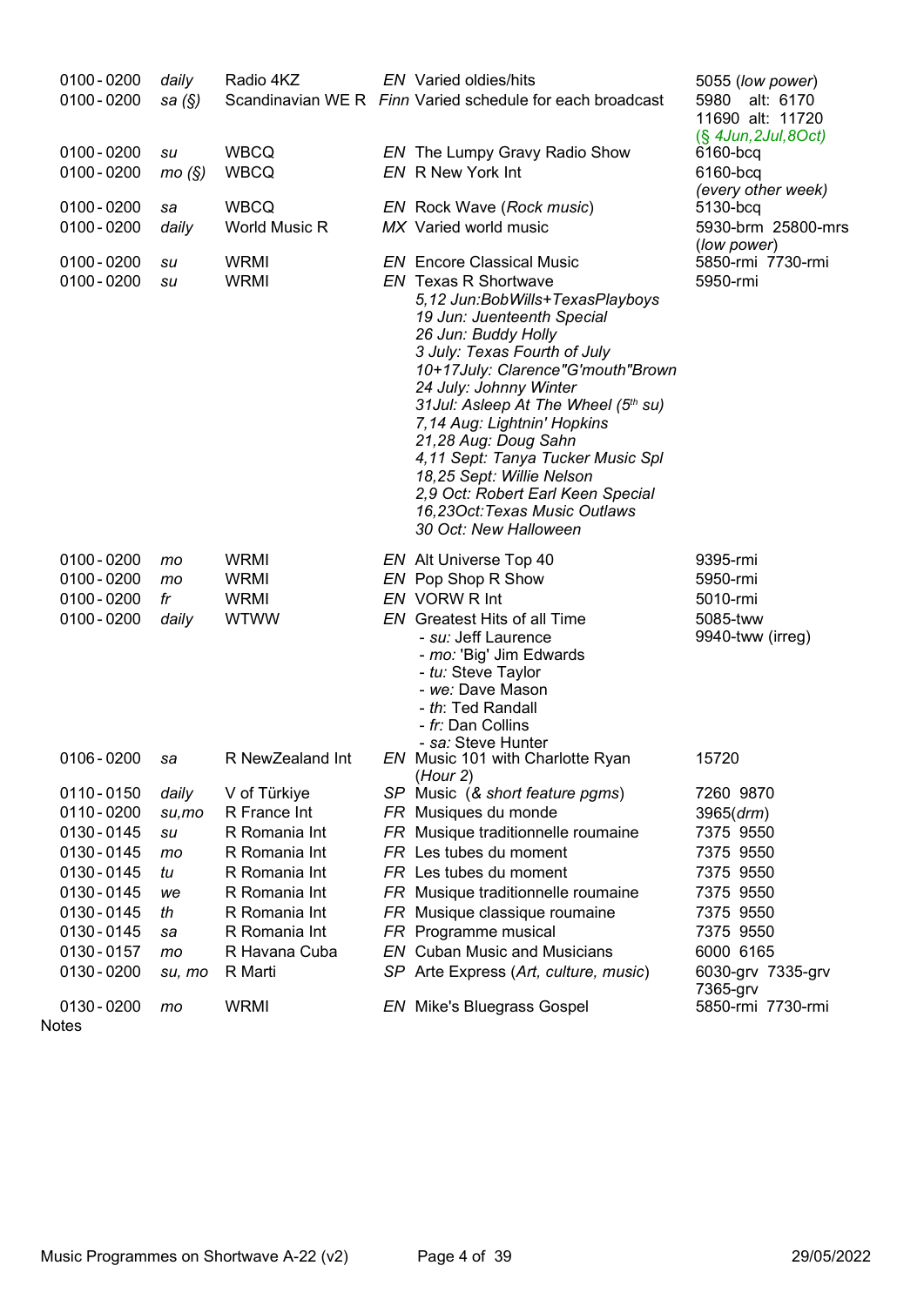| Time | Days | Station | Lang | Programme | Frequencies |
|---|---|---|---|---|---|
| 0100 - 0200 | *daily* | Radio 4KZ | *EN* | Varied oldies/hits | 5055 (*low power*) |
| 0100 - 0200 | *sa (§)* | Scandinavian WE R | *Finn* | Varied schedule for each broadcast | 5980 alt: 6170<br>11690 alt: 11720<br>(*§ 4Jun,2Jul,8Oct*) |
| 0100 - 0200 | *su* | WBCQ | *EN* | The Lumpy Gravy Radio Show | 6160-bcq |
| 0100 - 0200 | *mo (§)* | WBCQ | *EN* | R New York Int | 6160-bcq<br>*(every other week)* |
| 0100 - 0200 | *sa* | WBCQ | *EN* | Rock Wave (*Rock music*) | 5130-bcq |
| 0100 - 0200 | *daily* | World Music R | *MX* | Varied world music | 5930-brm 25800-mrs<br>(*low power*) |
| 0100 - 0200 | *su* | WRMI | *EN* | Encore Classical Music | 5850-rmi 7730-rmi |
| 0100 - 0200 | *su* | WRMI | *EN* | Texas R Shortwave<br>*5,12 Jun:BobWills+TexasPlayboys*<br>*19 Jun: Juenteenth Special*<br>*26 Jun: Buddy Holly*<br>*3 July: Texas Fourth of July*<br>*10+17July: Clarence"G'mouth"Brown*<br>*24 July: Johnny Winter*<br>*31Jul: Asleep At The Wheel (5th su)*<br>*7,14 Aug: Lightnin' Hopkins*<br>*21,28 Aug: Doug Sahn*<br>*4,11 Sept: Tanya Tucker Music Spl*<br>*18,25 Sept: Willie Nelson*<br>*2,9 Oct: Robert Earl Keen Special*<br>*16,23Oct:Texas Music Outlaws*<br>*30 Oct: New Halloween* | 5950-rmi |
| 0100 - 0200 | *mo* | WRMI | *EN* | Alt Universe Top 40 | 9395-rmi |
| 0100 - 0200 | *mo* | WRMI | *EN* | Pop Shop R Show | 5950-rmi |
| 0100 - 0200 | *fr* | WRMI | *EN* | VORW R Int | 5010-rmi |
| 0100 - 0200 | *daily* | WTWW | *EN* | Greatest Hits of all Time<br>- *su:* Jeff Laurence<br>- *mo:* 'Big' Jim Edwards<br>- *tu:* Steve Taylor<br>- *we:* Dave Mason<br>- *th*: Ted Randall<br>- *fr:* Dan Collins<br>- *sa:* Steve Hunter | 5085-tww<br>9940-tww (irreg) |
| 0106 - 0200 | *sa* | R NewZealand Int | *EN* | Music 101 with Charlotte Ryan (*Hour 2*) | 15720 |
| 0110 - 0150 | *daily* | V of Türkiye | *SP* | Music (*& short feature pgms*) | 7260 9870 |
| 0110 - 0200 | *su,mo* | R France Int | *FR* | Musiques du monde | 3965(*drm*) |
| 0130 - 0145 | *su* | R Romania Int | *FR* | Musique traditionnelle roumaine | 7375 9550 |
| 0130 - 0145 | *mo* | R Romania Int | *FR* | Les tubes du moment | 7375 9550 |
| 0130 - 0145 | *tu* | R Romania Int | *FR* | Les tubes du moment | 7375 9550 |
| 0130 - 0145 | *we* | R Romania Int | *FR* | Musique traditionnelle roumaine | 7375 9550 |
| 0130 - 0145 | *th* | R Romania Int | *FR* | Musique classique roumaine | 7375 9550 |
| 0130 - 0145 | *sa* | R Romania Int | *FR* | Programme musical | 7375 9550 |
| 0130 - 0157 | *mo* | R Havana Cuba | *EN* | Cuban Music and Musicians | 6000 6165 |
| 0130 - 0200 | *su, mo* | R Marti | *SP* | Arte Express (*Art, culture, music*) | 6030-grv 7335-grv<br>7365-grv |
| 0130 - 0200 | *mo* | WRMI | *EN* | Mike's Bluegrass Gospel | 5850-rmi 7730-rmi |

Notes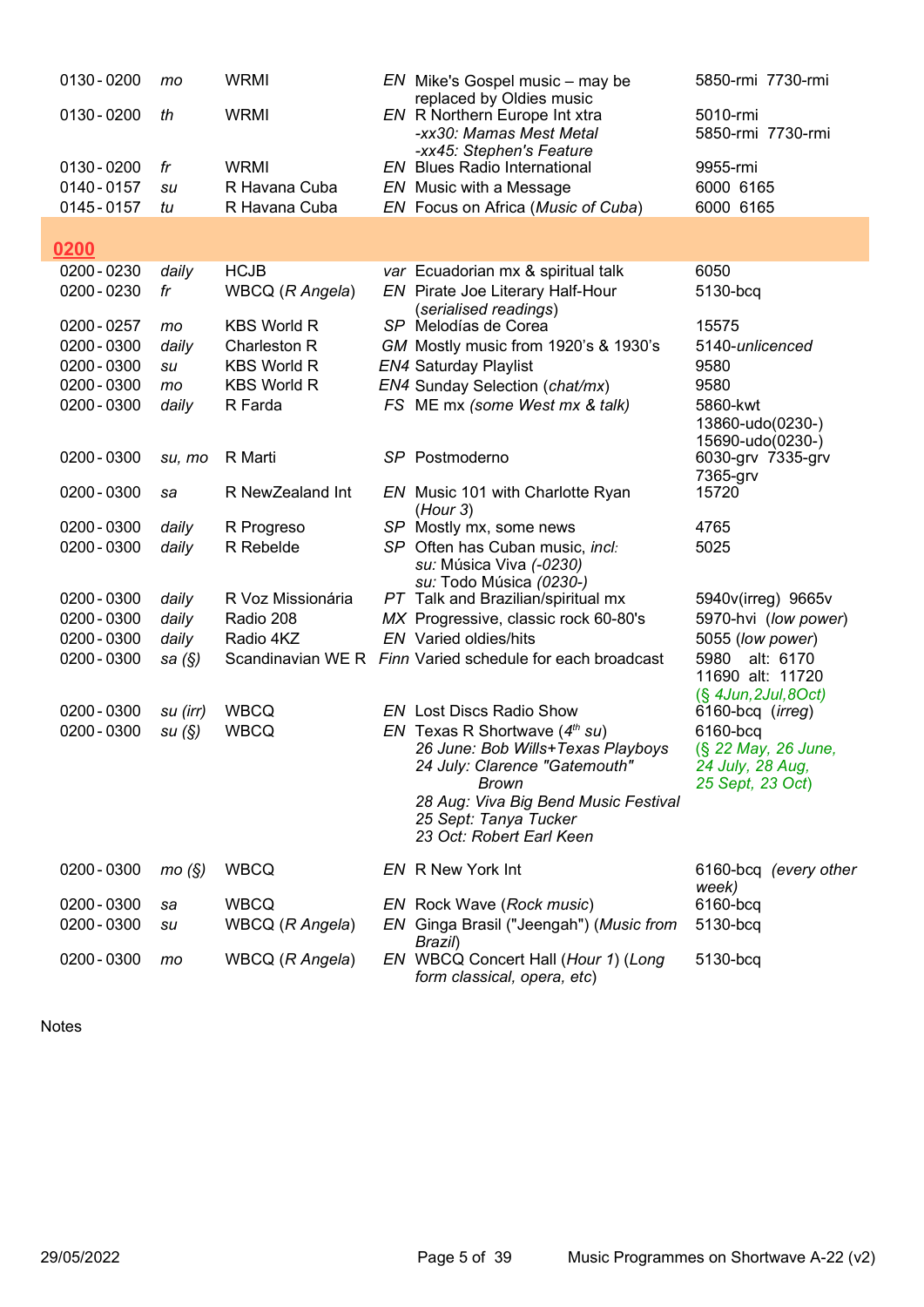| Time | Days | Station | Lang | Programme | Frequencies |
|---|---|---|---|---|---|
| 0130 - 0200 | *mo* | WRMI | *EN* | Mike's Gospel music – may be replaced by Oldies music | 5850-rmi 7730-rmi |
| 0130 - 0200 | *th* | WRMI | *EN* | R Northern Europe Int xtra<br>*-xx30: Mamas Mest Metal*<br>*-xx45: Stephen's Feature* | 5010-rmi<br>5850-rmi 7730-rmi |
| 0130 - 0200 | *fr* | WRMI | *EN* | Blues Radio International | 9955-rmi |
| 0140 - 0157 | *su* | R Havana Cuba | *EN* | Music with a Message | 6000 6165 |
| 0145 - 0157 | *tu* | R Havana Cuba | *EN* | Focus on Africa (*Music of Cuba*) | 6000 6165 |
| **0200** | | | | | |
| 0200 - 0230 | *daily* | HCJB | *var* | Ecuadorian mx & spiritual talk | 6050 |
| 0200 - 0230 | *fr* | WBCQ (*R Angela*) | *EN* | Pirate Joe Literary Half-Hour (*serialised readings*) | 5130-bcq |
| 0200 - 0257 | *mo* | KBS World R | *SP* | Melodías de Corea | 15575 |
| 0200 - 0300 | *daily* | Charleston R | *GM* | Mostly music from 1920's & 1930's | 5140-*unlicenced* |
| 0200 - 0300 | *su* | KBS World R | *EN4* | Saturday Playlist | 9580 |
| 0200 - 0300 | *mo* | KBS World R | *EN4* | Sunday Selection (*chat/mx*) | 9580 |
| 0200 - 0300 | *daily* | R Farda | *FS* | ME mx *(some West mx & talk)* | 5860-kwt<br>13860-udo(0230-)<br>15690-udo(0230-) |
| 0200 - 0300 | *su, mo* | R Marti | *SP* | Postmoderno | 6030-grv 7335-grv<br>7365-grv |
| 0200 - 0300 | *sa* | R NewZealand Int | *EN* | Music 101 with Charlotte Ryan (*Hour 3*) | 15720 |
| 0200 - 0300 | *daily* | R Progreso | *SP* | Mostly mx, some news | 4765 |
| 0200 - 0300 | *daily* | R Rebelde | *SP* | Often has Cuban music, *incl:*<br>*su:* Música Viva *(-0230)*<br>*su:* Todo Música *(0230-)* | 5025 |
| 0200 - 0300 | *daily* | R Voz Missionária | *PT* | Talk and Brazilian/spiritual mx | 5940v(irreg) 9665v |
| 0200 - 0300 | *daily* | Radio 208 | *MX* | Progressive, classic rock 60-80's | 5970-hvi (*low power*) |
| 0200 - 0300 | *daily* | Radio 4KZ | *EN* | Varied oldies/hits | 5055 (*low power*) |
| 0200 - 0300 | *sa (§)* | Scandinavian WE R | *Finn* | Varied schedule for each broadcast | 5980 alt: 6170<br>11690 alt: 11720<br>(*§ 4Jun,2Jul,8Oct)* |
| 0200 - 0300 | *su (irr)* | WBCQ | *EN* | Lost Discs Radio Show | 6160-bcq (*irreg*) |
| 0200 - 0300 | *su (§)* | WBCQ | *EN* | Texas R Shortwave (*4th su*)<br>*26 June: Bob Wills+Texas Playboys*<br>*24 July: Clarence "Gatemouth" Brown*<br>*28 Aug: Viva Big Bend Music Festival*<br>*25 Sept: Tanya Tucker*<br>*23 Oct: Robert Earl Keen* | 6160-bcq<br>(*§ 22 May, 26 June, 24 July, 28 Aug, 25 Sept, 23 Oct*) |
| 0200 - 0300 | *mo (§)* | WBCQ | *EN* | R New York Int | 6160-bcq (*every other week)* |
| 0200 - 0300 | *sa* | WBCQ | *EN* | Rock Wave (*Rock music*) | 6160-bcq |
| 0200 - 0300 | *su* | WBCQ (*R Angela*) | *EN* | Ginga Brasil ("Jeengah") (*Music from Brazil*) | 5130-bcq |
| 0200 - 0300 | *mo* | WBCQ (*R Angela*) | *EN* | WBCQ Concert Hall (*Hour 1*) (*Long form classical, opera, etc*) | 5130-bcq |

Notes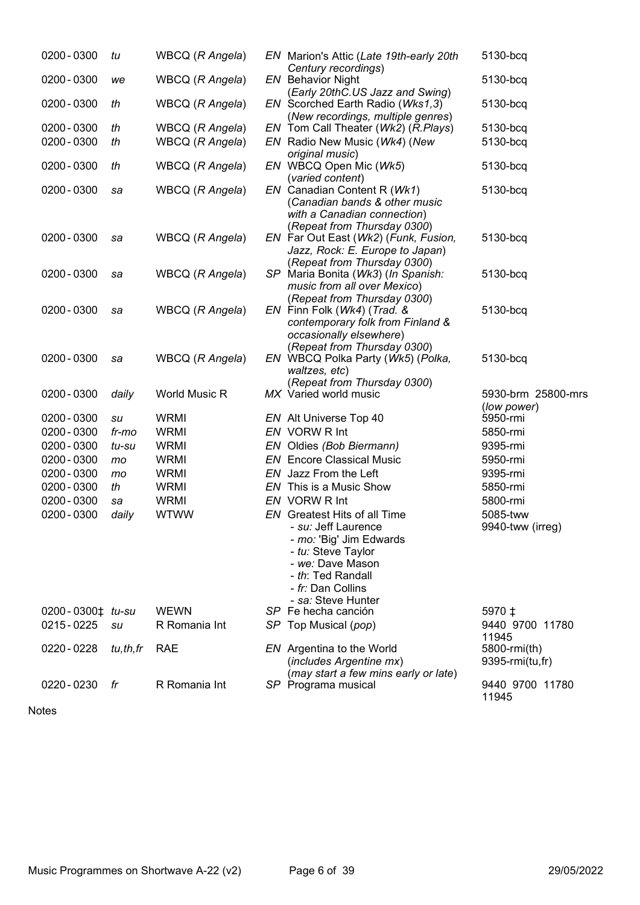| | | | | | |
|---|---|---|---|---|---|
| 0200 - 0300 | *tu* | WBCQ (*R Angela*) | *EN* | Marion's Attic (*Late 19th-early 20th Century recordings*) | 5130-bcq |
| 0200 - 0300 | *we* | WBCQ (*R Angela*) | *EN* | Behavior Night (*Early 20thC.US Jazz and Swing*) | 5130-bcq |
| 0200 - 0300 | *th* | WBCQ (*R Angela*) | *EN* | Scorched Earth Radio (*Wks1,3*) (*New recordings, multiple genres*) | 5130-bcq |
| 0200 - 0300 | *th* | WBCQ (*R Angela*) | *EN* | Tom Call Theater (*Wk2*) (*R.Plays*) | 5130-bcq |
| 0200 - 0300 | *th* | WBCQ (*R Angela*) | *EN* | Radio New Music (*Wk4*) (*New original music*) | 5130-bcq |
| 0200 - 0300 | *th* | WBCQ (*R Angela*) | *EN* | WBCQ Open Mic (*Wk5*) (*varied content*) | 5130-bcq |
| 0200 - 0300 | *sa* | WBCQ (*R Angela*) | *EN* | Canadian Content R (*Wk1*) (*Canadian bands & other music with a Canadian connection*) (*Repeat from Thursday 0300*) | 5130-bcq |
| 0200 - 0300 | *sa* | WBCQ (*R Angela*) | *EN* | Far Out East (*Wk2*) (*Funk, Fusion, Jazz, Rock: E. Europe to Japan*) (*Repeat from Thursday 0300*) | 5130-bcq |
| 0200 - 0300 | *sa* | WBCQ (*R Angela*) | *SP* | Maria Bonita (*Wk3*) (*In Spanish: music from all over Mexico*) (*Repeat from Thursday 0300*) | 5130-bcq |
| 0200 - 0300 | *sa* | WBCQ (*R Angela*) | *EN* | Finn Folk (*Wk4*) (*Trad. & contemporary folk from Finland & occasionally elsewhere*) (*Repeat from Thursday 0300*) | 5130-bcq |
| 0200 - 0300 | *sa* | WBCQ (*R Angela*) | *EN* | WBCQ Polka Party (*Wk5*) (*Polka, waltzes, etc*) (*Repeat from Thursday 0300*) | 5130-bcq |
| 0200 - 0300 | *daily* | World Music R | *MX* | Varied world music | 5930-brm 25800-mrs (*low power*) |
| 0200 - 0300 | *su* | WRMI | *EN* | Alt Universe Top 40 | 5950-rmi |
| 0200 - 0300 | *fr-mo* | WRMI | *EN* | VORW R Int | 5850-rmi |
| 0200 - 0300 | *tu-su* | WRMI | *EN* | Oldies *(Bob Biermann)* | 9395-rmi |
| 0200 - 0300 | *mo* | WRMI | *EN* | Encore Classical Music | 5950-rmi |
| 0200 - 0300 | *mo* | WRMI | *EN* | Jazz From the Left | 9395-rmi |
| 0200 - 0300 | *th* | WRMI | *EN* | This is a Music Show | 5850-rmi |
| 0200 - 0300 | *sa* | WRMI | *EN* | VORW R Int | 5800-rmi |
| 0200 - 0300 | *daily* | WTWW | *EN* | Greatest Hits of all Time<br>- *su:* Jeff Laurence<br>- *mo:* 'Big' Jim Edwards<br>- *tu:* Steve Taylor<br>- *we:* Dave Mason<br>- *th*: Ted Randall<br>- *fr:* Dan Collins<br>- *sa:* Steve Hunter | 5085-tww<br>9940-tww (irreg) |
| 0200 - 0300‡ | *tu-su* | WEWN | *SP* | Fe hecha canción | 5970 ‡ |
| 0215 - 0225 | *su* | R Romania Int | *SP* | Top Musical (*pop*) | 9440 9700 11780 11945 |
| 0220 - 0228 | *tu,th,fr* | RAE | *EN* | Argentina to the World (*includes Argentine mx*) (*may start a few mins early or late*) | 5800-rmi(th)<br>9395-rmi(tu,fr) |
| 0220 - 0230 | *fr* | R Romania Int | *SP* | Programa musical | 9440 9700 11780 11945 |

Notes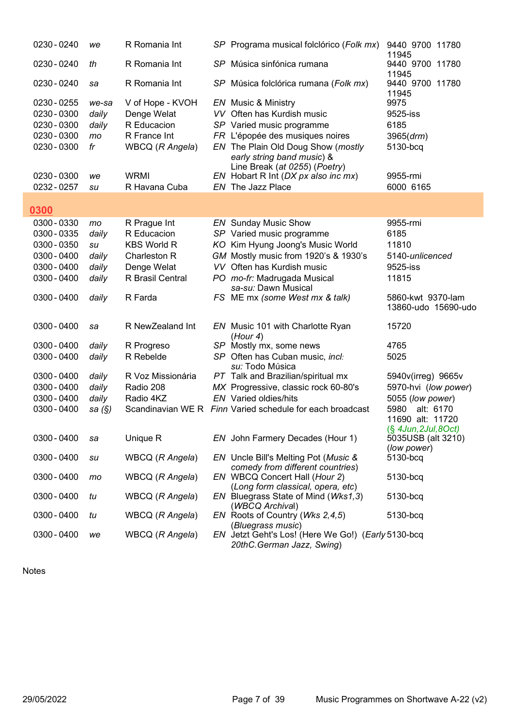| | | | | | |
|---|---|---|---|---|---|
| 0230 - 0240 | *we* | R Romania Int | *SP* | Programa musical folclórico (*Folk mx*) | 9440 9700 11780 11945 |
| 0230 - 0240 | *th* | R Romania Int | *SP* | Música sinfónica rumana | 9440 9700 11780 11945 |
| 0230 - 0240 | *sa* | R Romania Int | *SP* | Música folclórica rumana (*Folk mx*) | 9440 9700 11780 11945 |
| 0230 - 0255 | *we-sa* | V of Hope - KVOH | *EN* | Music & Ministry | 9975 |
| 0230 - 0300 | *daily* | Denge Welat | *VV* | Often has Kurdish music | 9525-iss |
| 0230 - 0300 | *daily* | R Educacion | *SP* | Varied music programme | 6185 |
| 0230 - 0300 | *mo* | R France Int | *FR* | L'épopée des musiques noires | 3965(*drm*) |
| 0230 - 0300 | *fr* | WBCQ (*R Angela*) | *EN* | The Plain Old Doug Show (*mostly early string band music*) & Line Break (*at 0255*) (*Poetry*) | 5130-bcq |
| 0230 - 0300 | *we* | WRMI | *EN* | Hobart R Int (*DX px also inc mx*) | 9955-rmi |
| 0232 - 0257 | *su* | R Havana Cuba | *EN* | The Jazz Place | 6000 6165 |

## 0300

| | | | | | |
|---|---|---|---|---|---|
| 0300 - 0330 | *mo* | R Prague Int | *EN* | Sunday Music Show | 9955-rmi |
| 0300 - 0335 | *daily* | R Educacion | *SP* | Varied music programme | 6185 |
| 0300 - 0350 | *su* | KBS World R | *KO* | Kim Hyung Joong's Music World | 11810 |
| 0300 - 0400 | *daily* | Charleston R | *GM* | Mostly music from 1920's & 1930's | 5140-*unlicenced* |
| 0300 - 0400 | *daily* | Denge Welat | *VV* | Often has Kurdish music | 9525-iss |
| 0300 - 0400 | *daily* | R Brasil Central | *PO* | *mo-fr:* Madrugada Musical *sa-su:* Dawn Musical | 11815 |
| 0300 - 0400 | *daily* | R Farda | *FS* | ME mx (*some West mx & talk*) | 5860-kwt 9370-lam 13860-udo 15690-udo |
| 0300 - 0400 | *sa* | R NewZealand Int | *EN* | Music 101 with Charlotte Ryan (*Hour 4*) | 15720 |
| 0300 - 0400 | *daily* | R Progreso | *SP* | Mostly mx, some news | 4765 |
| 0300 - 0400 | *daily* | R Rebelde | *SP* | Often has Cuban music, *incl: su:* Todo Música | 5025 |
| 0300 - 0400 | *daily* | R Voz Missionária | *PT* | Talk and Brazilian/spiritual mx | 5940v(irreg) 9665v |
| 0300 - 0400 | *daily* | Radio 208 | *MX* | Progressive, classic rock 60-80's | 5970-hvi (*low power*) |
| 0300 - 0400 | *daily* | Radio 4KZ | *EN* | Varied oldies/hits | 5055 (*low power*) |
| 0300 - 0400 | *sa (§)* | Scandinavian WE R | *Finn* | Varied schedule for each broadcast | 5980 alt: 6170 11690 alt: 11720 (*§ 4Jun,2Jul,8Oct*) |
| 0300 - 0400 | *sa* | Unique R | *EN* | John Farmery Decades (Hour 1) | 5035USB (alt 3210) (*low power*) |
| 0300 - 0400 | *su* | WBCQ (*R Angela*) | *EN* | Uncle Bill's Melting Pot (*Music & comedy from different countries*) | 5130-bcq |
| 0300 - 0400 | *mo* | WBCQ (*R Angela*) | *EN* | WBCQ Concert Hall (*Hour 2*) (*Long form classical, opera, etc*) | 5130-bcq |
| 0300 - 0400 | *tu* | WBCQ (*R Angela*) | *EN* | Bluegrass State of Mind (*Wks1,3*) (*WBCQ Archival*) | 5130-bcq |
| 0300 - 0400 | *tu* | WBCQ (*R Angela*) | *EN* | Roots of Country (*Wks 2,4,5*) (*Bluegrass music*) | 5130-bcq |
| 0300 - 0400 | *we* | WBCQ (*R Angela*) | *EN* | Jetzt Geht's Los! (Here We Go!) (*Early 20thC.German Jazz, Swing*) | 5130-bcq |

Notes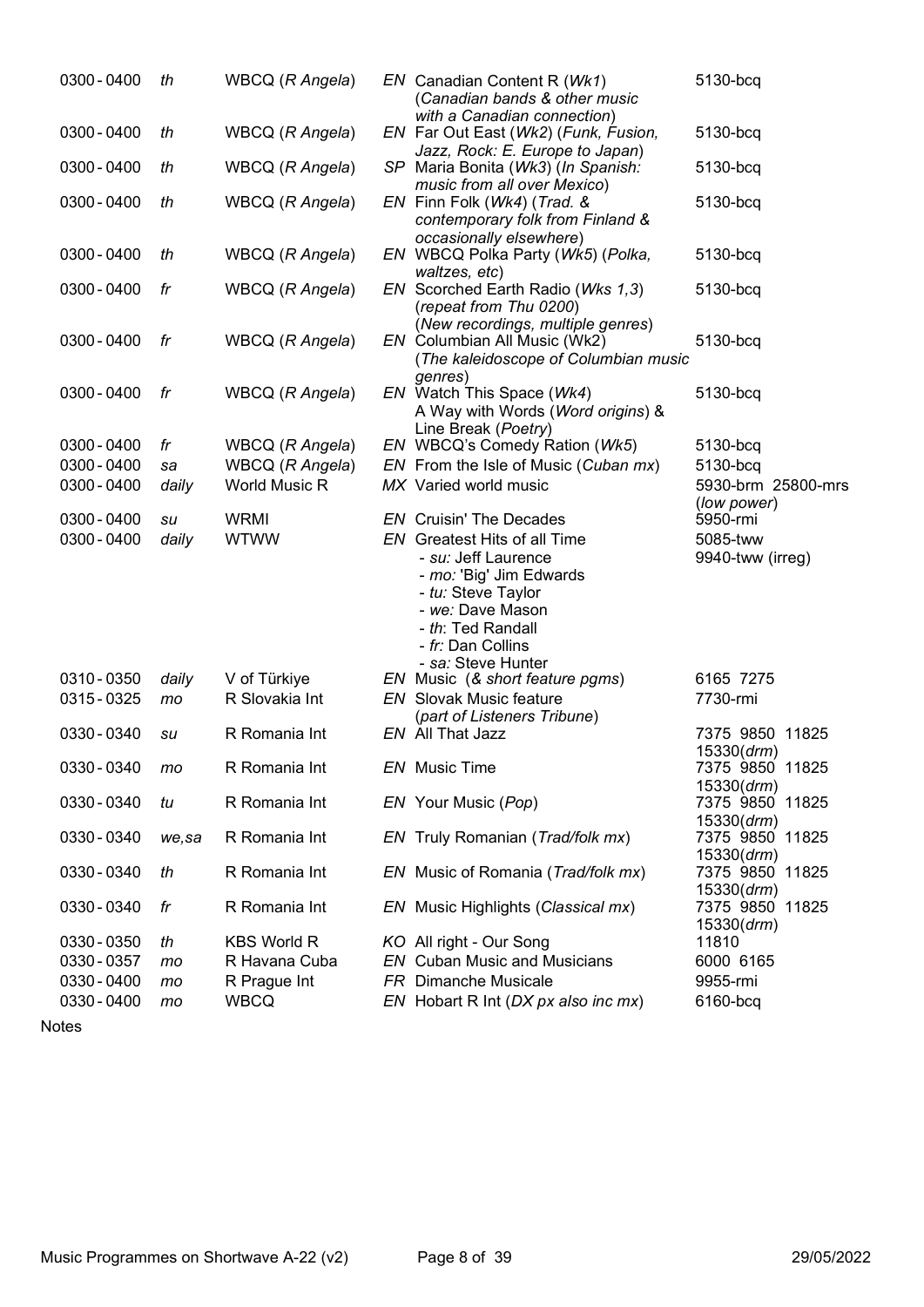| | | | | | |
|---|---|---|---|---|---|
| 0300 - 0400 | *th* | WBCQ (*R Angela*) | *EN* | Canadian Content R (*Wk1*) (*Canadian bands & other music with a Canadian connection*) | 5130-bcq |
| 0300 - 0400 | *th* | WBCQ (*R Angela*) | *EN* | Far Out East (*Wk2*) (*Funk, Fusion, Jazz, Rock: E. Europe to Japan*) | 5130-bcq |
| 0300 - 0400 | *th* | WBCQ (*R Angela*) | *SP* | Maria Bonita (*Wk3*) (*In Spanish: music from all over Mexico*) | 5130-bcq |
| 0300 - 0400 | *th* | WBCQ (*R Angela*) | *EN* | Finn Folk (*Wk4*) (*Trad. & contemporary folk from Finland & occasionally elsewhere*) | 5130-bcq |
| 0300 - 0400 | *th* | WBCQ (*R Angela*) | *EN* | WBCQ Polka Party (*Wk5*) (*Polka, waltzes, etc*) | 5130-bcq |
| 0300 - 0400 | *fr* | WBCQ (*R Angela*) | *EN* | Scorched Earth Radio (*Wks 1,3*) (*repeat from Thu 0200*) (*New recordings, multiple genres*) | 5130-bcq |
| 0300 - 0400 | *fr* | WBCQ (*R Angela*) | *EN* | Columbian All Music (Wk2) (*The kaleidoscope of Columbian music genres*) | 5130-bcq |
| 0300 - 0400 | *fr* | WBCQ (*R Angela*) | *EN* | Watch This Space (*Wk4*) A Way with Words (*Word origins*) & Line Break (*Poetry*) | 5130-bcq |
| 0300 - 0400 | *fr* | WBCQ (*R Angela*) | *EN* | WBCQ's Comedy Ration (*Wk5*) | 5130-bcq |
| 0300 - 0400 | *sa* | WBCQ (*R Angela*) | *EN* | From the Isle of Music (*Cuban mx*) | 5130-bcq |
| 0300 - 0400 | *daily* | World Music R | *MX* | Varied world music | 5930-brm 25800-mrs (*low power*) |
| 0300 - 0400 | *su* | WRMI | *EN* | Cruisin' The Decades | 5950-rmi |
| 0300 - 0400 | *daily* | WTWW | *EN* | Greatest Hits of all Time<br>- *su:* Jeff Laurence<br>- *mo:* 'Big' Jim Edwards<br>- *tu:* Steve Taylor<br>- *we:* Dave Mason<br>- *th*: Ted Randall<br>- *fr:* Dan Collins<br>- *sa:* Steve Hunter | 5085-tww<br>9940-tww (irreg) |
| 0310 - 0350 | *daily* | V of Türkiye | *EN* | Music (*& short feature pgms*) | 6165 7275 |
| 0315 - 0325 | *mo* | R Slovakia Int | *EN* | Slovak Music feature (*part of Listeners Tribune*) | 7730-rmi |
| 0330 - 0340 | *su* | R Romania Int | *EN* | All That Jazz | 7375 9850 11825 15330(*drm*) |
| 0330 - 0340 | *mo* | R Romania Int | *EN* | Music Time | 7375 9850 11825 15330(*drm*) |
| 0330 - 0340 | *tu* | R Romania Int | *EN* | Your Music (*Pop*) | 7375 9850 11825 15330(*drm*) |
| 0330 - 0340 | *we,sa* | R Romania Int | *EN* | Truly Romanian (*Trad/folk mx*) | 7375 9850 11825 15330(*drm*) |
| 0330 - 0340 | *th* | R Romania Int | *EN* | Music of Romania (*Trad/folk mx*) | 7375 9850 11825 15330(*drm*) |
| 0330 - 0340 | *fr* | R Romania Int | *EN* | Music Highlights (*Classical mx*) | 7375 9850 11825 15330(*drm*) |
| 0330 - 0350 | *th* | KBS World R | *KO* | All right - Our Song | 11810 |
| 0330 - 0357 | *mo* | R Havana Cuba | *EN* | Cuban Music and Musicians | 6000 6165 |
| 0330 - 0400 | *mo* | R Prague Int | *FR* | Dimanche Musicale | 9955-rmi |
| 0330 - 0400 | *mo* | WBCQ | *EN* | Hobart R Int (*DX px also inc mx*) | 6160-bcq |

Notes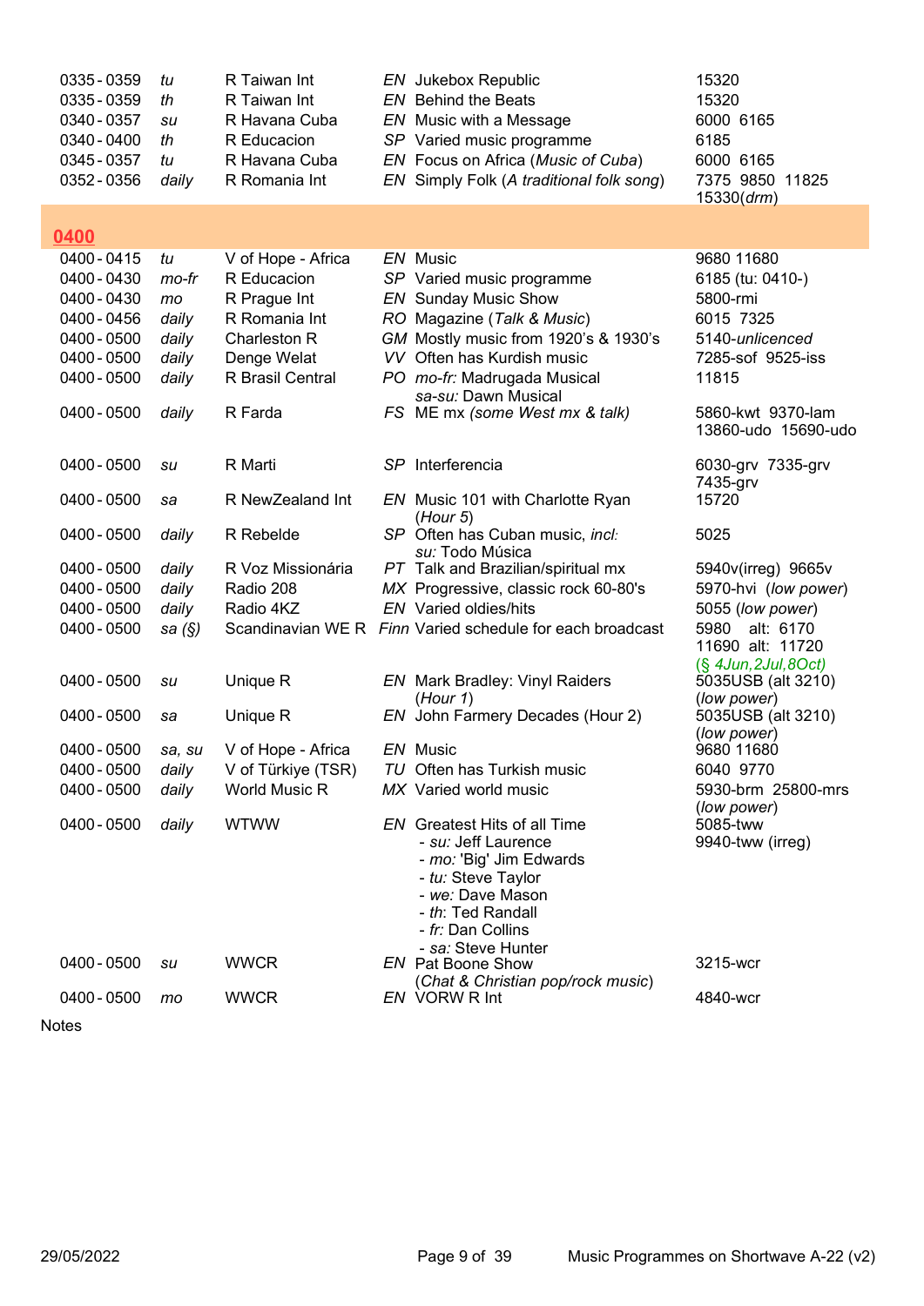| | | | | | |
|---|---|---|---|---|---|
| 0335 - 0359 | *tu* | R Taiwan Int | *EN* | Jukebox Republic | 15320 |
| 0335 - 0359 | *th* | R Taiwan Int | *EN* | Behind the Beats | 15320 |
| 0340 - 0357 | *su* | R Havana Cuba | *EN* | Music with a Message | 6000 6165 |
| 0340 - 0400 | *th* | R Educacion | *SP* | Varied music programme | 6185 |
| 0345 - 0357 | *tu* | R Havana Cuba | *EN* | Focus on Africa (*Music of Cuba*) | 6000 6165 |
| 0352 - 0356 | *daily* | R Romania Int | *EN* | Simply Folk (*A traditional folk song*) | 7375 9850 11825 15330(*drm*) |

## 0400

| | | | | | |
|---|---|---|---|---|---|
| 0400 - 0415 | *tu* | V of Hope - Africa | *EN* | Music | 9680 11680 |
| 0400 - 0430 | *mo-fr* | R Educacion | *SP* | Varied music programme | 6185 (tu: 0410-) |
| 0400 - 0430 | *mo* | R Prague Int | *EN* | Sunday Music Show | 5800-rmi |
| 0400 - 0456 | *daily* | R Romania Int | *RO* | Magazine (*Talk & Music*) | 6015 7325 |
| 0400 - 0500 | *daily* | Charleston R | *GM* | Mostly music from 1920's & 1930's | 5140-*unlicenced* |
| 0400 - 0500 | *daily* | Denge Welat | *VV* | Often has Kurdish music | 7285-sof 9525-iss |
| 0400 - 0500 | *daily* | R Brasil Central | *PO* | *mo-fr:* Madrugada Musical *sa-su:* Dawn Musical | 11815 |
| 0400 - 0500 | *daily* | R Farda | *FS* | ME mx *(some West mx & talk)* | 5860-kwt 9370-lam 13860-udo 15690-udo |
| 0400 - 0500 | *su* | R Marti | *SP* | Interferencia | 6030-grv 7335-grv 7435-grv |
| 0400 - 0500 | *sa* | R NewZealand Int | *EN* | Music 101 with Charlotte Ryan (*Hour 5*) | 15720 |
| 0400 - 0500 | *daily* | R Rebelde | *SP* | Often has Cuban music, *incl: su:* Todo Música | 5025 |
| 0400 - 0500 | *daily* | R Voz Missionária | *PT* | Talk and Brazilian/spiritual mx | 5940v(irreg) 9665v |
| 0400 - 0500 | *daily* | Radio 208 | *MX* | Progressive, classic rock 60-80's | 5970-hvi (*low power*) |
| 0400 - 0500 | *daily* | Radio 4KZ | *EN* | Varied oldies/hits | 5055 (*low power*) |
| 0400 - 0500 | *sa (§)* | Scandinavian WE R | *Finn* | Varied schedule for each broadcast | 5980 alt: 6170 11690 alt: 11720 (*§ 4Jun,2Jul,8Oct*) |
| 0400 - 0500 | *su* | Unique R | *EN* | Mark Bradley: Vinyl Raiders (*Hour 1*) | 5035USB (alt 3210) (*low power*) |
| 0400 - 0500 | *sa* | Unique R | *EN* | John Farmery Decades (Hour 2) | 5035USB (alt 3210) (*low power*) |
| 0400 - 0500 | *sa, su* | V of Hope - Africa | *EN* | Music | 9680 11680 |
| 0400 - 0500 | *daily* | V of Türkiye (TSR) | *TU* | Often has Turkish music | 6040 9770 |
| 0400 - 0500 | *daily* | World Music R | *MX* | Varied world music | 5930-brm 25800-mrs (*low power*) |
| 0400 - 0500 | *daily* | WTWW | *EN* | Greatest Hits of all Time - *su:* Jeff Laurence - *mo:* 'Big' Jim Edwards - *tu:* Steve Taylor - *we:* Dave Mason - *th:* Ted Randall - *fr:* Dan Collins - *sa:* Steve Hunter | 5085-tww 9940-tww (irreg) |
| 0400 - 0500 | *su* | WWCR | *EN* | Pat Boone Show (*Chat & Christian pop/rock music*) | 3215-wcr |
| 0400 - 0500 | *mo* | WWCR | *EN* | VORW R Int | 4840-wcr |

Notes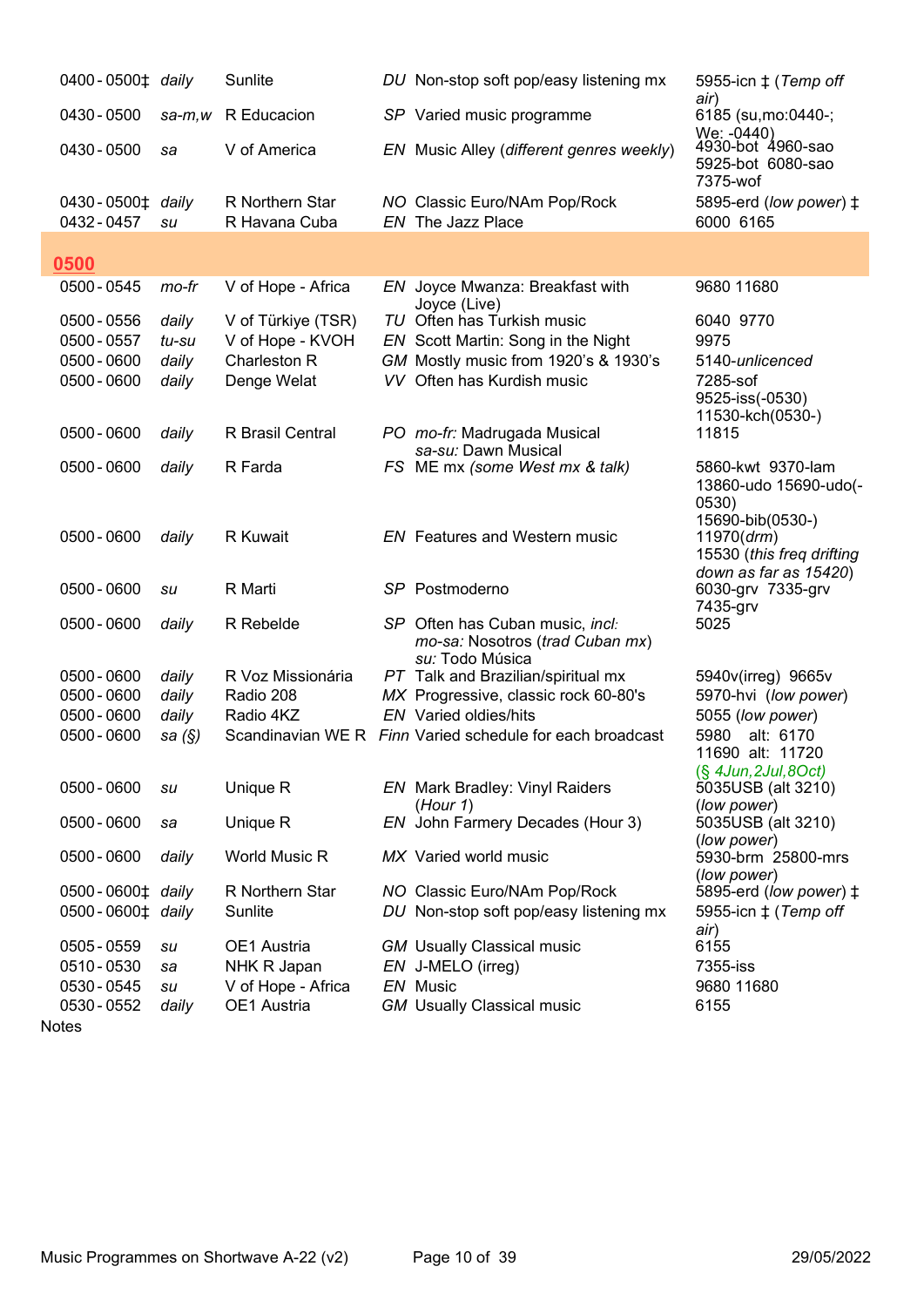| Time | Days | Station | Lang | Programme | Frequencies |
|---|---|---|---|---|---|
| 0400 - 0500‡ | daily | Sunlite | DU | Non-stop soft pop/easy listening mx | 5955-icn ‡ (*Temp off air*) |
| 0430 - 0500 | sa-m,w | R Educacion | SP | Varied music programme | 6185 (su,mo:0440-; We: -0440) |
| 0430 - 0500 | sa | V of America | EN | Music Alley (*different genres weekly*) | 4930-bot 4960-sao 5925-bot 6080-sao 7375-wof |
| 0430 - 0500‡ | daily | R Northern Star | NO | Classic Euro/NAm Pop/Rock | 5895-erd (*low power*) ‡ |
| 0432 - 0457 | su | R Havana Cuba | EN | The Jazz Place | 6000 6165 |
| **0500** | | | | | |
| 0500 - 0545 | mo-fr | V of Hope - Africa | EN | Joyce Mwanza: Breakfast with Joyce (Live) | 9680 11680 |
| 0500 - 0556 | daily | V of Türkiye (TSR) | TU | Often has Turkish music | 6040 9770 |
| 0500 - 0557 | tu-su | V of Hope - KVOH | EN | Scott Martin: Song in the Night | 9975 |
| 0500 - 0600 | daily | Charleston R | GM | Mostly music from 1920's & 1930's | 5140-*unlicenced* |
| 0500 - 0600 | daily | Denge Welat | VV | Often has Kurdish music | 7285-sof 9525-iss(-0530) 11530-kch(0530-) |
| 0500 - 0600 | daily | R Brasil Central | PO | *mo-fr:* Madrugada Musical *sa-su:* Dawn Musical | 11815 |
| 0500 - 0600 | daily | R Farda | FS | ME mx *(some West mx & talk)* | 5860-kwt 9370-lam 13860-udo 15690-udo(-0530) 15690-bib(0530-) |
| 0500 - 0600 | daily | R Kuwait | EN | Features and Western music | 11970(*drm*) 15530 (*this freq drifting down as far as 15420*) |
| 0500 - 0600 | su | R Marti | SP | Postmoderno | 6030-grv 7335-grv 7435-grv |
| 0500 - 0600 | daily | R Rebelde | SP | Often has Cuban music, *incl: mo-sa:* Nosotros (*trad Cuban mx*) *su:* Todo Música | 5025 |
| 0500 - 0600 | daily | R Voz Missionária | PT | Talk and Brazilian/spiritual mx | 5940v(irreg) 9665v |
| 0500 - 0600 | daily | Radio 208 | MX | Progressive, classic rock 60-80's | 5970-hvi (*low power*) |
| 0500 - 0600 | daily | Radio 4KZ | EN | Varied oldies/hits | 5055 (*low power*) |
| 0500 - 0600 | sa (§) | Scandinavian WE R | Finn | Varied schedule for each broadcast | 5980 alt: 6170 11690 alt: 11720 (*§ 4Jun,2Jul,8Oct*) |
| 0500 - 0600 | su | Unique R | EN | Mark Bradley: Vinyl Raiders (*Hour 1*) | 5035USB (alt 3210) (*low power*) |
| 0500 - 0600 | sa | Unique R | EN | John Farmery Decades (Hour 3) | 5035USB (alt 3210) (*low power*) |
| 0500 - 0600 | daily | World Music R | MX | Varied world music | 5930-brm 25800-mrs (*low power*) |
| 0500 - 0600‡ | daily | R Northern Star | NO | Classic Euro/NAm Pop/Rock | 5895-erd (*low power*) ‡ |
| 0500 - 0600‡ | daily | Sunlite | DU | Non-stop soft pop/easy listening mx | 5955-icn ‡ (*Temp off air*) |
| 0505 - 0559 | su | OE1 Austria | GM | Usually Classical music | 6155 |
| 0510 - 0530 | sa | NHK R Japan | EN | J-MELO (irreg) | 7355-iss |
| 0530 - 0545 | su | V of Hope - Africa | EN | Music | 9680 11680 |
| 0530 - 0552 | daily | OE1 Austria | GM | Usually Classical music | 6155 |

Notes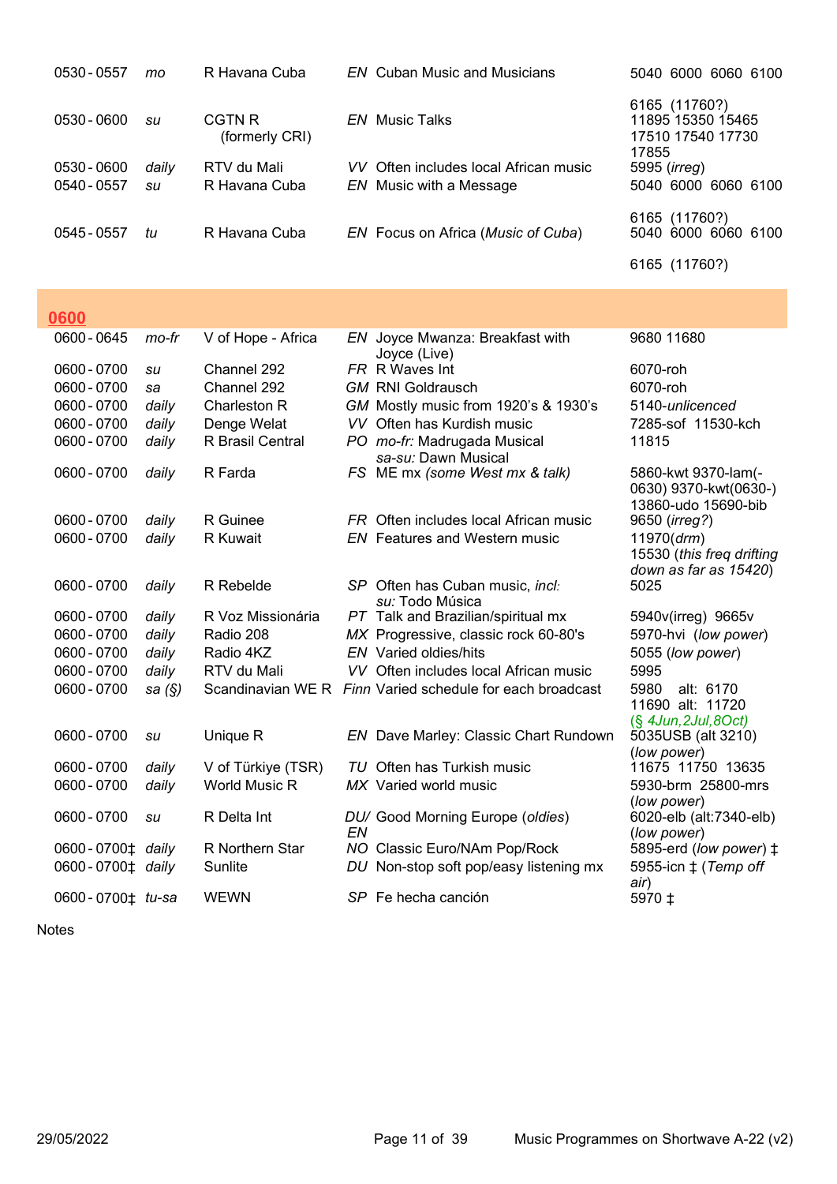| Time | Days | Station | Lang | Programme | Frequencies |
|---|---|---|---|---|---|
| 0530 - 0557 | *mo* | R Havana Cuba | *EN* | Cuban Music and Musicians | 5040 6000 6060 6100 6165 (11760?) |
| 0530 - 0600 | *su* | CGTN R (formerly CRI) | *EN* | Music Talks | 11895 15350 15465 17510 17540 17730 17855 |
| 0530 - 0600 | *daily* | RTV du Mali | *VV* | Often includes local African music | 5995 (*irreg*) |
| 0540 - 0557 | *su* | R Havana Cuba | *EN* | Music with a Message | 5040 6000 6060 6100 6165 (11760?) |
| 0545 - 0557 | *tu* | R Havana Cuba | *EN* | Focus on Africa (*Music of Cuba*) | 5040 6000 6060 6100 6165 (11760?) |

## 0600

| Time | Days | Station | Lang | Programme | Frequencies |
|---|---|---|---|---|---|
| 0600 - 0645 | *mo-fr* | V of Hope - Africa | *EN* | Joyce Mwanza: Breakfast with Joyce (Live) | 9680 11680 |
| 0600 - 0700 | *su* | Channel 292 | *FR* | R Waves Int | 6070-roh |
| 0600 - 0700 | *sa* | Channel 292 | *GM* | RNI Goldrausch | 6070-roh |
| 0600 - 0700 | *daily* | Charleston R | *GM* | Mostly music from 1920's & 1930's | 5140-*unlicenced* |
| 0600 - 0700 | *daily* | Denge Welat | *VV* | Often has Kurdish music | 7285-sof 11530-kch |
| 0600 - 0700 | *daily* | R Brasil Central | *PO* | *mo-fr:* Madrugada Musical *sa-su:* Dawn Musical | 11815 |
| 0600 - 0700 | *daily* | R Farda | *FS* | ME mx *(some West mx & talk)* | 5860-kwt 9370-lam(-0630) 9370-kwt(0630-) 13860-udo 15690-bib |
| 0600 - 0700 | *daily* | R Guinee | *FR* | Often includes local African music | 9650 (*irreg?*) |
| 0600 - 0700 | *daily* | R Kuwait | *EN* | Features and Western music | 11970(*drm*) 15530 (*this freq drifting down as far as 15420*) |
| 0600 - 0700 | *daily* | R Rebelde | *SP* | Often has Cuban music, *incl: su:* Todo Música | 5025 |
| 0600 - 0700 | *daily* | R Voz Missionária | *PT* | Talk and Brazilian/spiritual mx | 5940v(irreg) 9665v |
| 0600 - 0700 | *daily* | Radio 208 | *MX* | Progressive, classic rock 60-80's | 5970-hvi (*low power*) |
| 0600 - 0700 | *daily* | Radio 4KZ | *EN* | Varied oldies/hits | 5055 (*low power*) |
| 0600 - 0700 | *daily* | RTV du Mali | *VV* | Often includes local African music | 5995 |
| 0600 - 0700 | *sa (§)* | Scandinavian WE R | *Finn* | Varied schedule for each broadcast | 5980 alt: 6170 11690 alt: 11720 (*§ 4Jun,2Jul,8Oct*) |
| 0600 - 0700 | *su* | Unique R | *EN* | Dave Marley: Classic Chart Rundown | 5035USB (alt 3210) (*low power*) |
| 0600 - 0700 | *daily* | V of Türkiye (TSR) | *TU* | Often has Turkish music | 11675 11750 13635 |
| 0600 - 0700 | *daily* | World Music R | *MX* | Varied world music | 5930-brm 25800-mrs (*low power*) |
| 0600 - 0700 | *su* | R Delta Int | *DU/ EN* | Good Morning Europe (*oldies*) | 6020-elb (alt:7340-elb) (*low power*) |
| 0600 - 0700‡ | *daily* | R Northern Star | *NO* | Classic Euro/NAm Pop/Rock | 5895-erd (*low power*) ‡ |
| 0600 - 0700‡ | *daily* | Sunlite | *DU* | Non-stop soft pop/easy listening mx | 5955-icn ‡ (*Temp off air*) |
| 0600 - 0700‡ | *tu-sa* | WEWN | *SP* | Fe hecha canción | 5970 ‡ |

Notes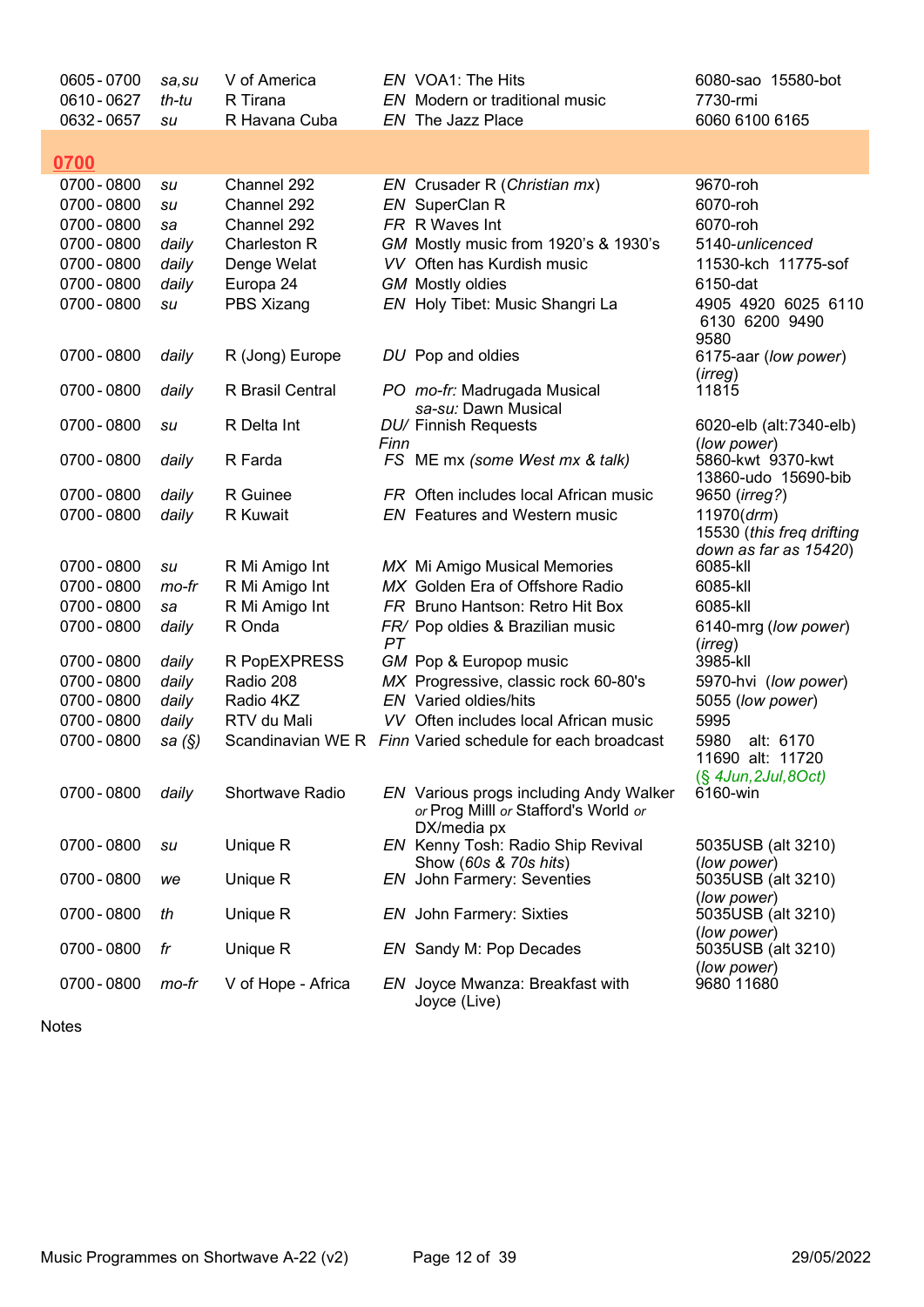| | | | | |
|---|---|---|---|---|
| 0605 - 0700 | *sa,su* | V of America | *EN* VOA1: The Hits | 6080-sao 15580-bot |
| 0610 - 0627 | *th-tu* | R Tirana | *EN* Modern or traditional music | 7730-rmi |
| 0632 - 0657 | *su* | R Havana Cuba | *EN* The Jazz Place | 6060 6100 6165 |

## 0700

| | | | | |
|---|---|---|---|---|
| 0700 - 0800 | *su* | Channel 292 | *EN* Crusader R (*Christian mx*) | 9670-roh |
| 0700 - 0800 | *su* | Channel 292 | *EN* SuperClan R | 6070-roh |
| 0700 - 0800 | *sa* | Channel 292 | *FR* R Waves Int | 6070-roh |
| 0700 - 0800 | *daily* | Charleston R | *GM* Mostly music from 1920's & 1930's | 5140-*unlicenced* |
| 0700 - 0800 | *daily* | Denge Welat | *VV* Often has Kurdish music | 11530-kch 11775-sof |
| 0700 - 0800 | *daily* | Europa 24 | *GM* Mostly oldies | 6150-dat |
| 0700 - 0800 | *su* | PBS Xizang | *EN* Holy Tibet: Music Shangri La | 4905 4920 6025 6110 6130 6200 9490 9580 |
| 0700 - 0800 | *daily* | R (Jong) Europe | *DU* Pop and oldies | 6175-aar (*low power*) (*irreg*) |
| 0700 - 0800 | *daily* | R Brasil Central | *PO* *mo-fr:* Madrugada Musical *sa-su:* Dawn Musical | 11815 |
| 0700 - 0800 | *su* | R Delta Int | *DU/ Finn* Finnish Requests | 6020-elb (alt:7340-elb) (*low power*) |
| 0700 - 0800 | *daily* | R Farda | *FS* ME mx *(some West mx & talk)* | 5860-kwt 9370-kwt 13860-udo 15690-bib |
| 0700 - 0800 | *daily* | R Guinee | *FR* Often includes local African music | 9650 (*irreg?*) |
| 0700 - 0800 | *daily* | R Kuwait | *EN* Features and Western music | 11970(*drm*) 15530 (*this freq drifting down as far as 15420*) |
| 0700 - 0800 | *su* | R Mi Amigo Int | *MX* Mi Amigo Musical Memories | 6085-kll |
| 0700 - 0800 | *mo-fr* | R Mi Amigo Int | *MX* Golden Era of Offshore Radio | 6085-kll |
| 0700 - 0800 | *sa* | R Mi Amigo Int | *FR* Bruno Hantson: Retro Hit Box | 6085-kll |
| 0700 - 0800 | *daily* | R Onda | *FR/ PT* Pop oldies & Brazilian music | 6140-mrg (*low power*) (*irreg*) |
| 0700 - 0800 | *daily* | R PopEXPRESS | *GM* Pop & Europop music | 3985-kll |
| 0700 - 0800 | *daily* | Radio 208 | *MX* Progressive, classic rock 60-80's | 5970-hvi (*low power*) |
| 0700 - 0800 | *daily* | Radio 4KZ | *EN* Varied oldies/hits | 5055 (*low power*) |
| 0700 - 0800 | *daily* | RTV du Mali | *VV* Often includes local African music | 5995 |
| 0700 - 0800 | *sa (§)* | Scandinavian WE R | *Finn* Varied schedule for each broadcast | 5980 alt: 6170 11690 alt: 11720 (*§ 4Jun,2Jul,8Oct*) |
| 0700 - 0800 | *daily* | Shortwave Radio | *EN* Various progs including Andy Walker *or* Prog Milll *or* Stafford's World *or* DX/media px | 6160-win |
| 0700 - 0800 | *su* | Unique R | *EN* Kenny Tosh: Radio Ship Revival Show (*60s & 70s hits*) | 5035USB (alt 3210) (*low power*) |
| 0700 - 0800 | *we* | Unique R | *EN* John Farmery: Seventies | 5035USB (alt 3210) (*low power*) |
| 0700 - 0800 | *th* | Unique R | *EN* John Farmery: Sixties | 5035USB (alt 3210) (*low power*) |
| 0700 - 0800 | *fr* | Unique R | *EN* Sandy M: Pop Decades | 5035USB (alt 3210) (*low power*) |
| 0700 - 0800 | *mo-fr* | V of Hope - Africa | *EN* Joyce Mwanza: Breakfast with Joyce (Live) | 9680 11680 |

Notes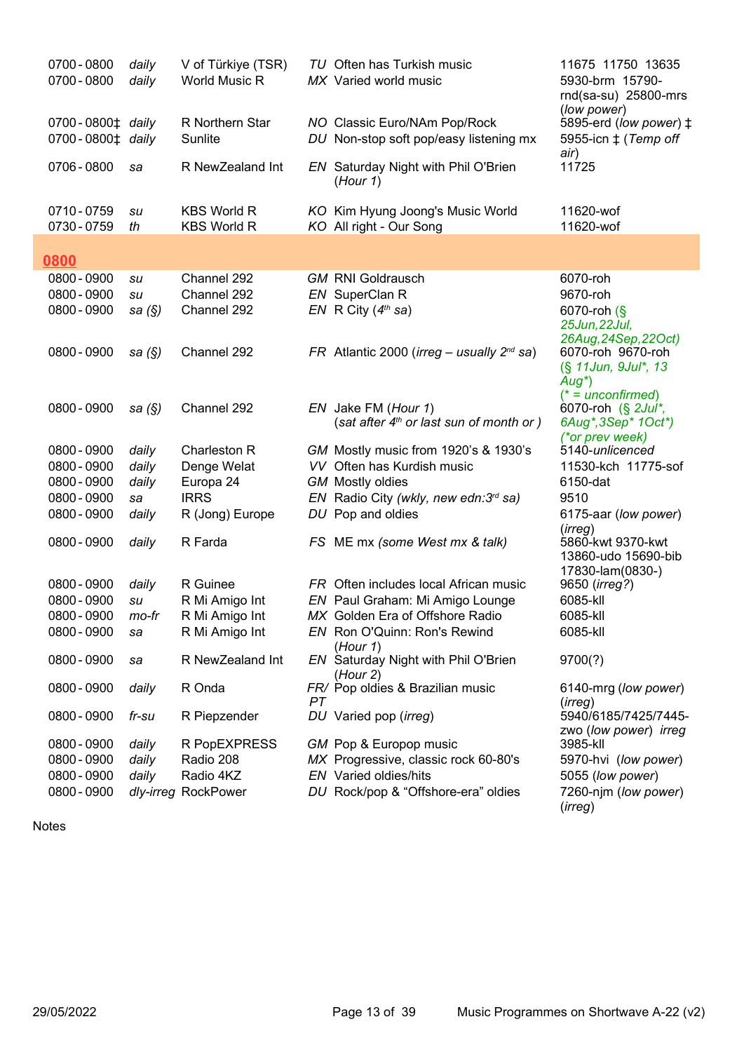| Time | Days | Station | Lang | Programme | Frequencies |
|---|---|---|---|---|---|
| 0700 - 0800 | *daily* | V of Türkiye (TSR) | *TU* | Often has Turkish music | 11675 11750 13635 |
| 0700 - 0800 | *daily* | World Music R | *MX* | Varied world music | 5930-brm 15790-rnd(sa-su) 25800-mrs (*low power*) |
| 0700 - 0800‡ | *daily* | R Northern Star | *NO* | Classic Euro/NAm Pop/Rock | 5895-erd (*low power*) ‡ |
| 0700 - 0800‡ | *daily* | Sunlite | *DU* | Non-stop soft pop/easy listening mx | 5955-icn ‡ (*Temp off air*) |
| 0706 - 0800 | *sa* | R NewZealand Int | *EN* | Saturday Night with Phil O'Brien (*Hour 1*) | 11725 |
| 0710 - 0759 | *su* | KBS World R | *KO* | Kim Hyung Joong's Music World | 11620-wof |
| 0730 - 0759 | *th* | KBS World R | *KO* | All right - Our Song | 11620-wof |
| **0800** | | | | | |
| 0800 - 0900 | *su* | Channel 292 | *GM* | RNI Goldrausch | 6070-roh |
| 0800 - 0900 | *su* | Channel 292 | *EN* | SuperClan R | 9670-roh |
| 0800 - 0900 | *sa (§)* | Channel 292 | *EN* | R City (*4th sa*) | 6070-roh (*§ 25Jun,22Jul, 26Aug,24Sep,22Oct*) |
| 0800 - 0900 | *sa (§)* | Channel 292 | *FR* | Atlantic 2000 (*irreg – usually 2nd sa*) | 6070-roh 9670-roh (*§ 11Jun, 9Jul*, 13 Aug*) (* = unconfirmed*) |
| 0800 - 0900 | *sa (§)* | Channel 292 | *EN* | Jake FM (*Hour 1*) (*sat after 4th or last sun of month or* ) | 6070-roh (*§ 2Jul*, 6Aug*,3Sep* 1Oct*) (*or prev week*) |
| 0800 - 0900 | *daily* | Charleston R | *GM* | Mostly music from 1920's & 1930's | 5140-*unlicenced* |
| 0800 - 0900 | *daily* | Denge Welat | *VV* | Often has Kurdish music | 11530-kch 11775-sof |
| 0800 - 0900 | *daily* | Europa 24 | *GM* | Mostly oldies | 6150-dat |
| 0800 - 0900 | *sa* | IRRS | *EN* | Radio City (*wkly, new edn:3rd sa*) | 9510 |
| 0800 - 0900 | *daily* | R (Jong) Europe | *DU* | Pop and oldies | 6175-aar (*low power*) (*irreg*) |
| 0800 - 0900 | *daily* | R Farda | *FS* | ME mx (*some West mx & talk*) | 5860-kwt 9370-kwt 13860-udo 15690-bib 17830-lam(0830-) |
| 0800 - 0900 | *daily* | R Guinee | *FR* | Often includes local African music | 9650 (*irreg?*) |
| 0800 - 0900 | *su* | R Mi Amigo Int | *EN* | Paul Graham: Mi Amigo Lounge | 6085-kll |
| 0800 - 0900 | *mo-fr* | R Mi Amigo Int | *MX* | Golden Era of Offshore Radio | 6085-kll |
| 0800 - 0900 | *sa* | R Mi Amigo Int | *EN* | Ron O'Quinn: Ron's Rewind (*Hour 1*) | 6085-kll |
| 0800 - 0900 | *sa* | R NewZealand Int | *EN* | Saturday Night with Phil O'Brien (*Hour 2*) | 9700(?) |
| 0800 - 0900 | *daily* | R Onda | *FR/ PT* | Pop oldies & Brazilian music | 6140-mrg (*low power*) (*irreg*) |
| 0800 - 0900 | *fr-su* | R Piepzender | *DU* | Varied pop (*irreg*) | 5940/6185/7425/7445-zwo (*low power*) *irreg* |
| 0800 - 0900 | *daily* | R PopEXPRESS | *GM* | Pop & Europop music | 3985-kll |
| 0800 - 0900 | *daily* | Radio 208 | *MX* | Progressive, classic rock 60-80's | 5970-hvi (*low power*) |
| 0800 - 0900 | *daily* | Radio 4KZ | *EN* | Varied oldies/hits | 5055 (*low power*) |
| 0800 - 0900 | *dly-irreg* | RockPower | *DU* | Rock/pop & "Offshore-era" oldies | 7260-njm (*low power*) (*irreg*) |

Notes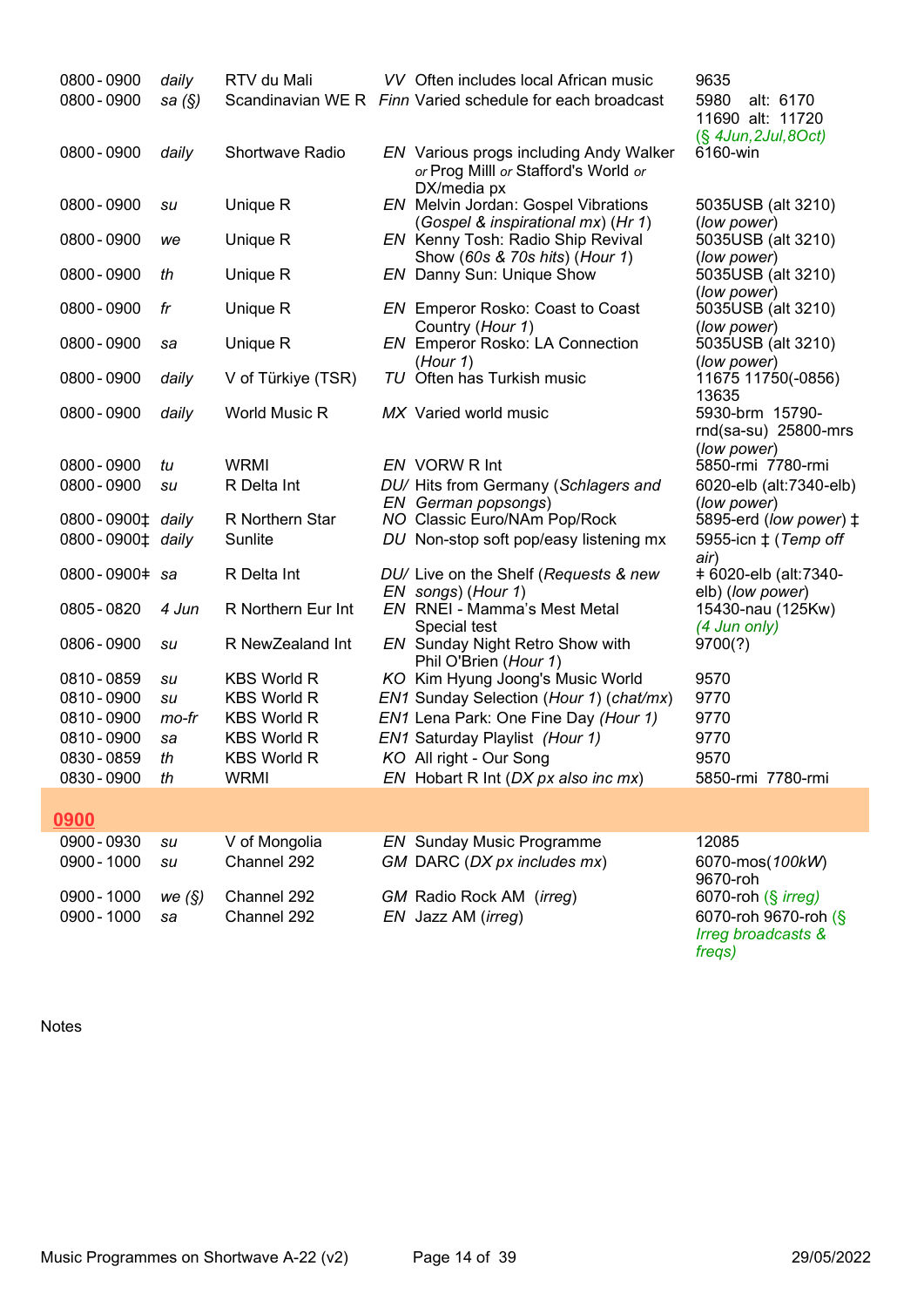| | | | | |
|---|---|---|---|---|
| 0800 - 0900 | daily | RTV du Mali | VV Often includes local African music | 9635 |
| 0800 - 0900 | sa (§) | Scandinavian WE R | Finn Varied schedule for each broadcast | 5980 alt: 6170 11690 alt: 11720 (§ 4Jun,2Jul,8Oct) |
| 0800 - 0900 | daily | Shortwave Radio | EN Various progs including Andy Walker or Prog Milll or Stafford's World or DX/media px | 6160-win |
| 0800 - 0900 | su | Unique R | EN Melvin Jordan: Gospel Vibrations (Gospel & inspirational mx) (Hr 1) | 5035USB (alt 3210) (low power) |
| 0800 - 0900 | we | Unique R | EN Kenny Tosh: Radio Ship Revival Show (60s & 70s hits) (Hour 1) | 5035USB (alt 3210) (low power) |
| 0800 - 0900 | th | Unique R | EN Danny Sun: Unique Show | 5035USB (alt 3210) (low power) |
| 0800 - 0900 | fr | Unique R | EN Emperor Rosko: Coast to Coast Country (Hour 1) | 5035USB (alt 3210) (low power) |
| 0800 - 0900 | sa | Unique R | EN Emperor Rosko: LA Connection (Hour 1) | 5035USB (alt 3210) (low power) |
| 0800 - 0900 | daily | V of Türkiye (TSR) | TU Often has Turkish music | 11675 11750(-0856) 13635 |
| 0800 - 0900 | daily | World Music R | MX Varied world music | 5930-brm 15790-rnd(sa-su) 25800-mrs (low power) |
| 0800 - 0900 | tu | WRMI | EN VORW R Int | 5850-rmi 7780-rmi |
| 0800 - 0900 | su | R Delta Int | DU/ EN Hits from Germany (Schlagers and German popsongs) | 6020-elb (alt:7340-elb) (low power) |
| 0800 - 0900‡ | daily | R Northern Star | NO Classic Euro/NAm Pop/Rock | 5895-erd (low power) ‡ |
| 0800 - 0900‡ | daily | Sunlite | DU Non-stop soft pop/easy listening mx | 5955-icn ‡ (Temp off air) |
| 0800 - 0900‡ | sa | R Delta Int | DU/ EN Live on the Shelf (Requests & new songs) (Hour 1) | ‡ 6020-elb (alt:7340-elb) (low power) |
| 0805 - 0820 | 4 Jun | R Northern Eur Int | EN RNEI - Mamma's Mest Metal Special test | 15430-nau (125Kw) (4 Jun only) |
| 0806 - 0900 | su | R NewZealand Int | EN Sunday Night Retro Show with Phil O'Brien (Hour 1) | 9700(?) |
| 0810 - 0859 | su | KBS World R | KO Kim Hyung Joong's Music World | 9570 |
| 0810 - 0900 | su | KBS World R | EN1 Sunday Selection (Hour 1) (chat/mx) | 9770 |
| 0810 - 0900 | mo-fr | KBS World R | EN1 Lena Park: One Fine Day (Hour 1) | 9770 |
| 0810 - 0900 | sa | KBS World R | EN1 Saturday Playlist (Hour 1) | 9770 |
| 0830 - 0859 | th | KBS World R | KO All right - Our Song | 9570 |
| 0830 - 0900 | th | WRMI | EN Hobart R Int (DX px also inc mx) | 5850-rmi 7780-rmi |

## 0900

| | | | | |
|---|---|---|---|---|
| 0900 - 0930 | su | V of Mongolia | EN Sunday Music Programme | 12085 |
| 0900 - 1000 | su | Channel 292 | GM DARC (DX px includes mx) | 6070-mos(100kW) 9670-roh |
| 0900 - 1000 | we (§) | Channel 292 | GM Radio Rock AM (irreg) | 6070-roh (§ irreg) |
| 0900 - 1000 | sa | Channel 292 | EN Jazz AM (irreg) | 6070-roh 9670-roh (§ Irreg broadcasts & freqs) |

Notes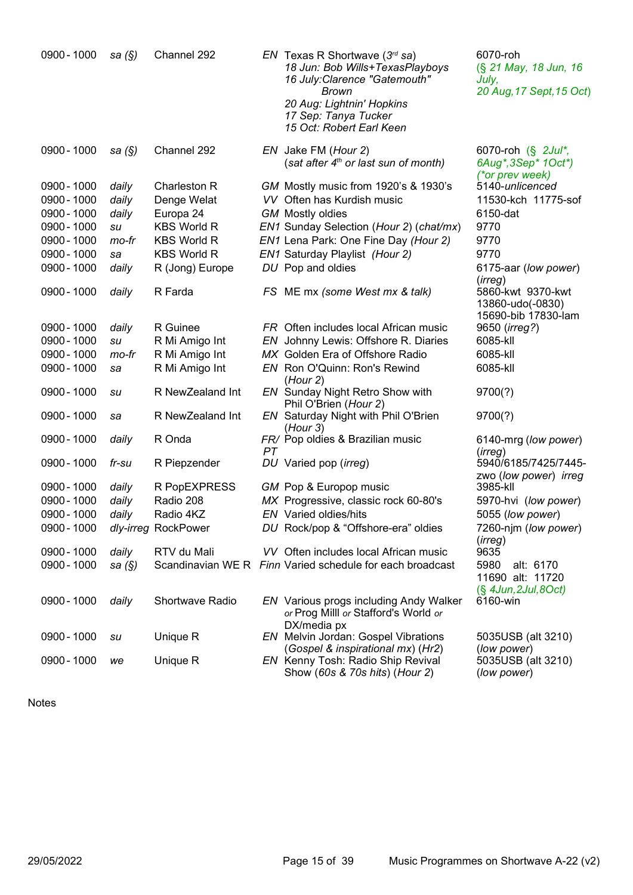| | | | | | |
|---|---|---|---|---|---|
| 0900 - 1000 | *sa (§)* | Channel 292 | *EN* | Texas R Shortwave (*3rd sa*)<br>*18 Jun: Bob Wills+TexasPlayboys*<br>*16 July:Clarence "Gatemouth" Brown*<br>*20 Aug: Lightnin' Hopkins*<br>*17 Sep: Tanya Tucker*<br>*15 Oct: Robert Earl Keen* | 6070-roh<br>(*§ 21 May, 18 Jun, 16 July, 20 Aug,17 Sept,15 Oct*) |
| 0900 - 1000 | *sa (§)* | Channel 292 | *EN* | Jake FM (*Hour 2*)<br>(*sat after 4th or last sun of month*) | 6070-roh (*§ 2Jul*, 6Aug*,3Sep* 1Oct**)<br>*(*or prev week)* |
| 0900 - 1000 | *daily* | Charleston R | *GM* | Mostly music from 1920's & 1930's | 5140-*unlicenced* |
| 0900 - 1000 | *daily* | Denge Welat | *VV* | Often has Kurdish music | 11530-kch 11775-sof |
| 0900 - 1000 | *daily* | Europa 24 | *GM* | Mostly oldies | 6150-dat |
| 0900 - 1000 | *su* | KBS World R | *EN1* | Sunday Selection (*Hour 2*) (*chat/mx*) | 9770 |
| 0900 - 1000 | *mo-fr* | KBS World R | *EN1* | Lena Park: One Fine Day *(Hour 2)* | 9770 |
| 0900 - 1000 | *sa* | KBS World R | *EN1* | Saturday Playlist *(Hour 2)* | 9770 |
| 0900 - 1000 | *daily* | R (Jong) Europe | *DU* | Pop and oldies | 6175-aar (*low power*) (*irreg*) |
| 0900 - 1000 | *daily* | R Farda | *FS* | ME mx *(some West mx & talk)* | 5860-kwt 9370-kwt 13860-udo(-0830) 15690-bib 17830-lam |
| 0900 - 1000 | *daily* | R Guinee | *FR* | Often includes local African music | 9650 (*irreg?*) |
| 0900 - 1000 | *su* | R Mi Amigo Int | *EN* | Johnny Lewis: Offshore R. Diaries | 6085-kll |
| 0900 - 1000 | *mo-fr* | R Mi Amigo Int | *MX* | Golden Era of Offshore Radio | 6085-kll |
| 0900 - 1000 | *sa* | R Mi Amigo Int | *EN* | Ron O'Quinn: Ron's Rewind (*Hour 2*) | 6085-kll |
| 0900 - 1000 | *su* | R NewZealand Int | *EN* | Sunday Night Retro Show with Phil O'Brien (*Hour 2*) | 9700(?) |
| 0900 - 1000 | *sa* | R NewZealand Int | *EN* | Saturday Night with Phil O'Brien (*Hour 3*) | 9700(?) |
| 0900 - 1000 | *daily* | R Onda | *FR/PT* | Pop oldies & Brazilian music | 6140-mrg (*low power*) (*irreg*) |
| 0900 - 1000 | *fr-su* | R Piepzender | *DU* | Varied pop (*irreg*) | 5940/6185/7425/7445-zwo (*low power*) *irreg* |
| 0900 - 1000 | *daily* | R PopEXPRESS | *GM* | Pop & Europop music | 3985-kll |
| 0900 - 1000 | *daily* | Radio 208 | *MX* | Progressive, classic rock 60-80's | 5970-hvi (*low power*) |
| 0900 - 1000 | *daily* | Radio 4KZ | *EN* | Varied oldies/hits | 5055 (*low power*) |
| 0900 - 1000 | *dly-irreg* | RockPower | *DU* | Rock/pop & "Offshore-era" oldies | 7260-njm (*low power*) (*irreg*) |
| 0900 - 1000 | *daily* | RTV du Mali | *VV* | Often includes local African music | 9635 |
| 0900 - 1000 | *sa (§)* | Scandinavian WE R | *Finn* | Varied schedule for each broadcast | 5980 alt: 6170<br>11690 alt: 11720<br>(*§ 4Jun,2Jul,8Oct*) |
| 0900 - 1000 | *daily* | Shortwave Radio | *EN* | Various progs including Andy Walker *or* Prog Milll *or* Stafford's World *or* DX/media px | 6160-win |
| 0900 - 1000 | *su* | Unique R | *EN* | Melvin Jordan: Gospel Vibrations (*Gospel & inspirational mx*) (*Hr2*) | 5035USB (alt 3210) (*low power*) |
| 0900 - 1000 | *we* | Unique R | *EN* | Kenny Tosh: Radio Ship Revival Show (*60s & 70s hits*) (*Hour 2*) | 5035USB (alt 3210) (*low power*) |

Notes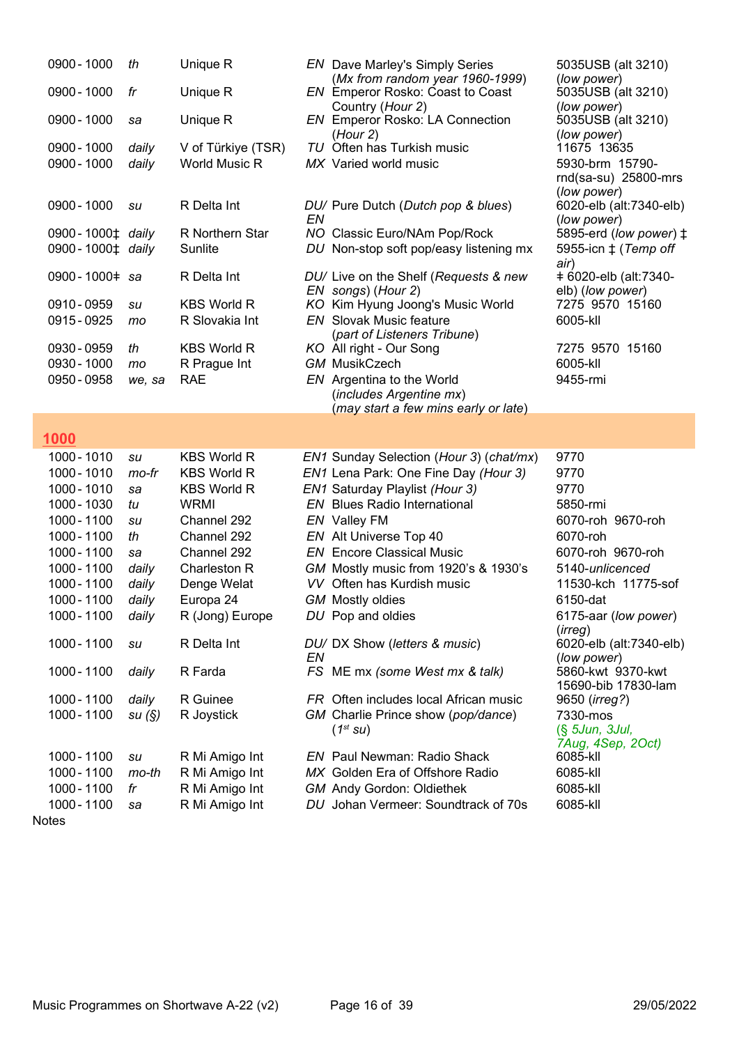| | | | | | |
|---|---|---|---|---|---|
| 0900 - 1000 | *th* | Unique R | *EN* | Dave Marley's Simply Series (*Mx from random year 1960-1999*) | 5035USB (alt 3210) (*low power*) |
| 0900 - 1000 | *fr* | Unique R | *EN* | Emperor Rosko: Coast to Coast Country (*Hour 2*) | 5035USB (alt 3210) (*low power*) |
| 0900 - 1000 | *sa* | Unique R | *EN* | Emperor Rosko: LA Connection (*Hour 2*) | 5035USB (alt 3210) (*low power*) |
| 0900 - 1000 | *daily* | V of Türkiye (TSR) | *TU* | Often has Turkish music | 11675 13635 |
| 0900 - 1000 | *daily* | World Music R | *MX* | Varied world music | 5930-brm 15790-rnd(sa-su) 25800-mrs (*low power*) |
| 0900 - 1000 | *su* | R Delta Int | *DU/ EN* | Pure Dutch (*Dutch pop & blues*) | 6020-elb (alt:7340-elb) (*low power*) |
| 0900 - 1000‡ | *daily* | R Northern Star | *NO* | Classic Euro/NAm Pop/Rock | 5895-erd (*low power*) ‡ |
| 0900 - 1000‡ | *daily* | Sunlite | *DU* | Non-stop soft pop/easy listening mx | 5955-icn ‡ (*Temp off air*) |
| 0900 - 1000ǂ | *sa* | R Delta Int | *DU/ EN* | Live on the Shelf (*Requests & new songs*) (*Hour 2*) | ǂ 6020-elb (alt:7340-elb) (*low power*) |
| 0910 - 0959 | *su* | KBS World R | *KO* | Kim Hyung Joong's Music World | 7275 9570 15160 |
| 0915 - 0925 | *mo* | R Slovakia Int | *EN* | Slovak Music feature (*part of Listeners Tribune*) | 6005-kll |
| 0930 - 0959 | *th* | KBS World R | *KO* | All right - Our Song | 7275 9570 15160 |
| 0930 - 1000 | *mo* | R Prague Int | *GM* | MusikCzech | 6005-kll |
| 0950 - 0958 | *we, sa* | RAE | *EN* | Argentina to the World (*includes Argentine mx*) (*may start a few mins early or late*) | 9455-rmi |

## 1000

| | | | | | |
|---|---|---|---|---|---|
| 1000 - 1010 | *su* | KBS World R | *EN1* | Sunday Selection (*Hour 3*) (*chat/mx*) | 9770 |
| 1000 - 1010 | *mo-fr* | KBS World R | *EN1* | Lena Park: One Fine Day (*Hour 3*) | 9770 |
| 1000 - 1010 | *sa* | KBS World R | *EN1* | Saturday Playlist (*Hour 3*) | 9770 |
| 1000 - 1030 | *tu* | WRMI | *EN* | Blues Radio International | 5850-rmi |
| 1000 - 1100 | *su* | Channel 292 | *EN* | Valley FM | 6070-roh 9670-roh |
| 1000 - 1100 | *th* | Channel 292 | *EN* | Alt Universe Top 40 | 6070-roh |
| 1000 - 1100 | *sa* | Channel 292 | *EN* | Encore Classical Music | 6070-roh 9670-roh |
| 1000 - 1100 | *daily* | Charleston R | *GM* | Mostly music from 1920's & 1930's | 5140-*unlicenced* |
| 1000 - 1100 | *daily* | Denge Welat | *VV* | Often has Kurdish music | 11530-kch 11775-sof |
| 1000 - 1100 | *daily* | Europa 24 | *GM* | Mostly oldies | 6150-dat |
| 1000 - 1100 | *daily* | R (Jong) Europe | *DU* | Pop and oldies | 6175-aar (*low power*) (*irreg*) |
| 1000 - 1100 | *su* | R Delta Int | *DU/ EN* | DX Show (*letters & music*) | 6020-elb (alt:7340-elb) (*low power*) |
| 1000 - 1100 | *daily* | R Farda | *FS* | ME mx (*some West mx & talk*) | 5860-kwt 9370-kwt 15690-bib 17830-lam |
| 1000 - 1100 | *daily* | R Guinee | *FR* | Often includes local African music | 9650 (*irreg?*) |
| 1000 - 1100 | *su (§)* | R Joystick | *GM* | Charlie Prince show (*pop/dance*) (*1st su*) | 7330-mos (*§ 5Jun, 3Jul, 7Aug, 4Sep, 2Oct*) |
| 1000 - 1100 | *su* | R Mi Amigo Int | *EN* | Paul Newman: Radio Shack | 6085-kll |
| 1000 - 1100 | *mo-th* | R Mi Amigo Int | *MX* | Golden Era of Offshore Radio | 6085-kll |
| 1000 - 1100 | *fr* | R Mi Amigo Int | *GM* | Andy Gordon: Oldiethek | 6085-kll |
| 1000 - 1100 | *sa* | R Mi Amigo Int | *DU* | Johan Vermeer: Soundtrack of 70s | 6085-kll |

Notes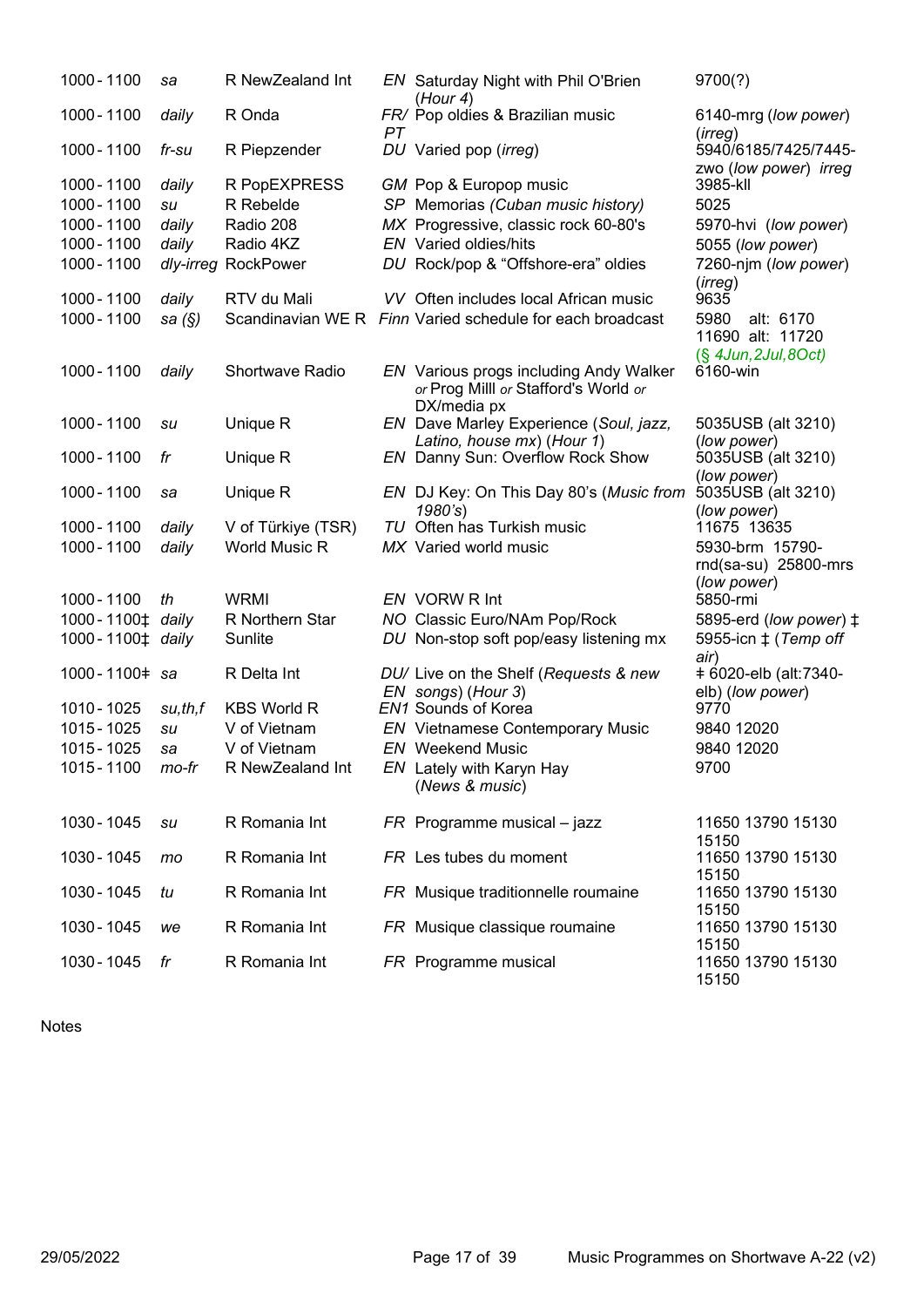| | | | | | |
|---|---|---|---|---|---|
| 1000 - 1100 | *sa* | R NewZealand Int | *EN* | Saturday Night with Phil O'Brien (*Hour 4*) | 9700(?) |
| 1000 - 1100 | *daily* | R Onda | *FR/ PT* | Pop oldies & Brazilian music | 6140-mrg (*low power*) (*irreg*) |
| 1000 - 1100 | *fr-su* | R Piepzender | *DU* | Varied pop (*irreg*) | 5940/6185/7425/7445-zwo (*low power*) *irreg* |
| 1000 - 1100 | *daily* | R PopEXPRESS | *GM* | Pop & Europop music | 3985-kll |
| 1000 - 1100 | *su* | R Rebelde | *SP* | Memorias *(Cuban music history)* | 5025 |
| 1000 - 1100 | *daily* | Radio 208 | *MX* | Progressive, classic rock 60-80's | 5970-hvi (*low power*) |
| 1000 - 1100 | *daily* | Radio 4KZ | *EN* | Varied oldies/hits | 5055 (*low power*) |
| 1000 - 1100 | *dly-irreg* | RockPower | *DU* | Rock/pop & "Offshore-era" oldies | 7260-njm (*low power*) (*irreg*) |
| 1000 - 1100 | *daily* | RTV du Mali | *VV* | Often includes local African music | 9635 |
| 1000 - 1100 | *sa (§)* | Scandinavian WE R | *Finn* | Varied schedule for each broadcast | 5980 alt: 6170 11690 alt: 11720 (*§ 4Jun,2Jul,8Oct*) |
| 1000 - 1100 | *daily* | Shortwave Radio | *EN* | Various progs including Andy Walker *or* Prog Milll *or* Stafford's World *or* DX/media px | 6160-win |
| 1000 - 1100 | *su* | Unique R | *EN* | Dave Marley Experience (*Soul, jazz, Latino, house mx*) (*Hour 1*) | 5035USB (alt 3210) (*low power*) |
| 1000 - 1100 | *fr* | Unique R | *EN* | Danny Sun: Overflow Rock Show | 5035USB (alt 3210) (*low power*) |
| 1000 - 1100 | *sa* | Unique R | *EN* | DJ Key: On This Day 80's (*Music from 1980's*) | 5035USB (alt 3210) (*low power*) |
| 1000 - 1100 | *daily* | V of Türkiye (TSR) | *TU* | Often has Turkish music | 11675 13635 |
| 1000 - 1100 | *daily* | World Music R | *MX* | Varied world music | 5930-brm 15790-rnd(sa-su) 25800-mrs (*low power*) |
| 1000 - 1100 | *th* | WRMI | *EN* | VORW R Int | 5850-rmi |
| 1000 - 1100‡ | *daily* | R Northern Star | *NO* | Classic Euro/NAm Pop/Rock | 5895-erd (*low power*) ‡ |
| 1000 - 1100‡ | *daily* | Sunlite | *DU* | Non-stop soft pop/easy listening mx | 5955-icn ‡ (*Temp off air*) |
| 1000 - 1100ǂ | *sa* | R Delta Int | *DU/ EN* | Live on the Shelf (*Requests & new songs*) (*Hour 3*) | ǂ 6020-elb (alt:7340-elb) (*low power*) |
| 1010 - 1025 | *su,th,f* | KBS World R | *EN1* | Sounds of Korea | 9770 |
| 1015 - 1025 | *su* | V of Vietnam | *EN* | Vietnamese Contemporary Music | 9840 12020 |
| 1015 - 1025 | *sa* | V of Vietnam | *EN* | Weekend Music | 9840 12020 |
| 1015 - 1100 | *mo-fr* | R NewZealand Int | *EN* | Lately with Karyn Hay (*News & music*) | 9700 |
| 1030 - 1045 | *su* | R Romania Int | *FR* | Programme musical – jazz | 11650 13790 15130 15150 |
| 1030 - 1045 | *mo* | R Romania Int | *FR* | Les tubes du moment | 11650 13790 15130 15150 |
| 1030 - 1045 | *tu* | R Romania Int | *FR* | Musique traditionnelle roumaine | 11650 13790 15130 15150 |
| 1030 - 1045 | *we* | R Romania Int | *FR* | Musique classique roumaine | 11650 13790 15130 15150 |
| 1030 - 1045 | *fr* | R Romania Int | *FR* | Programme musical | 11650 13790 15130 15150 |

Notes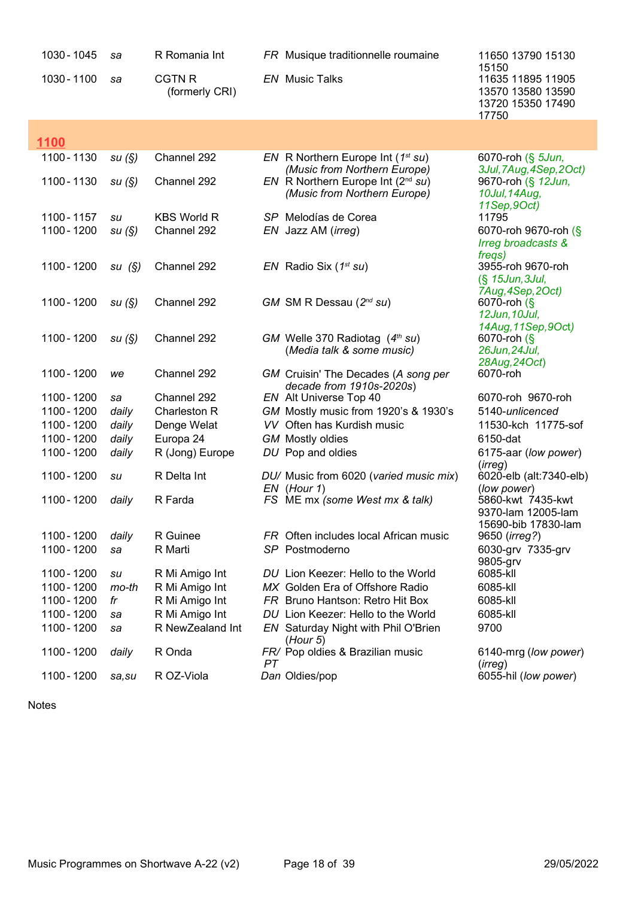| | | | | |
|---|---|---|---|---|
| 1030 - 1045 | *sa* | R Romania Int | *FR* Musique traditionnelle roumaine | 11650 13790 15130 15150 |
| 1030 - 1100 | *sa* | CGTN R (formerly CRI) | *EN* Music Talks | 11635 11895 11905 13570 13580 13590 13720 15350 17490 17750 |

## 1100

| | | | | |
|---|---|---|---|---|
| 1100 - 1130 | *su (§)* | Channel 292 | *EN* R Northern Europe Int (*1st su*) *(Music from Northern Europe)* | 6070-roh (*§ 5Jun, 3Jul,7Aug,4Sep,2Oct)* |
| 1100 - 1130 | *su (§)* | Channel 292 | *EN* R Northern Europe Int (*2nd su*) *(Music from Northern Europe)* | 9670-roh (*§ 12Jun, 10Jul,14Aug, 11Sep,9Oct)* |
| 1100 - 1157 | *su* | KBS World R | *SP* Melodías de Corea | 11795 |
| 1100 - 1200 | *su (§)* | Channel 292 | *EN* Jazz AM (*irreg*) | 6070-roh 9670-roh (*§ Irreg broadcasts & freqs)* |
| 1100 - 1200 | *su (§)* | Channel 292 | *EN* Radio Six (*1st su*) | 3955-roh 9670-roh (*§ 15Jun,3Jul, 7Aug,4Sep,2Oct)* |
| 1100 - 1200 | *su (§)* | Channel 292 | *GM* SM R Dessau (*2nd su*) | 6070-roh (*§ 12Jun,10Jul, 14Aug,11Sep,9Oct)* |
| 1100 - 1200 | *su (§)* | Channel 292 | *GM* Welle 370 Radiotag (*4th su*) (*Media talk & some music)* | 6070-roh (*§ 26Jun,24Jul, 28Aug,24Oct)* |
| 1100 - 1200 | *we* | Channel 292 | *GM* Cruisin' The Decades (*A song per decade from 1910s-2020s)* | 6070-roh |
| 1100 - 1200 | *sa* | Channel 292 | *EN* Alt Universe Top 40 | 6070-roh 9670-roh |
| 1100 - 1200 | *daily* | Charleston R | *GM* Mostly music from 1920's & 1930's | 5140-*unlicenced* |
| 1100 - 1200 | *daily* | Denge Welat | *VV* Often has Kurdish music | 11530-kch 11775-sof |
| 1100 - 1200 | *daily* | Europa 24 | *GM* Mostly oldies | 6150-dat |
| 1100 - 1200 | *daily* | R (Jong) Europe | *DU* Pop and oldies | 6175-aar (*low power*) (*irreg*) |
| 1100 - 1200 | *su* | R Delta Int | *DU/ EN* Music from 6020 (*varied music mix*) (*Hour 1*) | 6020-elb (alt:7340-elb) (*low power*) |
| 1100 - 1200 | *daily* | R Farda | *FS* ME mx *(some West mx & talk)* | 5860-kwt 7435-kwt 9370-lam 12005-lam 15690-bib 17830-lam |
| 1100 - 1200 | *daily* | R Guinee | *FR* Often includes local African music | 9650 (*irreg?*) |
| 1100 - 1200 | *sa* | R Marti | *SP* Postmoderno | 6030-grv 7335-grv 9805-grv |
| 1100 - 1200 | *su* | R Mi Amigo Int | *DU* Lion Keezer: Hello to the World | 6085-kll |
| 1100 - 1200 | *mo-th* | R Mi Amigo Int | *MX* Golden Era of Offshore Radio | 6085-kll |
| 1100 - 1200 | *fr* | R Mi Amigo Int | *FR* Bruno Hantson: Retro Hit Box | 6085-kll |
| 1100 - 1200 | *sa* | R Mi Amigo Int | *DU* Lion Keezer: Hello to the World | 6085-kll |
| 1100 - 1200 | *sa* | R NewZealand Int | *EN* Saturday Night with Phil O'Brien (*Hour 5*) | 9700 |
| 1100 - 1200 | *daily* | R Onda | *FR/ PT* Pop oldies & Brazilian music | 6140-mrg (*low power*) (*irreg*) |
| 1100 - 1200 | *sa,su* | R OZ-Viola | *Dan* Oldies/pop | 6055-hil (*low power*) |

Notes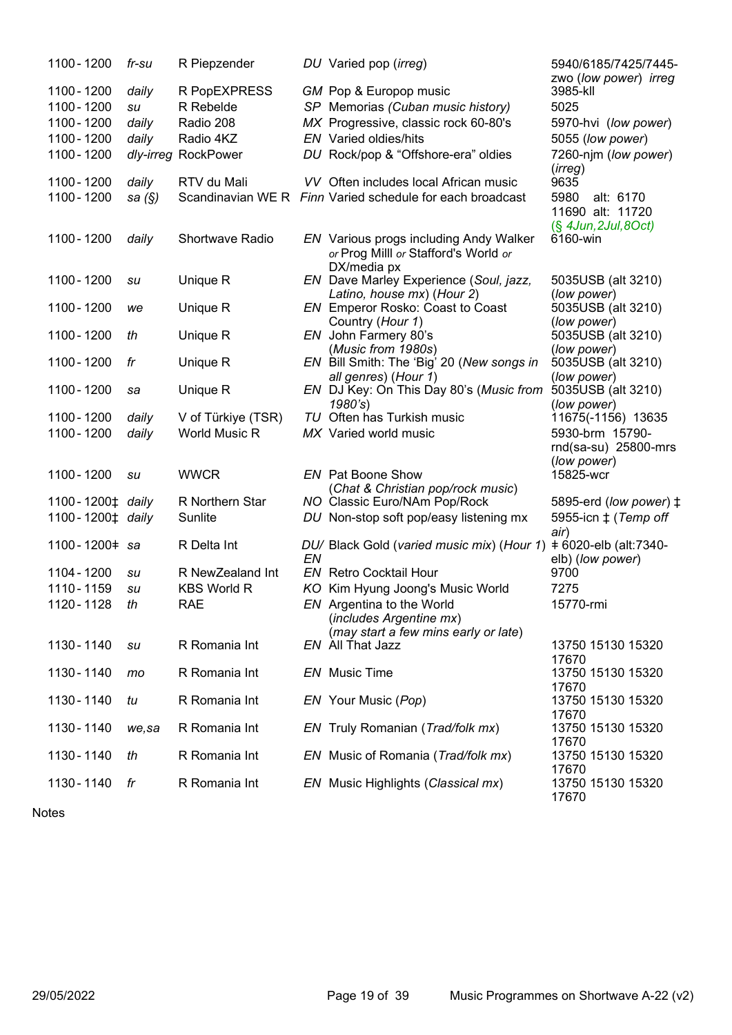| | | | | | |
|---|---|---|---|---|---|
| 1100 - 1200 | *fr-su* | R Piepzender | *DU* | Varied pop (*irreg*) | 5940/6185/7425/7445-zwo (*low power*) *irreg* |
| 1100 - 1200 | *daily* | R PopEXPRESS | *GM* | Pop & Europop music | 3985-kll |
| 1100 - 1200 | *su* | R Rebelde | *SP* | Memorias *(Cuban music history)* | 5025 |
| 1100 - 1200 | *daily* | Radio 208 | *MX* | Progressive, classic rock 60-80's | 5970-hvi (*low power*) |
| 1100 - 1200 | *daily* | Radio 4KZ | *EN* | Varied oldies/hits | 5055 (*low power*) |
| 1100 - 1200 | *dly-irreg* | RockPower | *DU* | Rock/pop & "Offshore-era" oldies | 7260-njm (*low power*) (*irreg*) |
| 1100 - 1200 | *daily* | RTV du Mali | *VV* | Often includes local African music | 9635 |
| 1100 - 1200 | *sa (§)* | Scandinavian WE R | *Finn* | Varied schedule for each broadcast | 5980 alt: 6170 11690 alt: 11720 (*§ 4Jun,2Jul,8Oct*) |
| 1100 - 1200 | *daily* | Shortwave Radio | *EN* | Various progs including Andy Walker *or* Prog Milll *or* Stafford's World *or* DX/media px | 6160-win |
| 1100 - 1200 | *su* | Unique R | *EN* | Dave Marley Experience (*Soul, jazz, Latino, house mx*) (*Hour 2*) | 5035USB (alt 3210) (*low power*) |
| 1100 - 1200 | *we* | Unique R | *EN* | Emperor Rosko: Coast to Coast Country (*Hour 1*) | 5035USB (alt 3210) (*low power*) |
| 1100 - 1200 | *th* | Unique R | *EN* | John Farmery 80's (*Music from 1980s*) | 5035USB (alt 3210) (*low power*) |
| 1100 - 1200 | *fr* | Unique R | *EN* | Bill Smith: The 'Big' 20 (*New songs in all genres*) (*Hour 1*) | 5035USB (alt 3210) (*low power*) |
| 1100 - 1200 | *sa* | Unique R | *EN* | DJ Key: On This Day 80's (*Music from 1980's*) | 5035USB (alt 3210) (*low power*) |
| 1100 - 1200 | *daily* | V of Türkiye (TSR) | *TU* | Often has Turkish music | 11675(-1156) 13635 |
| 1100 - 1200 | *daily* | World Music R | *MX* | Varied world music | 5930-brm 15790-rnd(sa-su) 25800-mrs (*low power*) |
| 1100 - 1200 | *su* | WWCR | *EN* | Pat Boone Show (*Chat & Christian pop/rock music*) | 15825-wcr |
| 1100 - 1200‡ | *daily* | R Northern Star | *NO* | Classic Euro/NAm Pop/Rock | 5895-erd (*low power*) ‡ |
| 1100 - 1200‡ | *daily* | Sunlite | *DU* | Non-stop soft pop/easy listening mx | 5955-icn ‡ (*Temp off air*) |
| 1100 - 1200‡ | *sa* | R Delta Int | *DU/EN* | Black Gold (*varied music mix*) (*Hour 1*) | ‡ 6020-elb (alt:7340-elb) (*low power*) |
| 1104 - 1200 | *su* | R NewZealand Int | *EN* | Retro Cocktail Hour | 9700 |
| 1110 - 1159 | *su* | KBS World R | *KO* | Kim Hyung Joong's Music World | 7275 |
| 1120 - 1128 | *th* | RAE | *EN* | Argentina to the World (*includes Argentine mx*) (*may start a few mins early or late*) | 15770-rmi |
| 1130 - 1140 | *su* | R Romania Int | *EN* | All That Jazz | 13750 15130 15320 17670 |
| 1130 - 1140 | *mo* | R Romania Int | *EN* | Music Time | 13750 15130 15320 17670 |
| 1130 - 1140 | *tu* | R Romania Int | *EN* | Your Music (*Pop*) | 13750 15130 15320 17670 |
| 1130 - 1140 | *we,sa* | R Romania Int | *EN* | Truly Romanian (*Trad/folk mx*) | 13750 15130 15320 17670 |
| 1130 - 1140 | *th* | R Romania Int | *EN* | Music of Romania (*Trad/folk mx*) | 13750 15130 15320 17670 |
| 1130 - 1140 | *fr* | R Romania Int | *EN* | Music Highlights (*Classical mx*) | 13750 15130 15320 17670 |

Notes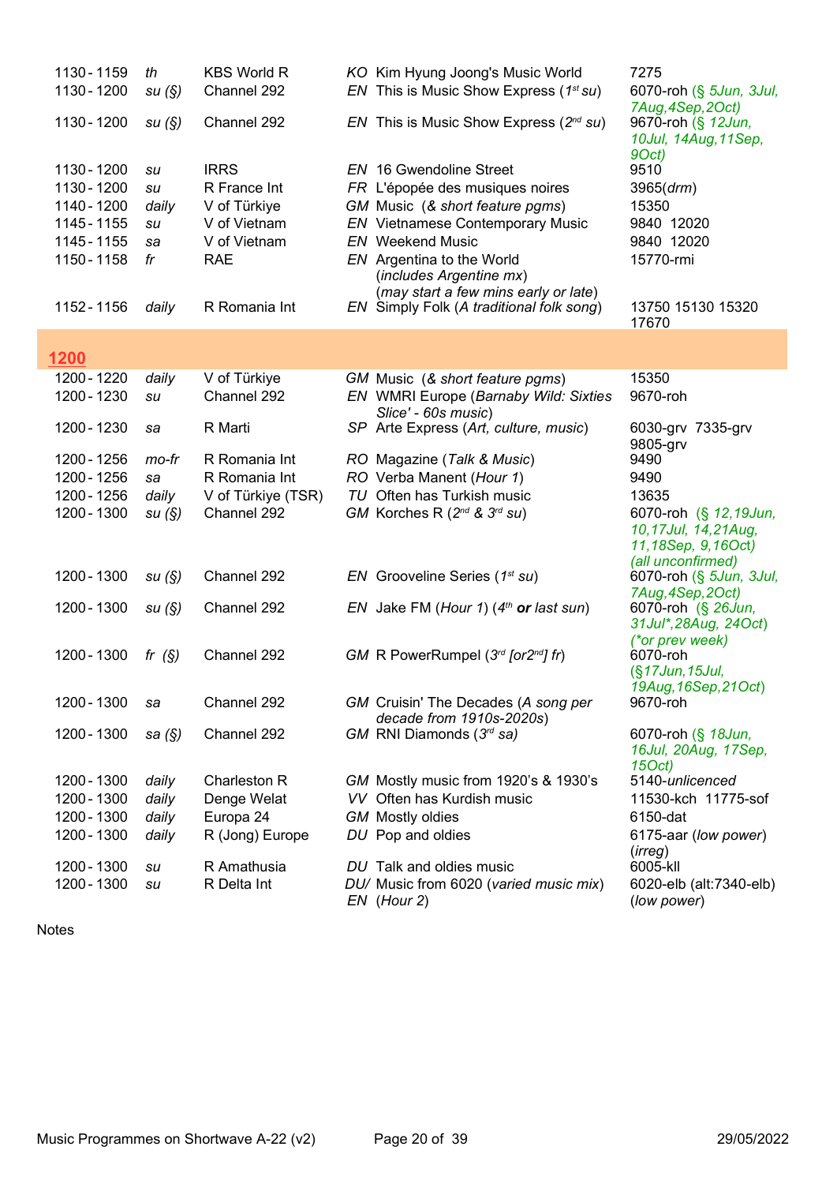| Time | Days | Station | Lang | Programme | Frequency |
|---|---|---|---|---|---|
| 1130 - 1159 | *th* | KBS World R | *KO* | Kim Hyung Joong's Music World | 7275 |
| 1130 - 1200 | *su (§)* | Channel 292 | *EN* | This is Music Show Express (1st su) | 6070-roh (§ 5Jun, 3Jul, 7Aug,4Sep,2Oct) |
| 1130 - 1200 | *su (§)* | Channel 292 | *EN* | This is Music Show Express (2nd su) | 9670-roh (§ 12Jun, 10Jul, 14Aug,11Sep, 9Oct) |
| 1130 - 1200 | *su* | IRRS | *EN* | 16 Gwendoline Street | 9510 |
| 1130 - 1200 | *su* | R France Int | *FR* | L'épopée des musiques noires | 3965(*drm*) |
| 1140 - 1200 | *daily* | V of Türkiye | *GM* | Music (*& short feature pgms*) | 15350 |
| 1145 - 1155 | *su* | V of Vietnam | *EN* | Vietnamese Contemporary Music | 9840 12020 |
| 1145 - 1155 | *sa* | V of Vietnam | *EN* | Weekend Music | 9840 12020 |
| 1150 - 1158 | *fr* | RAE | *EN* | Argentina to the World (*includes Argentine mx*) (*may start a few mins early or late*) | 15770-rmi |
| 1152 - 1156 | *daily* | R Romania Int | *EN* | Simply Folk (*A traditional folk song*) | 13750 15130 15320 17670 |

## 1200

| Time | Days | Station | Lang | Programme | Frequency |
|---|---|---|---|---|---|
| 1200 - 1220 | *daily* | V of Türkiye | *GM* | Music (*& short feature pgms*) | 15350 |
| 1200 - 1230 | *su* | Channel 292 | *EN* | WMRI Europe (*Barnaby Wild: Sixties Slice' - 60s music*) | 9670-roh |
| 1200 - 1230 | *sa* | R Marti | *SP* | Arte Express (*Art, culture, music*) | 6030-grv 7335-grv 9805-grv |
| 1200 - 1256 | *mo-fr* | R Romania Int | *RO* | Magazine (*Talk & Music*) | 9490 |
| 1200 - 1256 | *sa* | R Romania Int | *RO* | Verba Manent (*Hour 1*) | 9490 |
| 1200 - 1256 | *daily* | V of Türkiye (TSR) | *TU* | Often has Turkish music | 13635 |
| 1200 - 1300 | *su (§)* | Channel 292 | *GM* | Korches R (2nd & 3rd su) | 6070-roh (§ 12,19Jun, 10,17Jul, 14,21Aug, 11,18Sep, 9,16Oct) (*all unconfirmed*) |
| 1200 - 1300 | *su (§)* | Channel 292 | *EN* | Grooveline Series (1st su) | 6070-roh (§ 5Jun, 3Jul, 7Aug,4Sep,2Oct) |
| 1200 - 1300 | *su (§)* | Channel 292 | *EN* | Jake FM (*Hour 1*) (4th **or** last sun) | 6070-roh (§ 26Jun, 31Jul*,28Aug, 24Oct) (*or prev week) |
| 1200 - 1300 | *fr (§)* | Channel 292 | *GM* | R PowerRumpel (3rd [or2nd] fr) | 6070-roh (§17Jun,15Jul, 19Aug,16Sep,21Oct) |
| 1200 - 1300 | *sa* | Channel 292 | *GM* | Cruisin' The Decades (*A song per decade from 1910s-2020s*) | 9670-roh |
| 1200 - 1300 | *sa (§)* | Channel 292 | *GM* | RNI Diamonds (3rd sa) | 6070-roh (§ 18Jun, 16Jul, 20Aug, 17Sep, 15Oct) |
| 1200 - 1300 | *daily* | Charleston R | *GM* | Mostly music from 1920's & 1930's | 5140-*unlicenced* |
| 1200 - 1300 | *daily* | Denge Welat | *VV* | Often has Kurdish music | 11530-kch 11775-sof |
| 1200 - 1300 | *daily* | Europa 24 | *GM* | Mostly oldies | 6150-dat |
| 1200 - 1300 | *daily* | R (Jong) Europe | *DU* | Pop and oldies | 6175-aar (*low power*) (*irreg*) |
| 1200 - 1300 | *su* | R Amathusia | *DU* | Talk and oldies music | 6005-kll |
| 1200 - 1300 | *su* | R Delta Int | *DU/ EN* | Music from 6020 (*varied music mix*) (*Hour 2*) | 6020-elb (alt:7340-elb) (*low power*) |

Notes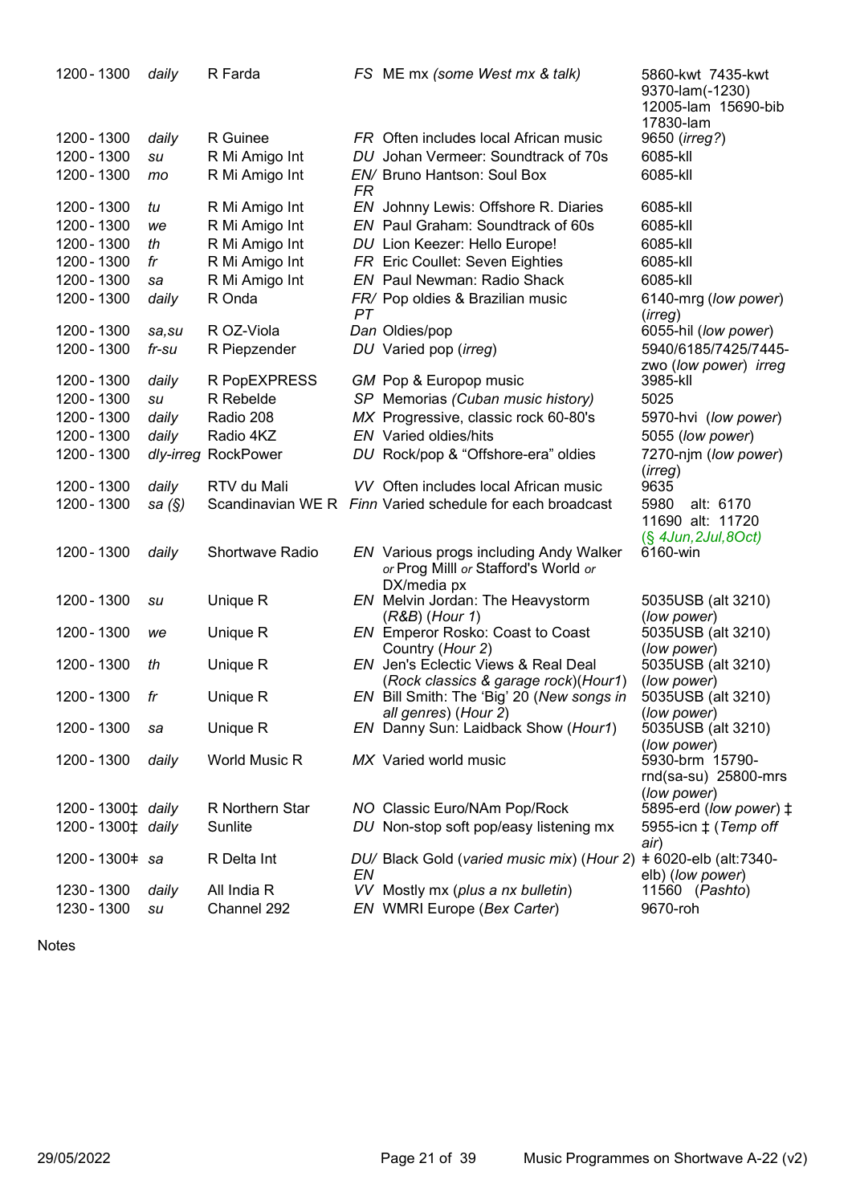| | | | | | |
|---|---|---|---|---|---|
| 1200 - 1300 | *daily* | R Farda | *FS* | ME mx *(some West mx & talk)* | 5860-kwt 7435-kwt 9370-lam(-1230) 12005-lam 15690-bib 17830-lam |
| 1200 - 1300 | *daily* | R Guinee | *FR* | Often includes local African music | 9650 (*irreg?*) |
| 1200 - 1300 | *su* | R Mi Amigo Int | *DU* | Johan Vermeer: Soundtrack of 70s | 6085-kll |
| 1200 - 1300 | *mo* | R Mi Amigo Int | *EN/ FR* | Bruno Hantson: Soul Box | 6085-kll |
| 1200 - 1300 | *tu* | R Mi Amigo Int | *EN* | Johnny Lewis: Offshore R. Diaries | 6085-kll |
| 1200 - 1300 | *we* | R Mi Amigo Int | *EN* | Paul Graham: Soundtrack of 60s | 6085-kll |
| 1200 - 1300 | *th* | R Mi Amigo Int | *DU* | Lion Keezer: Hello Europe! | 6085-kll |
| 1200 - 1300 | *fr* | R Mi Amigo Int | *FR* | Eric Coullet: Seven Eighties | 6085-kll |
| 1200 - 1300 | *sa* | R Mi Amigo Int | *EN* | Paul Newman: Radio Shack | 6085-kll |
| 1200 - 1300 | *daily* | R Onda | *FR/ PT* | Pop oldies & Brazilian music | 6140-mrg (*low power*) (*irreg*) |
| 1200 - 1300 | *sa,su* | R OZ-Viola | *Dan* | Oldies/pop | 6055-hil (*low power*) |
| 1200 - 1300 | *fr-su* | R Piepzender | *DU* | Varied pop (*irreg*) | 5940/6185/7425/7445-zwo (*low power*) *irreg* |
| 1200 - 1300 | *daily* | R PopEXPRESS | *GM* | Pop & Europop music | 3985-kll |
| 1200 - 1300 | *su* | R Rebelde | *SP* | Memorias *(Cuban music history)* | 5025 |
| 1200 - 1300 | *daily* | Radio 208 | *MX* | Progressive, classic rock 60-80's | 5970-hvi (*low power*) |
| 1200 - 1300 | *daily* | Radio 4KZ | *EN* | Varied oldies/hits | 5055 (*low power*) |
| 1200 - 1300 | *dly-irreg* | RockPower | *DU* | Rock/pop & "Offshore-era" oldies | 7270-njm (*low power*) (*irreg*) |
| 1200 - 1300 | *daily* | RTV du Mali | *VV* | Often includes local African music | 9635 |
| 1200 - 1300 | *sa (§)* | Scandinavian WE R | *Finn* | Varied schedule for each broadcast | 5980 alt: 6170 11690 alt: 11720 (*§ 4Jun,2Jul,8Oct)* |
| 1200 - 1300 | *daily* | Shortwave Radio | *EN* | Various progs including Andy Walker *or* Prog Milll *or* Stafford's World *or* DX/media px | 6160-win |
| 1200 - 1300 | *su* | Unique R | *EN* | Melvin Jordan: The Heavystorm (*R&B*) (*Hour 1*) | 5035USB (alt 3210) (*low power*) |
| 1200 - 1300 | *we* | Unique R | *EN* | Emperor Rosko: Coast to Coast Country (*Hour 2*) | 5035USB (alt 3210) (*low power*) |
| 1200 - 1300 | *th* | Unique R | *EN* | Jen's Eclectic Views & Real Deal (*Rock classics & garage rock*)(*Hour1*) | 5035USB (alt 3210) (*low power*) |
| 1200 - 1300 | *fr* | Unique R | *EN* | Bill Smith: The 'Big' 20 (*New songs in all genres*) (*Hour 2*) | 5035USB (alt 3210) (*low power*) |
| 1200 - 1300 | *sa* | Unique R | *EN* | Danny Sun: Laidback Show (*Hour1*) | 5035USB (alt 3210) (*low power*) |
| 1200 - 1300 | *daily* | World Music R | *MX* | Varied world music | 5930-brm 15790-rnd(sa-su) 25800-mrs (*low power*) |
| 1200 - 1300‡ | *daily* | R Northern Star | *NO* | Classic Euro/NAm Pop/Rock | 5895-erd (*low power*) ‡ |
| 1200 - 1300‡ | *daily* | Sunlite | *DU* | Non-stop soft pop/easy listening mx | 5955-icn ‡ (*Temp off air*) |
| 1200 - 1300‡ | *sa* | R Delta Int | *DU/ EN* | Black Gold (*varied music mix*) (*Hour 2*) | ‡ 6020-elb (alt:7340-elb) (*low power*) |
| 1230 - 1300 | *daily* | All India R | *VV* | Mostly mx (*plus a nx bulletin*) | 11560 (*Pashto*) |
| 1230 - 1300 | *su* | Channel 292 | *EN* | WMRI Europe (*Bex Carter*) | 9670-roh |

Notes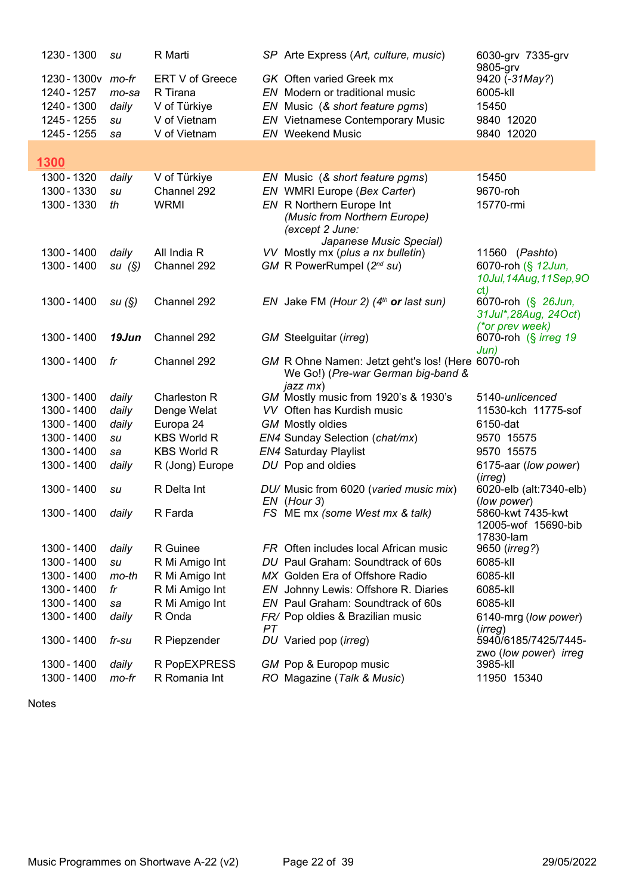| | | | | | |
|---|---|---|---|---|---|
| 1230 - 1300 | *su* | R Marti | *SP* | Arte Express (*Art, culture, music*) | 6030-grv 7335-grv 9805-grv |
| 1230 - 1300v | *mo-fr* | ERT V of Greece | *GK* | Often varied Greek mx | 9420 (*-31May?*) |
| 1240 - 1257 | *mo-sa* | R Tirana | *EN* | Modern or traditional music | 6005-kll |
| 1240 - 1300 | *daily* | V of Türkiye | *EN* | Music (*& short feature pgms*) | 15450 |
| 1245 - 1255 | *su* | V of Vietnam | *EN* | Vietnamese Contemporary Music | 9840 12020 |
| 1245 - 1255 | *sa* | V of Vietnam | *EN* | Weekend Music | 9840 12020 |
| **1300** | | | | | |
| 1300 - 1320 | *daily* | V of Türkiye | *EN* | Music (*& short feature pgms*) | 15450 |
| 1300 - 1330 | *su* | Channel 292 | *EN* | WMRI Europe (*Bex Carter*) | 9670-roh |
| 1300 - 1330 | *th* | WRMI | *EN* | R Northern Europe Int *(Music from Northern Europe) (except 2 June: Japanese Music Special)* | 15770-rmi |
| 1300 - 1400 | *daily* | All India R | *VV* | Mostly mx (*plus a nx bulletin*) | 11560 (*Pashto*) |
| 1300 - 1400 | *su (§)* | Channel 292 | *GM* | R PowerRumpel (2nd *su*) | 6070-roh (*§ 12Jun, 10Jul,14Aug,11Sep,9Oct)* |
| 1300 - 1400 | *su (§)* | Channel 292 | *EN* | Jake FM *(Hour 2) (4th* ***or*** *last sun)* | 6070-roh (*§ 26Jun, 31Jul*,28Aug, 24Oct) (*or prev week)* |
| 1300 - 1400 | ***19Jun*** | Channel 292 | *GM* | Steelguitar (*irreg*) | 6070-roh (*§ irreg 19 Jun)* |
| 1300 - 1400 | *fr* | Channel 292 | *GM* | R Ohne Namen: Jetzt geht's los! (Here We Go!) (*Pre-war German big-band & jazz mx*) | 6070-roh |
| 1300 - 1400 | *daily* | Charleston R | *GM* | Mostly music from 1920's & 1930's | 5140-*unlicenced* |
| 1300 - 1400 | *daily* | Denge Welat | *VV* | Often has Kurdish music | 11530-kch 11775-sof |
| 1300 - 1400 | *daily* | Europa 24 | *GM* | Mostly oldies | 6150-dat |
| 1300 - 1400 | *su* | KBS World R | *EN4* | Sunday Selection (*chat/mx*) | 9570 15575 |
| 1300 - 1400 | *sa* | KBS World R | *EN4* | Saturday Playlist | 9570 15575 |
| 1300 - 1400 | *daily* | R (Jong) Europe | *DU* | Pop and oldies | 6175-aar (*low power*) (*irreg*) |
| 1300 - 1400 | *su* | R Delta Int | *DU/ EN* | Music from 6020 (*varied music mix*) (*Hour 3*) | 6020-elb (alt:7340-elb) (*low power*) |
| 1300 - 1400 | *daily* | R Farda | *FS* | ME mx *(some West mx & talk)* | 5860-kwt 7435-kwt 12005-wof 15690-bib 17830-lam |
| 1300 - 1400 | *daily* | R Guinee | *FR* | Often includes local African music | 9650 (*irreg?*) |
| 1300 - 1400 | *su* | R Mi Amigo Int | *DU* | Paul Graham: Soundtrack of 60s | 6085-kll |
| 1300 - 1400 | *mo-th* | R Mi Amigo Int | *MX* | Golden Era of Offshore Radio | 6085-kll |
| 1300 - 1400 | *fr* | R Mi Amigo Int | *EN* | Johnny Lewis: Offshore R. Diaries | 6085-kll |
| 1300 - 1400 | *sa* | R Mi Amigo Int | *EN* | Paul Graham: Soundtrack of 60s | 6085-kll |
| 1300 - 1400 | *daily* | R Onda | *FR/ PT* | Pop oldies & Brazilian music | 6140-mrg (*low power*) (*irreg*) |
| 1300 - 1400 | *fr-su* | R Piepzender | *DU* | Varied pop (*irreg*) | 5940/6185/7425/7445-zwo (*low power*) *irreg* |
| 1300 - 1400 | *daily* | R PopEXPRESS | *GM* | Pop & Europop music | 3985-kll |
| 1300 - 1400 | *mo-fr* | R Romania Int | *RO* | Magazine (*Talk & Music*) | 11950 15340 |

Notes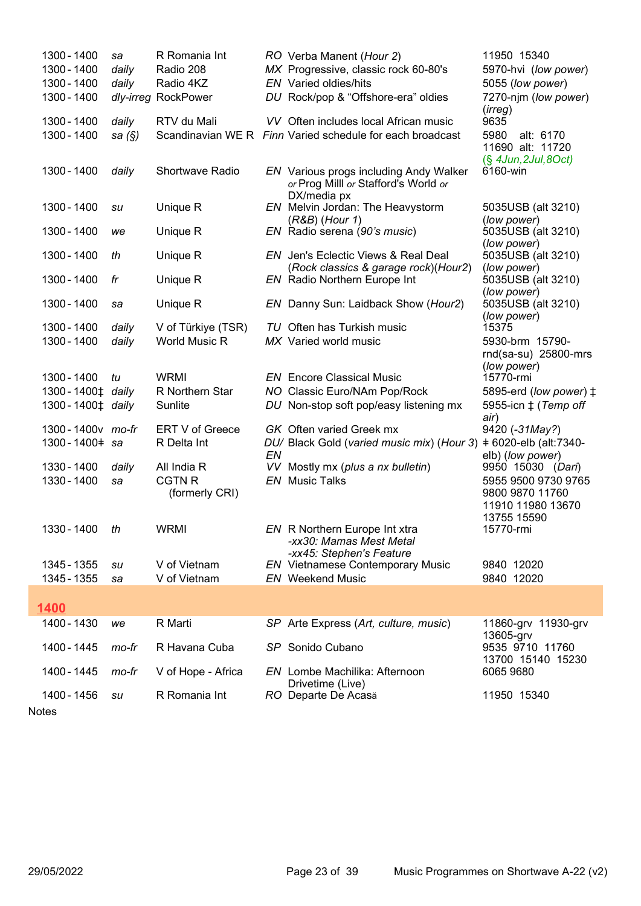| Time | Days | Station | Lang | Programme | Frequencies |
|---|---|---|---|---|---|
| 1300 - 1400 | *sa* | R Romania Int | *RO* | Verba Manent (*Hour 2*) | 11950  15340 |
| 1300 - 1400 | *daily* | Radio 208 | *MX* | Progressive, classic rock 60-80's | 5970-hvi  (*low power*) |
| 1300 - 1400 | *daily* | Radio 4KZ | *EN* | Varied oldies/hits | 5055 (*low power*) |
| 1300 - 1400 | *dly-irreg* | RockPower | *DU* | Rock/pop & "Offshore-era" oldies | 7270-njm (*low power*) (*irreg*) |
| 1300 - 1400 | *daily* | RTV du Mali | *VV* | Often includes local African music | 9635 |
| 1300 - 1400 | *sa (§)* | Scandinavian WE R | *Finn* | Varied schedule for each broadcast | 5980  alt: 6170  11690  alt: 11720  (*§ 4Jun,2Jul,8Oct*) |
| 1300 - 1400 | *daily* | Shortwave Radio | *EN* | Various progs including Andy Walker *or* Prog Milll *or* Stafford's World *or* DX/media px | 6160-win |
| 1300 - 1400 | *su* | Unique R | *EN* | Melvin Jordan: The Heavystorm (*R&B*) (*Hour 1*) | 5035USB (alt 3210) (*low power*) |
| 1300 - 1400 | *we* | Unique R | *EN* | Radio serena (*90's music*) | 5035USB (alt 3210) (*low power*) |
| 1300 - 1400 | *th* | Unique R | *EN* | Jen's Eclectic Views & Real Deal (*Rock classics & garage rock*)(*Hour2*) | 5035USB (alt 3210) (*low power*) |
| 1300 - 1400 | *fr* | Unique R | *EN* | Radio Northern Europe Int | 5035USB (alt 3210) (*low power*) |
| 1300 - 1400 | *sa* | Unique R | *EN* | Danny Sun: Laidback Show (*Hour2*) | 5035USB (alt 3210) (*low power*) |
| 1300 - 1400 | *daily* | V of Türkiye (TSR) | *TU* | Often has Turkish music | 15375 |
| 1300 - 1400 | *daily* | World Music R | *MX* | Varied world music | 5930-brm  15790-rnd(sa-su)  25800-mrs (*low power*) |
| 1300 - 1400 | *tu* | WRMI | *EN* | Encore Classical Music | 15770-rmi |
| 1300 - 1400‡ | *daily* | R Northern Star | *NO* | Classic Euro/NAm Pop/Rock | 5895-erd (*low power*) ‡ |
| 1300 - 1400‡ | *daily* | Sunlite | *DU* | Non-stop soft pop/easy listening mx | 5955-icn ‡ (*Temp off air*) |
| 1300 - 1400v | *mo-fr* | ERT V of Greece | *GK* | Often varied Greek mx | 9420 (*-31May?*) |
| 1300 - 1400‡ | *sa* | R Delta Int | *DU/ EN* | Black Gold (*varied music mix*) (*Hour 3*) | ‡ 6020-elb (alt:7340-elb) (*low power*) |
| 1330 - 1400 | *daily* | All India R | *VV* | Mostly mx (*plus a nx bulletin*) | 9950  15030  (*Dari*) |
| 1330 - 1400 | *sa* | CGTN R (formerly CRI) | *EN* | Music Talks | 5955 9500 9730 9765 9800 9870 11760 11910 11980 13670 13755 15590 |
| 1330 - 1400 | *th* | WRMI | *EN* | R Northern Europe Int xtra *-xx30: Mamas Mest Metal* *-xx45: Stephen's Feature* | 15770-rmi |
| 1345 - 1355 | *su* | V of Vietnam | *EN* | Vietnamese Contemporary Music | 9840  12020 |
| 1345 - 1355 | *sa* | V of Vietnam | *EN* | Weekend Music | 9840  12020 |

## 1400

| Time | Days | Station | Lang | Programme | Frequencies |
|---|---|---|---|---|---|
| 1400 - 1430 | *we* | R Marti | *SP* | Arte Express (*Art, culture, music*) | 11860-grv  11930-grv  13605-grv |
| 1400 - 1445 | *mo-fr* | R Havana Cuba | *SP* | Sonido Cubano | 9535  9710  11760  13700  15140  15230 |
| 1400 - 1445 | *mo-fr* | V of Hope - Africa | *EN* | Lombe Machilika: Afternoon Drivetime (Live) | 6065 9680 |
| 1400 - 1456 | *su* | R Romania Int | *RO* | Departe De Acasă | 11950  15340 |

Notes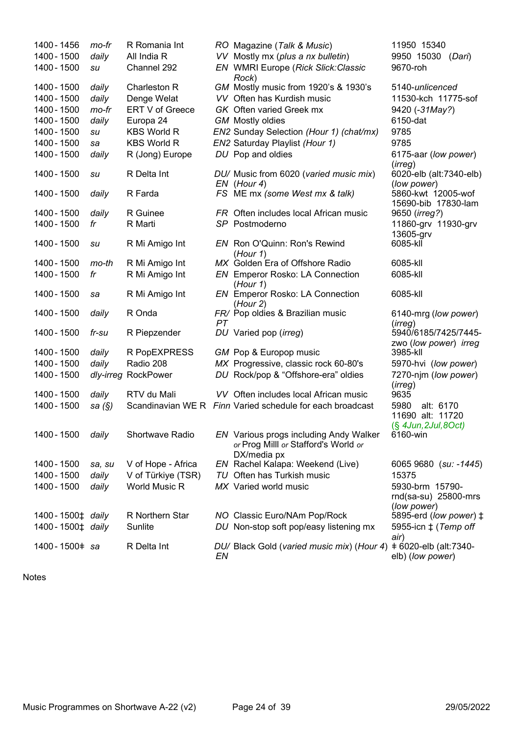| Time | Days | Station | Lang | Programme | Frequencies |
|---|---|---|---|---|---|
| 1400 - 1456 | *mo-fr* | R Romania Int | *RO* | Magazine (*Talk & Music*) | 11950 15340 |
| 1400 - 1500 | *daily* | All India R | *VV* | Mostly mx (*plus a nx bulletin*) | 9950 15030 (*Dari*) |
| 1400 - 1500 | *su* | Channel 292 | *EN* | WMRI Europe (*Rick Slick:Classic Rock*) | 9670-roh |
| 1400 - 1500 | *daily* | Charleston R | *GM* | Mostly music from 1920's & 1930's | 5140-*unlicenced* |
| 1400 - 1500 | *daily* | Denge Welat | *VV* | Often has Kurdish music | 11530-kch 11775-sof |
| 1400 - 1500 | *mo-fr* | ERT V of Greece | *GK* | Often varied Greek mx | 9420 (*-31May?*) |
| 1400 - 1500 | *daily* | Europa 24 | *GM* | Mostly oldies | 6150-dat |
| 1400 - 1500 | *su* | KBS World R | *EN2* | Sunday Selection *(Hour 1) (chat/mx)* | 9785 |
| 1400 - 1500 | *sa* | KBS World R | *EN2* | Saturday Playlist *(Hour 1)* | 9785 |
| 1400 - 1500 | *daily* | R (Jong) Europe | *DU* | Pop and oldies | 6175-aar (*low power*) (*irreg*) |
| 1400 - 1500 | *su* | R Delta Int | *DU/ EN* | Music from 6020 (*varied music mix*) (*Hour 4*) | 6020-elb (alt:7340-elb) (*low power*) |
| 1400 - 1500 | *daily* | R Farda | *FS* | ME mx *(some West mx & talk)* | 5860-kwt 12005-wof 15690-bib 17830-lam |
| 1400 - 1500 | *daily* | R Guinee | *FR* | Often includes local African music | 9650 (*irreg?*) |
| 1400 - 1500 | *fr* | R Marti | *SP* | Postmoderno | 11860-grv 11930-grv 13605-grv |
| 1400 - 1500 | *su* | R Mi Amigo Int | *EN* | Ron O'Quinn: Ron's Rewind (*Hour 1*) | 6085-kll |
| 1400 - 1500 | *mo-th* | R Mi Amigo Int | *MX* | Golden Era of Offshore Radio | 6085-kll |
| 1400 - 1500 | *fr* | R Mi Amigo Int | *EN* | Emperor Rosko: LA Connection (*Hour 1*) | 6085-kll |
| 1400 - 1500 | *sa* | R Mi Amigo Int | *EN* | Emperor Rosko: LA Connection (*Hour 2*) | 6085-kll |
| 1400 - 1500 | *daily* | R Onda | *FR/ PT* | Pop oldies & Brazilian music | 6140-mrg (*low power*) (*irreg*) |
| 1400 - 1500 | *fr-su* | R Piepzender | *DU* | Varied pop (*irreg*) | 5940/6185/7425/7445-zwo (*low power*) *irreg* |
| 1400 - 1500 | *daily* | R PopEXPRESS | *GM* | Pop & Europop music | 3985-kll |
| 1400 - 1500 | *daily* | Radio 208 | *MX* | Progressive, classic rock 60-80's | 5970-hvi (*low power*) |
| 1400 - 1500 | *dly-irreg* | RockPower | *DU* | Rock/pop & "Offshore-era" oldies | 7270-njm (*low power*) (*irreg*) |
| 1400 - 1500 | *daily* | RTV du Mali | *VV* | Often includes local African music | 9635 |
| 1400 - 1500 | *sa (§)* | Scandinavian WE R | *Finn* | Varied schedule for each broadcast | 5980 alt: 6170 11690 alt: 11720 (*§ 4Jun,2Jul,8Oct*) |
| 1400 - 1500 | *daily* | Shortwave Radio | *EN* | Various progs including Andy Walker *or* Prog Milll *or* Stafford's World *or* DX/media px | 6160-win |
| 1400 - 1500 | *sa, su* | V of Hope - Africa | *EN* | Rachel Kalapa: Weekend (Live) | 6065 9680 (*su: -1445*) |
| 1400 - 1500 | *daily* | V of Türkiye (TSR) | *TU* | Often has Turkish music | 15375 |
| 1400 - 1500 | *daily* | World Music R | *MX* | Varied world music | 5930-brm 15790-rnd(sa-su) 25800-mrs (*low power*) |
| 1400 - 1500‡ | *daily* | R Northern Star | *NO* | Classic Euro/NAm Pop/Rock | 5895-erd (*low power*) ‡ |
| 1400 - 1500‡ | *daily* | Sunlite | *DU* | Non-stop soft pop/easy listening mx | 5955-icn ‡ (*Temp off air*) |
| 1400 - 1500‡ | *sa* | R Delta Int | *DU/ EN* | Black Gold (*varied music mix*) (*Hour 4*) | ‡ 6020-elb (alt:7340-elb) (*low power*) |

Notes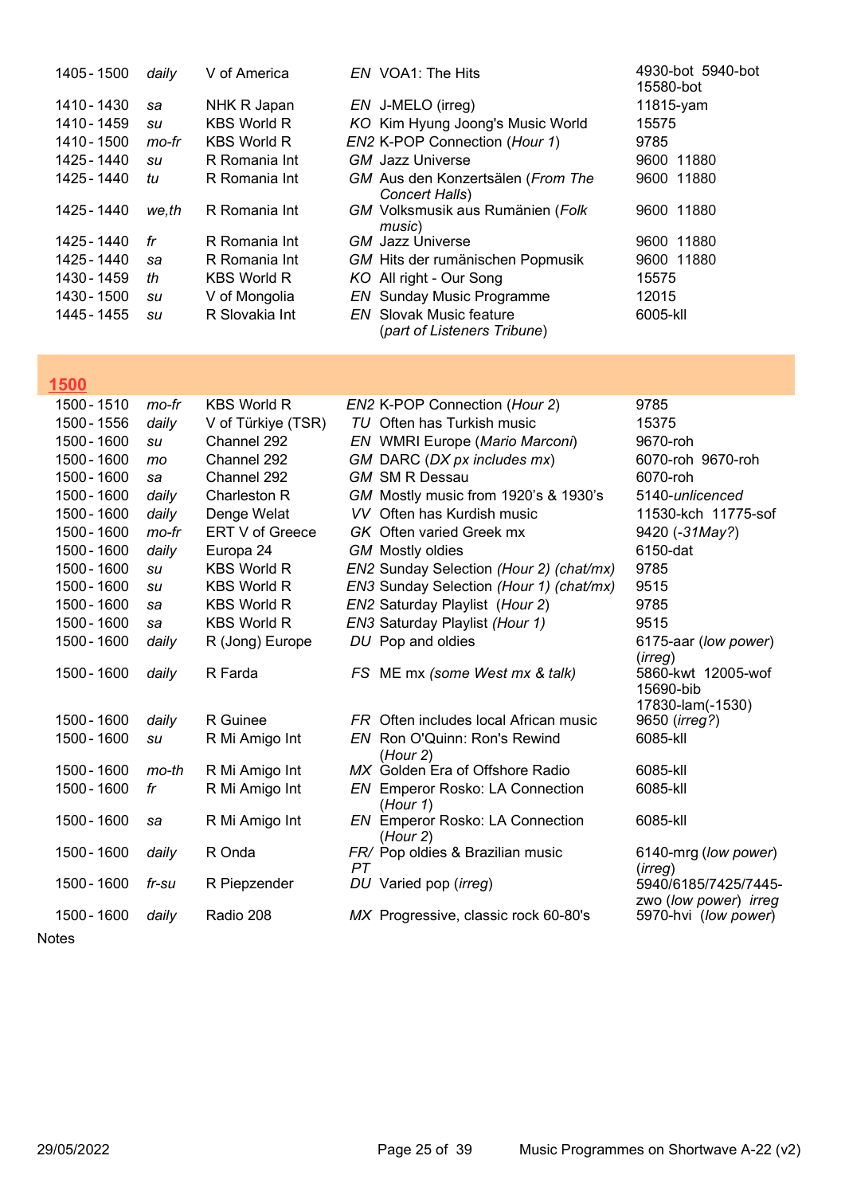| | | | | |
|---|---|---|---|---|
| 1405 - 1500 | *daily* | V of America | *EN* VOA1: The Hits | 4930-bot 5940-bot 15580-bot |
| 1410 - 1430 | *sa* | NHK R Japan | *EN* J-MELO (irreg) | 11815-yam |
| 1410 - 1459 | *su* | KBS World R | *KO* Kim Hyung Joong's Music World | 15575 |
| 1410 - 1500 | *mo-fr* | KBS World R | *EN2* K-POP Connection (*Hour 1*) | 9785 |
| 1425 - 1440 | *su* | R Romania Int | *GM* Jazz Universe | 9600 11880 |
| 1425 - 1440 | *tu* | R Romania Int | *GM* Aus den Konzertsälen (*From The Concert Halls*) | 9600 11880 |
| 1425 - 1440 | *we,th* | R Romania Int | *GM* Volksmusik aus Rumänien (*Folk music*) | 9600 11880 |
| 1425 - 1440 | *fr* | R Romania Int | *GM* Jazz Universe | 9600 11880 |
| 1425 - 1440 | *sa* | R Romania Int | *GM* Hits der rumänischen Popmusik | 9600 11880 |
| 1430 - 1459 | *th* | KBS World R | *KO* All right - Our Song | 15575 |
| 1430 - 1500 | *su* | V of Mongolia | *EN* Sunday Music Programme | 12015 |
| 1445 - 1455 | *su* | R Slovakia Int | *EN* Slovak Music feature (*part of Listeners Tribune*) | 6005-kll |

## 1500

| | | | | |
|---|---|---|---|---|
| 1500 - 1510 | *mo-fr* | KBS World R | *EN2* K-POP Connection (*Hour 2*) | 9785 |
| 1500 - 1556 | *daily* | V of Türkiye (TSR) | *TU* Often has Turkish music | 15375 |
| 1500 - 1600 | *su* | Channel 292 | *EN* WMRI Europe (*Mario Marconi*) | 9670-roh |
| 1500 - 1600 | *mo* | Channel 292 | *GM* DARC (*DX px includes mx*) | 6070-roh 9670-roh |
| 1500 - 1600 | *sa* | Channel 292 | *GM* SM R Dessau | 6070-roh |
| 1500 - 1600 | *daily* | Charleston R | *GM* Mostly music from 1920's & 1930's | 5140-*unlicenced* |
| 1500 - 1600 | *daily* | Denge Welat | *VV* Often has Kurdish music | 11530-kch 11775-sof |
| 1500 - 1600 | *mo-fr* | ERT V of Greece | *GK* Often varied Greek mx | 9420 (*-31May?*) |
| 1500 - 1600 | *daily* | Europa 24 | *GM* Mostly oldies | 6150-dat |
| 1500 - 1600 | *su* | KBS World R | *EN2* Sunday Selection *(Hour 2) (chat/mx)* | 9785 |
| 1500 - 1600 | *su* | KBS World R | *EN3* Sunday Selection *(Hour 1) (chat/mx)* | 9515 |
| 1500 - 1600 | *sa* | KBS World R | *EN2* Saturday Playlist (*Hour 2*) | 9785 |
| 1500 - 1600 | *sa* | KBS World R | *EN3* Saturday Playlist *(Hour 1)* | 9515 |
| 1500 - 1600 | *daily* | R (Jong) Europe | *DU* Pop and oldies | 6175-aar (*low power*) (*irreg*) |
| 1500 - 1600 | *daily* | R Farda | *FS* ME mx *(some West mx & talk)* | 5860-kwt 12005-wof 15690-bib 17830-lam(-1530) |
| 1500 - 1600 | *daily* | R Guinee | *FR* Often includes local African music | 9650 (*irreg?*) |
| 1500 - 1600 | *su* | R Mi Amigo Int | *EN* Ron O'Quinn: Ron's Rewind (*Hour 2*) | 6085-kll |
| 1500 - 1600 | *mo-th* | R Mi Amigo Int | *MX* Golden Era of Offshore Radio | 6085-kll |
| 1500 - 1600 | *fr* | R Mi Amigo Int | *EN* Emperor Rosko: LA Connection (*Hour 1*) | 6085-kll |
| 1500 - 1600 | *sa* | R Mi Amigo Int | *EN* Emperor Rosko: LA Connection (*Hour 2*) | 6085-kll |
| 1500 - 1600 | *daily* | R Onda | *FR/PT* Pop oldies & Brazilian music | 6140-mrg (*low power*) (*irreg*) |
| 1500 - 1600 | *fr-su* | R Piepzender | *DU* Varied pop (*irreg*) | 5940/6185/7425/7445-zwo (*low power*) *irreg* |
| 1500 - 1600 | *daily* | Radio 208 | *MX* Progressive, classic rock 60-80's | 5970-hvi (*low power*) |

Notes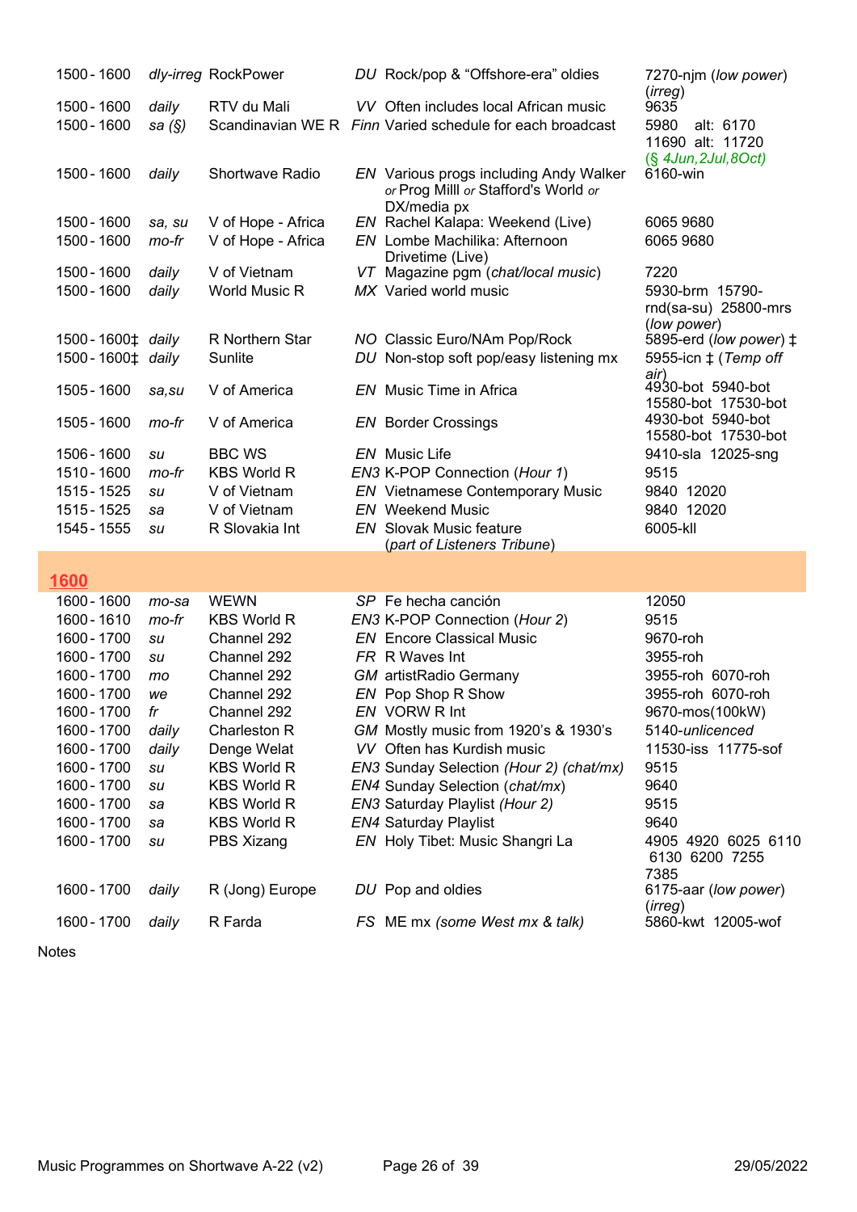| Time | Days | Station | Lang | Programme | Frequencies |
|---|---|---|---|---|---|
| 1500 - 1600 | *dly-irreg* | RockPower | *DU* | Rock/pop & "Offshore-era" oldies | 7270-njm (*low power*) (*irreg*) |
| 1500 - 1600 | *daily* | RTV du Mali | *VV* | Often includes local African music | 9635 |
| 1500 - 1600 | *sa (§)* | Scandinavian WE R | *Finn* | Varied schedule for each broadcast | 5980 alt: 6170 11690 alt: 11720 (*§ 4Jun,2Jul,8Oct*) |
| 1500 - 1600 | *daily* | Shortwave Radio | *EN* | Various progs including Andy Walker *or* Prog Milll *or* Stafford's World *or* DX/media px | 6160-win |
| 1500 - 1600 | *sa, su* | V of Hope - Africa | *EN* | Rachel Kalapa: Weekend (Live) | 6065 9680 |
| 1500 - 1600 | *mo-fr* | V of Hope - Africa | *EN* | Lombe Machilika: Afternoon Drivetime (Live) | 6065 9680 |
| 1500 - 1600 | *daily* | V of Vietnam | *VT* | Magazine pgm (*chat/local music*) | 7220 |
| 1500 - 1600 | *daily* | World Music R | *MX* | Varied world music | 5930-brm 15790-rnd(sa-su) 25800-mrs (*low power*) |
| 1500 - 1600‡ | *daily* | R Northern Star | *NO* | Classic Euro/NAm Pop/Rock | 5895-erd (*low power*) ‡ |
| 1500 - 1600‡ | *daily* | Sunlite | *DU* | Non-stop soft pop/easy listening mx | 5955-icn ‡ (*Temp off air*) |
| 1505 - 1600 | *sa,su* | V of America | *EN* | Music Time in Africa | 4930-bot 5940-bot 15580-bot 17530-bot |
| 1505 - 1600 | *mo-fr* | V of America | *EN* | Border Crossings | 4930-bot 5940-bot 15580-bot 17530-bot |
| 1506 - 1600 | *su* | BBC WS | *EN* | Music Life | 9410-sla 12025-sng |
| 1510 - 1600 | *mo-fr* | KBS World R | *EN3* | K-POP Connection (*Hour 1*) | 9515 |
| 1515 - 1525 | *su* | V of Vietnam | *EN* | Vietnamese Contemporary Music | 9840 12020 |
| 1515 - 1525 | *sa* | V of Vietnam | *EN* | Weekend Music | 9840 12020 |
| 1545 - 1555 | *su* | R Slovakia Int | *EN* | Slovak Music feature (*part of Listeners Tribune*) | 6005-kll |

## 1600

| Time | Days | Station | Lang | Programme | Frequencies |
|---|---|---|---|---|---|
| 1600 - 1600 | *mo-sa* | WEWN | *SP* | Fe hecha canción | 12050 |
| 1600 - 1610 | *mo-fr* | KBS World R | *EN3* | K-POP Connection (*Hour 2*) | 9515 |
| 1600 - 1700 | *su* | Channel 292 | *EN* | Encore Classical Music | 9670-roh |
| 1600 - 1700 | *su* | Channel 292 | *FR* | R Waves Int | 3955-roh |
| 1600 - 1700 | *mo* | Channel 292 | *GM* | artistRadio Germany | 3955-roh 6070-roh |
| 1600 - 1700 | *we* | Channel 292 | *EN* | Pop Shop R Show | 3955-roh 6070-roh |
| 1600 - 1700 | *fr* | Channel 292 | *EN* | VORW R Int | 9670-mos(100kW) |
| 1600 - 1700 | *daily* | Charleston R | *GM* | Mostly music from 1920's & 1930's | 5140-*unlicenced* |
| 1600 - 1700 | *daily* | Denge Welat | *VV* | Often has Kurdish music | 11530-iss 11775-sof |
| 1600 - 1700 | *su* | KBS World R | *EN3* | Sunday Selection *(Hour 2) (chat/mx)* | 9515 |
| 1600 - 1700 | *su* | KBS World R | *EN4* | Sunday Selection (*chat/mx*) | 9640 |
| 1600 - 1700 | *sa* | KBS World R | *EN3* | Saturday Playlist *(Hour 2)* | 9515 |
| 1600 - 1700 | *sa* | KBS World R | *EN4* | Saturday Playlist | 9640 |
| 1600 - 1700 | *su* | PBS Xizang | *EN* | Holy Tibet: Music Shangri La | 4905 4920 6025 6110 6130 6200 7255 7385 |
| 1600 - 1700 | *daily* | R (Jong) Europe | *DU* | Pop and oldies | 6175-aar (*low power*) (*irreg*) |
| 1600 - 1700 | *daily* | R Farda | *FS* | ME mx *(some West mx & talk)* | 5860-kwt 12005-wof |

Notes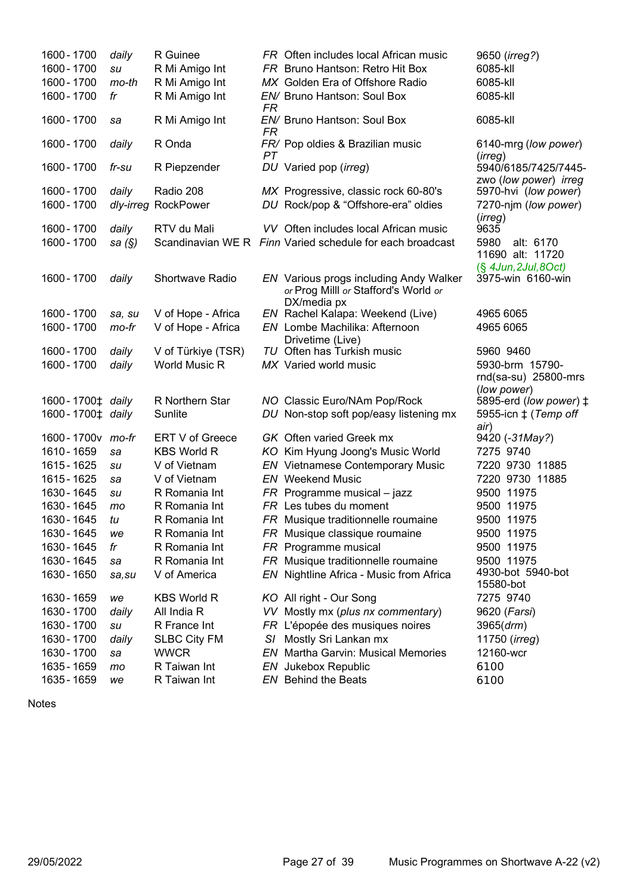| | | | | | |
|---|---|---|---|---|---|
| 1600 - 1700 | *daily* | R Guinee | *FR* | Often includes local African music | 9650 (*irreg?*) |
| 1600 - 1700 | *su* | R Mi Amigo Int | *FR* | Bruno Hantson: Retro Hit Box | 6085-kll |
| 1600 - 1700 | *mo-th* | R Mi Amigo Int | *MX* | Golden Era of Offshore Radio | 6085-kll |
| 1600 - 1700 | *fr* | R Mi Amigo Int | *EN/ FR* | Bruno Hantson: Soul Box | 6085-kll |
| 1600 - 1700 | *sa* | R Mi Amigo Int | *EN/ FR* | Bruno Hantson: Soul Box | 6085-kll |
| 1600 - 1700 | *daily* | R Onda | *FR/ PT* | Pop oldies & Brazilian music | 6140-mrg (*low power*) (*irreg*) |
| 1600 - 1700 | *fr-su* | R Piepzender | *DU* | Varied pop (*irreg*) | 5940/6185/7425/7445-zwo (*low power*) *irreg* |
| 1600 - 1700 | *daily* | Radio 208 | *MX* | Progressive, classic rock 60-80's | 5970-hvi (*low power*) |
| 1600 - 1700 | *dly-irreg* | RockPower | *DU* | Rock/pop & "Offshore-era" oldies | 7270-njm (*low power*) (*irreg*) |
| 1600 - 1700 | *daily* | RTV du Mali | *VV* | Often includes local African music | 9635 |
| 1600 - 1700 | *sa (§)* | Scandinavian WE R | *Finn* | Varied schedule for each broadcast | 5980 alt: 6170 11690 alt: 11720 (*§ 4Jun,2Jul,8Oct*) |
| 1600 - 1700 | *daily* | Shortwave Radio | *EN* | Various progs including Andy Walker *or* Prog Milll *or* Stafford's World *or* DX/media px | 3975-win 6160-win |
| 1600 - 1700 | *sa, su* | V of Hope - Africa | *EN* | Rachel Kalapa: Weekend (Live) | 4965 6065 |
| 1600 - 1700 | *mo-fr* | V of Hope - Africa | *EN* | Lombe Machilika: Afternoon Drivetime (Live) | 4965 6065 |
| 1600 - 1700 | *daily* | V of Türkiye (TSR) | *TU* | Often has Turkish music | 5960 9460 |
| 1600 - 1700 | *daily* | World Music R | *MX* | Varied world music | 5930-brm 15790-rnd(sa-su) 25800-mrs (*low power*) |
| 1600 - 1700‡ | *daily* | R Northern Star | *NO* | Classic Euro/NAm Pop/Rock | 5895-erd (*low power*) ‡ |
| 1600 - 1700‡ | *daily* | Sunlite | *DU* | Non-stop soft pop/easy listening mx | 5955-icn ‡ (*Temp off air*) |
| 1600 - 1700v | *mo-fr* | ERT V of Greece | *GK* | Often varied Greek mx | 9420 (*-31May?*) |
| 1610 - 1659 | *sa* | KBS World R | *KO* | Kim Hyung Joong's Music World | 7275 9740 |
| 1615 - 1625 | *su* | V of Vietnam | *EN* | Vietnamese Contemporary Music | 7220 9730 11885 |
| 1615 - 1625 | *sa* | V of Vietnam | *EN* | Weekend Music | 7220 9730 11885 |
| 1630 - 1645 | *su* | R Romania Int | *FR* | Programme musical – jazz | 9500 11975 |
| 1630 - 1645 | *mo* | R Romania Int | *FR* | Les tubes du moment | 9500 11975 |
| 1630 - 1645 | *tu* | R Romania Int | *FR* | Musique traditionnelle roumaine | 9500 11975 |
| 1630 - 1645 | *we* | R Romania Int | *FR* | Musique classique roumaine | 9500 11975 |
| 1630 - 1645 | *fr* | R Romania Int | *FR* | Programme musical | 9500 11975 |
| 1630 - 1645 | *sa* | R Romania Int | *FR* | Musique traditionnelle roumaine | 9500 11975 |
| 1630 - 1650 | *sa,su* | V of America | *EN* | Nightline Africa - Music from Africa | 4930-bot 5940-bot 15580-bot |
| 1630 - 1659 | *we* | KBS World R | *KO* | All right - Our Song | 7275 9740 |
| 1630 - 1700 | *daily* | All India R | *VV* | Mostly mx (*plus nx commentary*) | 9620 (*Farsi*) |
| 1630 - 1700 | *su* | R France Int | *FR* | L'épopée des musiques noires | 3965(*drm*) |
| 1630 - 1700 | *daily* | SLBC City FM | *SI* | Mostly Sri Lankan mx | 11750 (*irreg*) |
| 1630 - 1700 | *sa* | WWCR | *EN* | Martha Garvin: Musical Memories | 12160-wcr |
| 1635 - 1659 | *mo* | R Taiwan Int | *EN* | Jukebox Republic | 6100 |
| 1635 - 1659 | *we* | R Taiwan Int | *EN* | Behind the Beats | 6100 |

Notes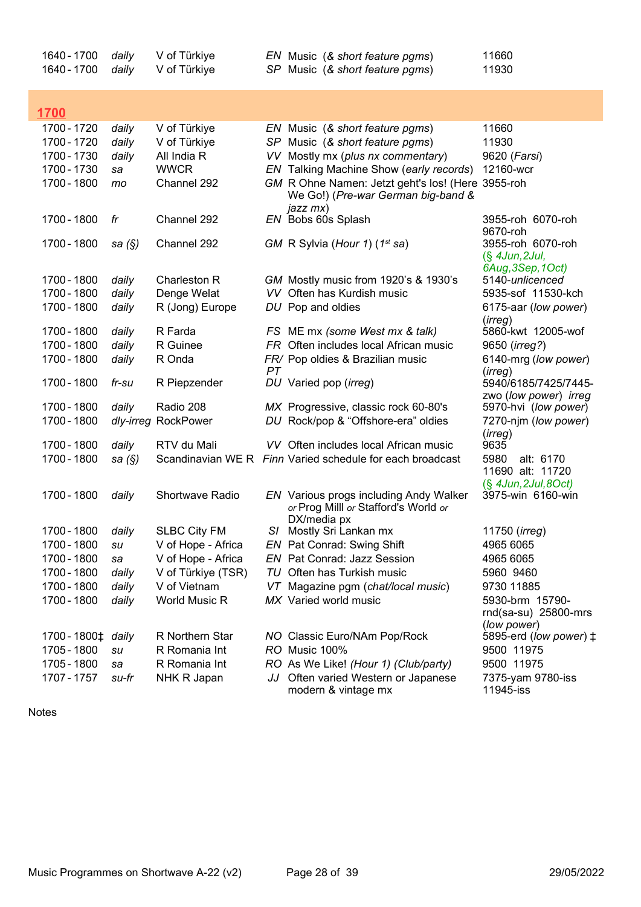| | | | | | |
|---|---|---|---|---|---|
| 1640 - 1700 | daily | V of Türkiye | EN | Music (*& short feature pgms*) | 11660 |
| 1640 - 1700 | daily | V of Türkiye | SP | Music (*& short feature pgms*) | 11930 |

## 1700

| | | | | | |
|---|---|---|---|---|---|
| 1700 - 1720 | daily | V of Türkiye | EN | Music (*& short feature pgms*) | 11660 |
| 1700 - 1720 | daily | V of Türkiye | SP | Music (*& short feature pgms*) | 11930 |
| 1700 - 1730 | daily | All India R | VV | Mostly mx (*plus nx commentary*) | 9620 (*Farsi*) |
| 1700 - 1730 | sa | WWCR | EN | Talking Machine Show (*early records*) | 12160-wcr |
| 1700 - 1800 | mo | Channel 292 | GM | R Ohne Namen: Jetzt geht's los! (Here We Go!) (*Pre-war German big-band & jazz mx*) | 3955-roh |
| 1700 - 1800 | fr | Channel 292 | EN | Bobs 60s Splash | 3955-roh 6070-roh 9670-roh |
| 1700 - 1800 | sa (§) | Channel 292 | GM | R Sylvia (*Hour 1*) (*1st sa*) | 3955-roh 6070-roh (*§ 4Jun,2Jul, 6Aug,3Sep,1Oct*) |
| 1700 - 1800 | daily | Charleston R | GM | Mostly music from 1920's & 1930's | 5140-*unlicenced* |
| 1700 - 1800 | daily | Denge Welat | VV | Often has Kurdish music | 5935-sof 11530-kch |
| 1700 - 1800 | daily | R (Jong) Europe | DU | Pop and oldies | 6175-aar (*low power*) (*irreg*) |
| 1700 - 1800 | daily | R Farda | FS | ME mx *(some West mx & talk)* | 5860-kwt 12005-wof |
| 1700 - 1800 | daily | R Guinee | FR | Often includes local African music | 9650 (*irreg?*) |
| 1700 - 1800 | daily | R Onda | FR/ PT | Pop oldies & Brazilian music | 6140-mrg (*low power*) (*irreg*) |
| 1700 - 1800 | fr-su | R Piepzender | DU | Varied pop (*irreg*) | 5940/6185/7425/7445-zwo (*low power*) *irreg* |
| 1700 - 1800 | daily | Radio 208 | MX | Progressive, classic rock 60-80's | 5970-hvi (*low power*) |
| 1700 - 1800 | dly-irreg | RockPower | DU | Rock/pop & "Offshore-era" oldies | 7270-njm (*low power*) (*irreg*) |
| 1700 - 1800 | daily | RTV du Mali | VV | Often includes local African music | 9635 |
| 1700 - 1800 | sa (§) | Scandinavian WE R | Finn | Varied schedule for each broadcast | 5980 alt: 6170 11690 alt: 11720 (*§ 4Jun,2Jul,8Oct*) |
| 1700 - 1800 | daily | Shortwave Radio | EN | Various progs including Andy Walker *or* Prog Milll *or* Stafford's World *or* DX/media px | 3975-win 6160-win |
| 1700 - 1800 | daily | SLBC City FM | SI | Mostly Sri Lankan mx | 11750 (*irreg*) |
| 1700 - 1800 | su | V of Hope - Africa | EN | Pat Conrad: Swing Shift | 4965 6065 |
| 1700 - 1800 | sa | V of Hope - Africa | EN | Pat Conrad: Jazz Session | 4965 6065 |
| 1700 - 1800 | daily | V of Türkiye (TSR) | TU | Often has Turkish music | 5960 9460 |
| 1700 - 1800 | daily | V of Vietnam | VT | Magazine pgm (*chat/local music*) | 9730 11885 |
| 1700 - 1800 | daily | World Music R | MX | Varied world music | 5930-brm 15790-rnd(sa-su) 25800-mrs (*low power*) |
| 1700 - 1800‡ | daily | R Northern Star | NO | Classic Euro/NAm Pop/Rock | 5895-erd (*low power*) ‡ |
| 1705 - 1800 | su | R Romania Int | RO | Music 100% | 9500 11975 |
| 1705 - 1800 | sa | R Romania Int | RO | As We Like! *(Hour 1) (Club/party)* | 9500 11975 |
| 1707 - 1757 | su-fr | NHK R Japan | JJ | Often varied Western or Japanese modern & vintage mx | 7375-yam 9780-iss 11945-iss |

Notes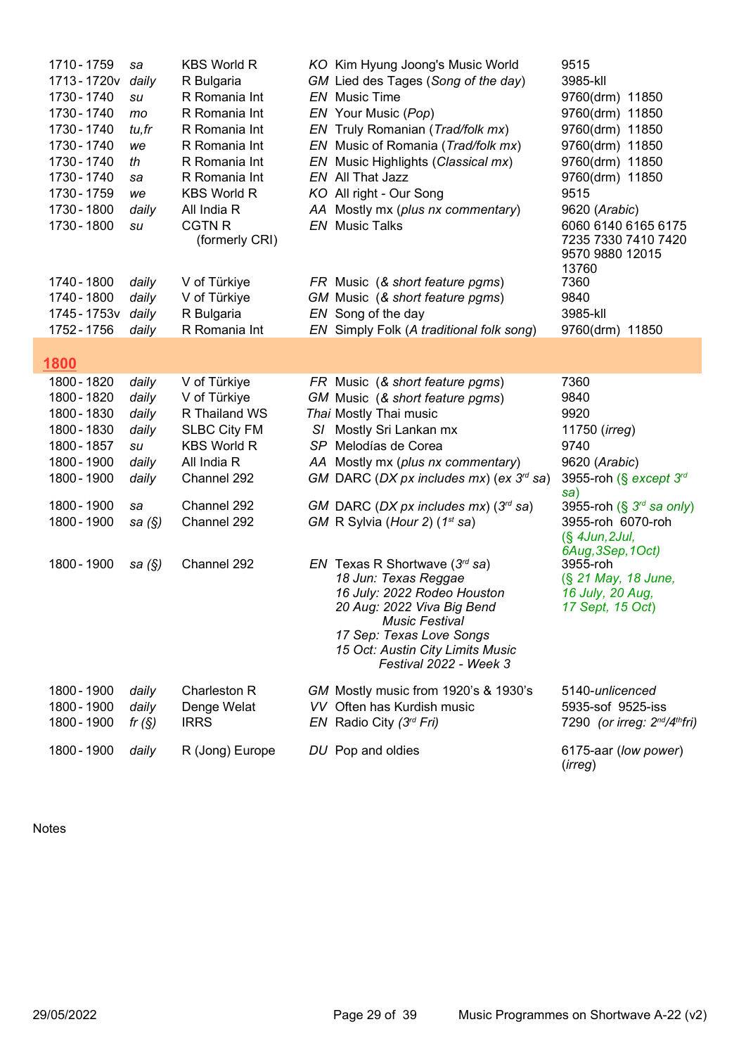| | | | | |
|---|---|---|---|---|
| 1710 - 1759 | *sa* | KBS World R | *KO* Kim Hyung Joong's Music World | 9515 |
| 1713 - 1720v | *daily* | R Bulgaria | *GM* Lied des Tages (*Song of the day*) | 3985-kll |
| 1730 - 1740 | *su* | R Romania Int | *EN* Music Time | 9760(drm) 11850 |
| 1730 - 1740 | *mo* | R Romania Int | *EN* Your Music (*Pop*) | 9760(drm) 11850 |
| 1730 - 1740 | *tu,fr* | R Romania Int | *EN* Truly Romanian (*Trad/folk mx*) | 9760(drm) 11850 |
| 1730 - 1740 | *we* | R Romania Int | *EN* Music of Romania (*Trad/folk mx*) | 9760(drm) 11850 |
| 1730 - 1740 | *th* | R Romania Int | *EN* Music Highlights (*Classical mx*) | 9760(drm) 11850 |
| 1730 - 1740 | *sa* | R Romania Int | *EN* All That Jazz | 9760(drm) 11850 |
| 1730 - 1759 | *we* | KBS World R | *KO* All right - Our Song | 9515 |
| 1730 - 1800 | *daily* | All India R | *AA* Mostly mx (*plus nx commentary*) | 9620 (*Arabic*) |
| 1730 - 1800 | *su* | CGTN R (formerly CRI) | *EN* Music Talks | 6060 6140 6165 6175 7235 7330 7410 7420 9570 9880 12015 13760 |
| 1740 - 1800 | *daily* | V of Türkiye | *FR* Music (*& short feature pgms*) | 7360 |
| 1740 - 1800 | *daily* | V of Türkiye | *GM* Music (*& short feature pgms*) | 9840 |
| 1745 - 1753v | *daily* | R Bulgaria | *EN* Song of the day | 3985-kll |
| 1752 - 1756 | *daily* | R Romania Int | *EN* Simply Folk (*A traditional folk song*) | 9760(drm) 11850 |
| **1800** | | | | |
| 1800 - 1820 | *daily* | V of Türkiye | *FR* Music (*& short feature pgms*) | 7360 |
| 1800 - 1820 | *daily* | V of Türkiye | *GM* Music (*& short feature pgms*) | 9840 |
| 1800 - 1830 | *daily* | R Thailand WS | *Thai* Mostly Thai music | 9920 |
| 1800 - 1830 | *daily* | SLBC City FM | *SI* Mostly Sri Lankan mx | 11750 (*irreg*) |
| 1800 - 1857 | *su* | KBS World R | *SP* Melodías de Corea | 9740 |
| 1800 - 1900 | *daily* | All India R | *AA* Mostly mx (*plus nx commentary*) | 9620 (*Arabic*) |
| 1800 - 1900 | *daily* | Channel 292 | *GM* DARC (*DX px includes mx*) (*ex 3rd sa*) | 3955-roh (*§ except 3rd sa*) |
| 1800 - 1900 | *sa* | Channel 292 | *GM* DARC (*DX px includes mx*) (*3rd sa*) | 3955-roh (*§ 3rd sa only*) |
| 1800 - 1900 | *sa (§)* | Channel 292 | *GM* R Sylvia (*Hour 2*) (*1st sa*) | 3955-roh 6070-roh (*§ 4Jun,2Jul, 6Aug,3Sep,1Oct*) |
| 1800 - 1900 | *sa (§)* | Channel 292 | *EN* Texas R Shortwave (*3rd sa*) *18 Jun: Texas Reggae* *16 July: 2022 Rodeo Houston* *20 Aug: 2022 Viva Big Bend Music Festival* *17 Sep: Texas Love Songs* *15 Oct: Austin City Limits Music Festival 2022 - Week 3* | 3955-roh (*§ 21 May, 18 June, 16 July, 20 Aug, 17 Sept, 15 Oct*) |
| 1800 - 1900 | *daily* | Charleston R | *GM* Mostly music from 1920's & 1930's | 5140-*unlicenced* |
| 1800 - 1900 | *daily* | Denge Welat | *VV* Often has Kurdish music | 5935-sof 9525-iss |
| 1800 - 1900 | *fr (§)* | IRRS | *EN* Radio City (*3rd Fri*) | 7290 (*or irreg: 2nd/4th fri*) |
| 1800 - 1900 | *daily* | R (Jong) Europe | *DU* Pop and oldies | 6175-aar (*low power*) (*irreg*) |

Notes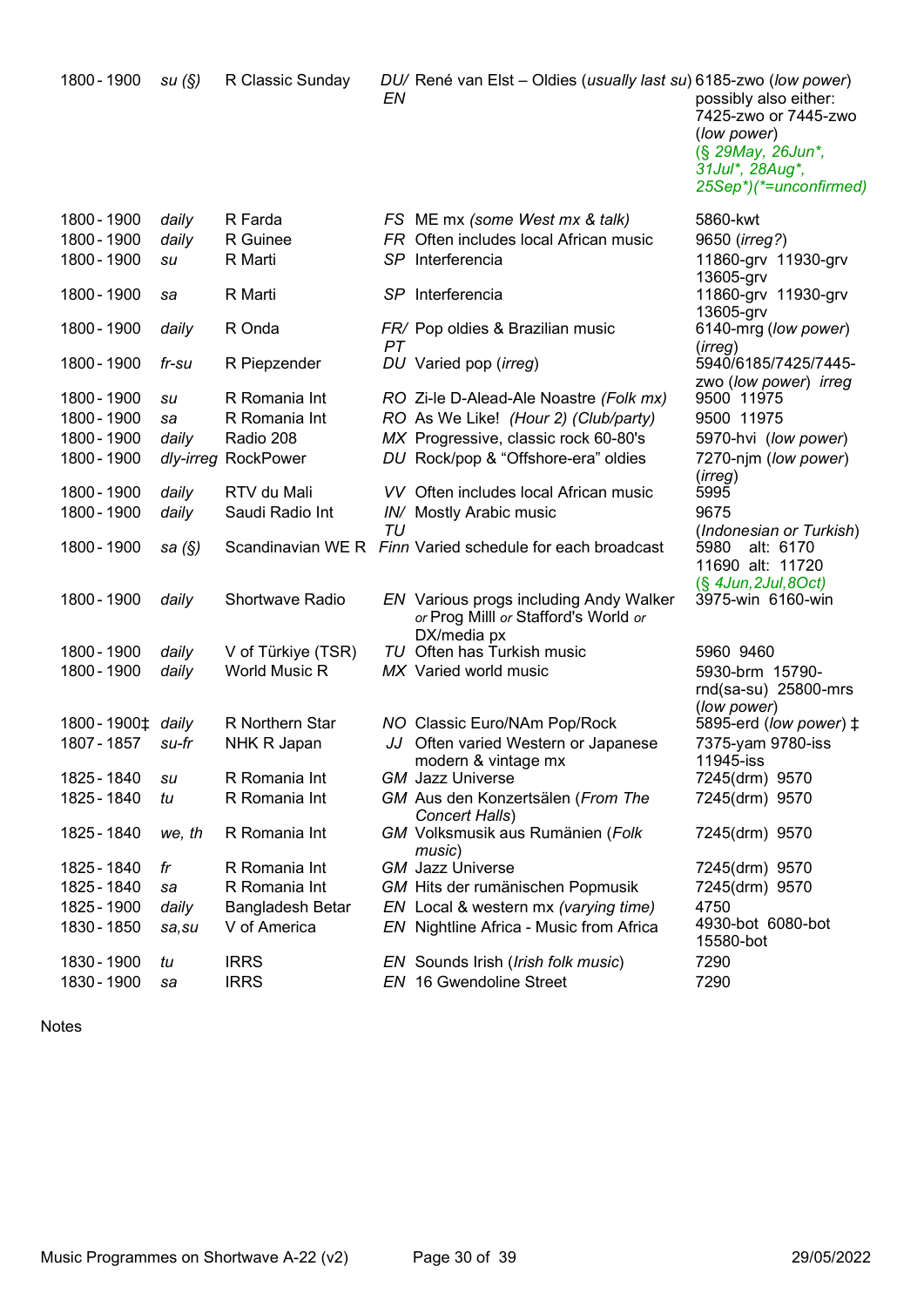| | | | | | |
|---|---|---|---|---|---|
| 1800 - 1900 | *su (§)* | R Classic Sunday | *DU/ EN* | René van Elst – Oldies (*usually last su*) | 6185-zwo (*low power*) possibly also either: 7425-zwo or 7445-zwo (*low power*) (*§ 29May, 26Jun\*, 31Jul\*, 28Aug\*, 25Sep\*)(\*=unconfirmed)* |
| 1800 - 1900 | *daily* | R Farda | *FS* | ME mx *(some West mx & talk)* | 5860-kwt |
| 1800 - 1900 | *daily* | R Guinee | *FR* | Often includes local African music | 9650 (*irreg?*) |
| 1800 - 1900 | *su* | R Marti | *SP* | Interferencia | 11860-grv 11930-grv 13605-grv |
| 1800 - 1900 | *sa* | R Marti | *SP* | Interferencia | 11860-grv 11930-grv 13605-grv |
| 1800 - 1900 | *daily* | R Onda | *FR/ PT* | Pop oldies & Brazilian music | 6140-mrg (*low power*) (*irreg*) |
| 1800 - 1900 | *fr-su* | R Piepzender | *DU* | Varied pop (*irreg*) | 5940/6185/7425/7445-zwo (*low power*) *irreg* |
| 1800 - 1900 | *su* | R Romania Int | *RO* | Zi-le D-Alead-Ale Noastre *(Folk mx)* | 9500 11975 |
| 1800 - 1900 | *sa* | R Romania Int | *RO* | As We Like! *(Hour 2) (Club/party)* | 9500 11975 |
| 1800 - 1900 | *daily* | Radio 208 | *MX* | Progressive, classic rock 60-80's | 5970-hvi (*low power*) |
| 1800 - 1900 | *dly-irreg* | RockPower | *DU* | Rock/pop & “Offshore-era” oldies | 7270-njm (*low power*) (*irreg*) |
| 1800 - 1900 | *daily* | RTV du Mali | *VV* | Often includes local African music | 5995 |
| 1800 - 1900 | *daily* | Saudi Radio Int | *IN/ TU* | Mostly Arabic music | 9675 (*Indonesian or Turkish*) |
| 1800 - 1900 | *sa (§)* | Scandinavian WE R | *Finn* | Varied schedule for each broadcast | 5980 alt: 6170 11690 alt: 11720 (*§ 4Jun,2Jul,8Oct*) |
| 1800 - 1900 | *daily* | Shortwave Radio | *EN* | Various progs including Andy Walker *or* Prog Milll *or* Stafford's World *or* DX/media px | 3975-win 6160-win |
| 1800 - 1900 | *daily* | V of Türkiye (TSR) | *TU* | Often has Turkish music | 5960 9460 |
| 1800 - 1900 | *daily* | World Music R | *MX* | Varied world music | 5930-brm 15790-rnd(sa-su) 25800-mrs (*low power*) |
| 1800 - 1900‡ | *daily* | R Northern Star | *NO* | Classic Euro/NAm Pop/Rock | 5895-erd (*low power*) ‡ |
| 1807 - 1857 | *su-fr* | NHK R Japan | *JJ* | Often varied Western or Japanese modern & vintage mx | 7375-yam 9780-iss 11945-iss |
| 1825 - 1840 | *su* | R Romania Int | *GM* | Jazz Universe | 7245(drm) 9570 |
| 1825 - 1840 | *tu* | R Romania Int | *GM* | Aus den Konzertsälen (*From The Concert Halls*) | 7245(drm) 9570 |
| 1825 - 1840 | *we, th* | R Romania Int | *GM* | Volksmusik aus Rumänien (*Folk music*) | 7245(drm) 9570 |
| 1825 - 1840 | *fr* | R Romania Int | *GM* | Jazz Universe | 7245(drm) 9570 |
| 1825 - 1840 | *sa* | R Romania Int | *GM* | Hits der rumänischen Popmusik | 7245(drm) 9570 |
| 1825 - 1900 | *daily* | Bangladesh Betar | *EN* | Local & western mx *(varying time)* | 4750 |
| 1830 - 1850 | *sa,su* | V of America | *EN* | Nightline Africa - Music from Africa | 4930-bot 6080-bot 15580-bot |
| 1830 - 1900 | *tu* | IRRS | *EN* | Sounds Irish (*Irish folk music*) | 7290 |
| 1830 - 1900 | *sa* | IRRS | *EN* | 16 Gwendoline Street | 7290 |

Notes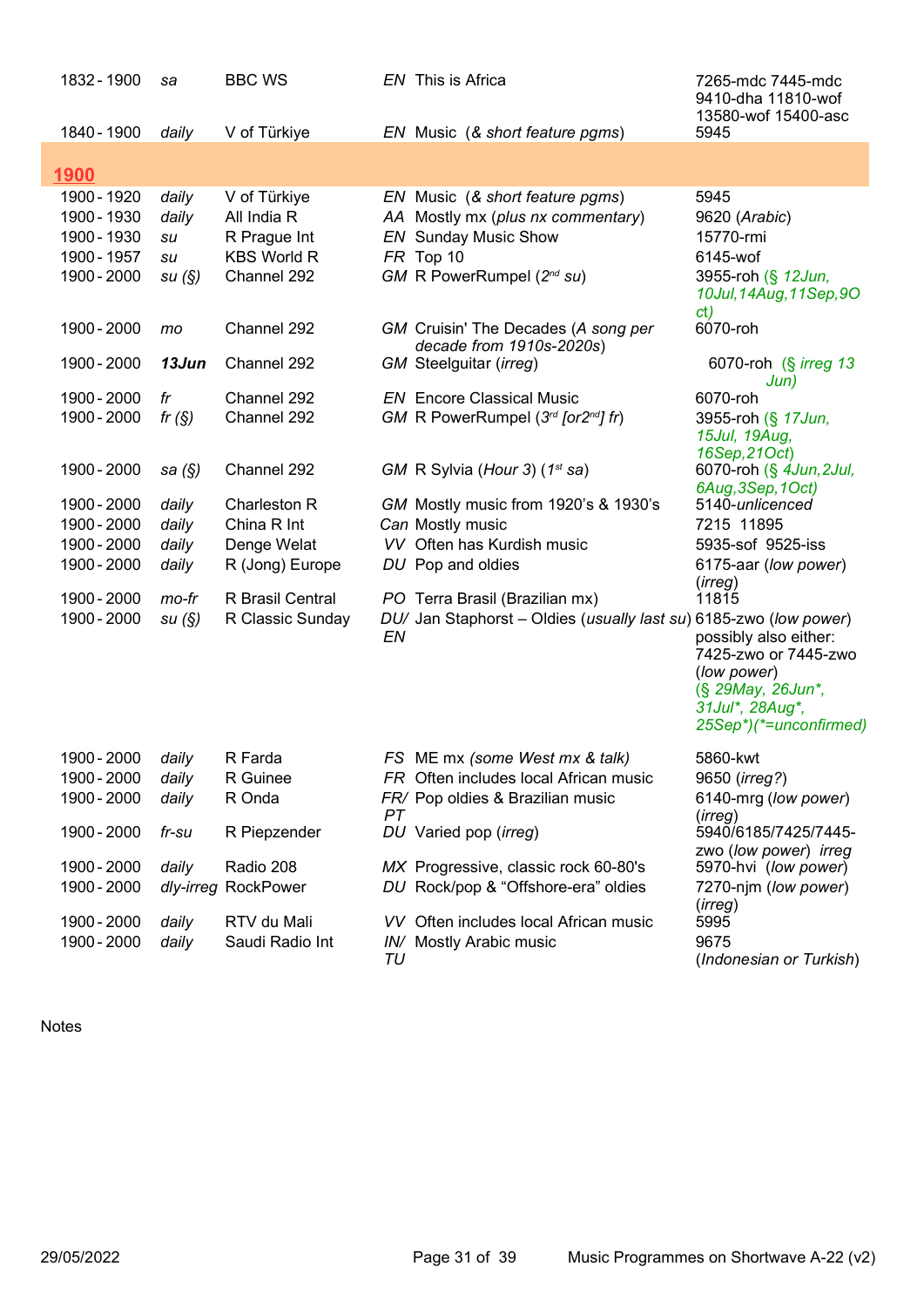| | | | | | |
|---|---|---|---|---|---|
| 1832 - 1900 | *sa* | BBC WS | *EN* | This is Africa | 7265-mdc 7445-mdc 9410-dha 11810-wof 13580-wof 15400-asc |
| 1840 - 1900 | *daily* | V of Türkiye | *EN* | Music (*& short feature pgms*) | 5945 |

## 1900

| | | | | | |
|---|---|---|---|---|---|
| 1900 - 1920 | *daily* | V of Türkiye | *EN* | Music (*& short feature pgms*) | 5945 |
| 1900 - 1930 | *daily* | All India R | *AA* | Mostly mx (*plus nx commentary*) | 9620 (*Arabic*) |
| 1900 - 1930 | *su* | R Prague Int | *EN* | Sunday Music Show | 15770-rmi |
| 1900 - 1957 | *su* | KBS World R | *FR* | Top 10 | 6145-wof |
| 1900 - 2000 | *su (§)* | Channel 292 | *GM* | R PowerRumpel (*2nd su*) | 3955-roh (*§ 12Jun, 10Jul,14Aug,11Sep,9Oct)* |
| 1900 - 2000 | *mo* | Channel 292 | *GM* | Cruisin' The Decades (*A song per decade from 1910s-2020s*) | 6070-roh |
| 1900 - 2000 | ***13Jun*** | Channel 292 | *GM* | Steelguitar (*irreg*) | 6070-roh (*§ irreg 13 Jun)* |
| 1900 - 2000 | *fr* | Channel 292 | *EN* | Encore Classical Music | 6070-roh |
| 1900 - 2000 | *fr (§)* | Channel 292 | *GM* | R PowerRumpel (*3rd [or2nd] fr*) | 3955-roh (*§ 17Jun, 15Jul, 19Aug, 16Sep,21Oct)* |
| 1900 - 2000 | *sa (§)* | Channel 292 | *GM* | R Sylvia (*Hour 3*) (*1st sa*) | 6070-roh (*§ 4Jun,2Jul, 6Aug,3Sep,1Oct)* |
| 1900 - 2000 | *daily* | Charleston R | *GM* | Mostly music from 1920's & 1930's | 5140-*unlicenced* |
| 1900 - 2000 | *daily* | China R Int | *Can* | Mostly music | 7215 11895 |
| 1900 - 2000 | *daily* | Denge Welat | *VV* | Often has Kurdish music | 5935-sof 9525-iss |
| 1900 - 2000 | *daily* | R (Jong) Europe | *DU* | Pop and oldies | 6175-aar (*low power*) (*irreg*) |
| 1900 - 2000 | *mo-fr* | R Brasil Central | *PO* | Terra Brasil (Brazilian mx) | 11815 |
| 1900 - 2000 | *su (§)* | R Classic Sunday | *DU/ EN* | Jan Staphorst – Oldies (*usually last su*) | 6185-zwo (*low power*) possibly also either: 7425-zwo or 7445-zwo (*low power*) (*§ 29May, 26Jun\*, 31Jul\*, 28Aug\*, 25Sep\*)(\*=unconfirmed)* |
| 1900 - 2000 | *daily* | R Farda | *FS* | ME mx (*some West mx & talk*) | 5860-kwt |
| 1900 - 2000 | *daily* | R Guinee | *FR* | Often includes local African music | 9650 (*irreg?*) |
| 1900 - 2000 | *daily* | R Onda | *FR/ PT* | Pop oldies & Brazilian music | 6140-mrg (*low power*) (*irreg*) |
| 1900 - 2000 | *fr-su* | R Piepzender | *DU* | Varied pop (*irreg*) | 5940/6185/7425/7445-zwo (*low power*) *irreg* |
| 1900 - 2000 | *daily* | Radio 208 | *MX* | Progressive, classic rock 60-80's | 5970-hvi (*low power*) |
| 1900 - 2000 | *dly-irreg* | RockPower | *DU* | Rock/pop & "Offshore-era" oldies | 7270-njm (*low power*) (*irreg*) |
| 1900 - 2000 | *daily* | RTV du Mali | *VV* | Often includes local African music | 5995 |
| 1900 - 2000 | *daily* | Saudi Radio Int | *IN/ TU* | Mostly Arabic music | 9675 (*Indonesian or Turkish*) |

Notes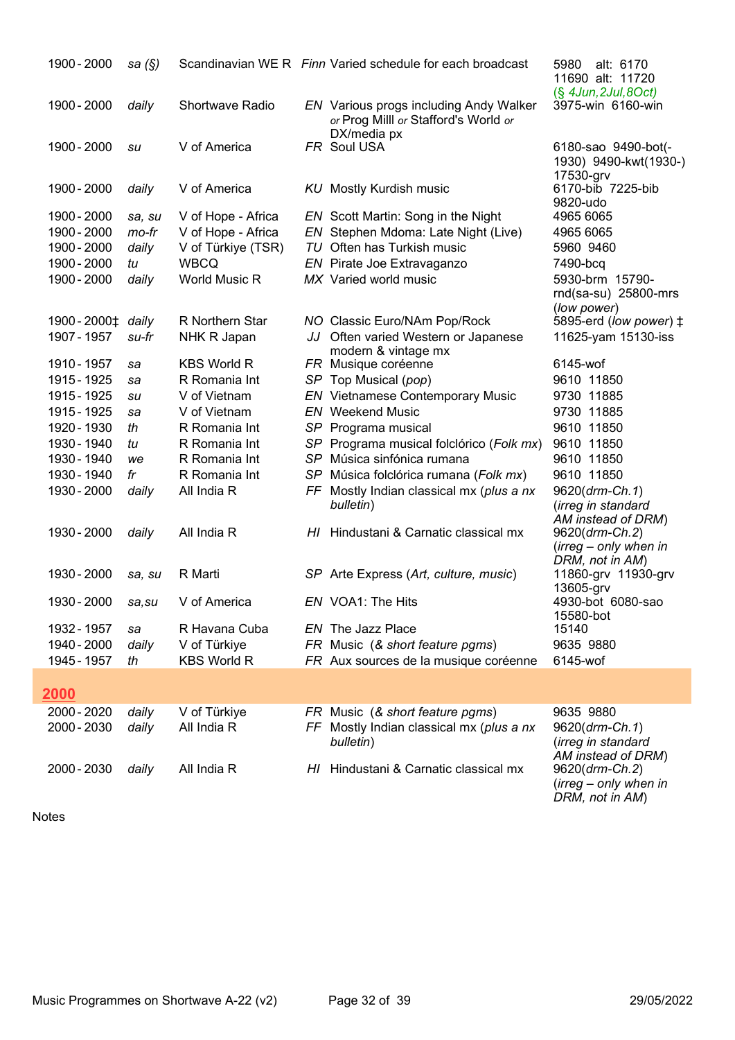| | | | | | |
|---|---|---|---|---|---|
| 1900 - 2000 | *sa (§)* | Scandinavian WE R | *Finn* | Varied schedule for each broadcast | 5980 alt: 6170 11690 alt: 11720 (*§ 4Jun,2Jul,8Oct*) |
| 1900 - 2000 | *daily* | Shortwave Radio | *EN* | Various progs including Andy Walker *or* Prog Milll *or* Stafford's World *or* DX/media px | 3975-win 6160-win |
| 1900 - 2000 | *su* | V of America | *FR* | Soul USA | 6180-sao 9490-bot(-1930) 9490-kwt(1930-) 17530-grv |
| 1900 - 2000 | *daily* | V of America | *KU* | Mostly Kurdish music | 6170-bib 7225-bib 9820-udo |
| 1900 - 2000 | *sa, su* | V of Hope - Africa | *EN* | Scott Martin: Song in the Night | 4965 6065 |
| 1900 - 2000 | *mo-fr* | V of Hope - Africa | *EN* | Stephen Mdoma: Late Night (Live) | 4965 6065 |
| 1900 - 2000 | *daily* | V of Türkiye (TSR) | *TU* | Often has Turkish music | 5960 9460 |
| 1900 - 2000 | *tu* | WBCQ | *EN* | Pirate Joe Extravaganzo | 7490-bcq |
| 1900 - 2000 | *daily* | World Music R | *MX* | Varied world music | 5930-brm 15790-rnd(sa-su) 25800-mrs (*low power*) |
| 1900 - 2000‡ | *daily* | R Northern Star | *NO* | Classic Euro/NAm Pop/Rock | 5895-erd (*low power*) ‡ |
| 1907 - 1957 | *su-fr* | NHK R Japan | *JJ* | Often varied Western or Japanese modern & vintage mx | 11625-yam 15130-iss |
| 1910 - 1957 | *sa* | KBS World R | *FR* | Musique coréenne | 6145-wof |
| 1915 - 1925 | *sa* | R Romania Int | *SP* | Top Musical (*pop*) | 9610 11850 |
| 1915 - 1925 | *su* | V of Vietnam | *EN* | Vietnamese Contemporary Music | 9730 11885 |
| 1915 - 1925 | *sa* | V of Vietnam | *EN* | Weekend Music | 9730 11885 |
| 1920 - 1930 | *th* | R Romania Int | *SP* | Programa musical | 9610 11850 |
| 1930 - 1940 | *tu* | R Romania Int | *SP* | Programa musical folclórico (*Folk mx*) | 9610 11850 |
| 1930 - 1940 | *we* | R Romania Int | *SP* | Música sinfónica rumana | 9610 11850 |
| 1930 - 1940 | *fr* | R Romania Int | *SP* | Música folclórica rumana (*Folk mx*) | 9610 11850 |
| 1930 - 2000 | *daily* | All India R | *FF* | Mostly Indian classical mx (*plus a nx bulletin*) | 9620(*drm-Ch.1*) (*irreg in standard AM instead of DRM*) |
| 1930 - 2000 | *daily* | All India R | *HI* | Hindustani & Carnatic classical mx | 9620(*drm-Ch.2*) (*irreg – only when in DRM, not in AM*) |
| 1930 - 2000 | *sa, su* | R Marti | *SP* | Arte Express (*Art, culture, music*) | 11860-grv 11930-grv 13605-grv |
| 1930 - 2000 | *sa,su* | V of America | *EN* | VOA1: The Hits | 4930-bot 6080-sao 15580-bot |
| 1932 - 1957 | *sa* | R Havana Cuba | *EN* | The Jazz Place | 15140 |
| 1940 - 2000 | *daily* | V of Türkiye | *FR* | Music (*& short feature pgms*) | 9635 9880 |
| 1945 - 1957 | *th* | KBS World R | *FR* | Aux sources de la musique coréenne | 6145-wof |

## 2000

| | | | | | |
|---|---|---|---|---|---|
| 2000 - 2020 | *daily* | V of Türkiye | *FR* | Music (*& short feature pgms*) | 9635 9880 |
| 2000 - 2030 | *daily* | All India R | *FF* | Mostly Indian classical mx (*plus a nx bulletin*) | 9620(*drm-Ch.1*) (*irreg in standard AM instead of DRM*) |
| 2000 - 2030 | *daily* | All India R | *HI* | Hindustani & Carnatic classical mx | 9620(*drm-Ch.2*) (*irreg – only when in DRM, not in AM*) |

Notes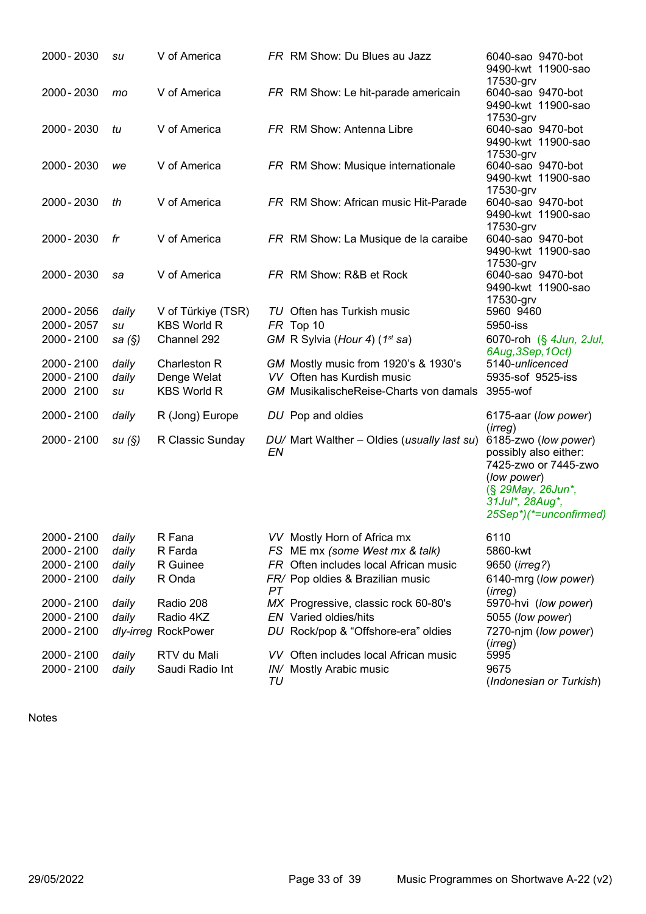| | | | | | |
|---|---|---|---|---|---|
| 2000 - 2030 | *su* | V of America | *FR* | RM Show: Du Blues au Jazz | 6040-sao 9470-bot 9490-kwt 11900-sao 17530-grv |
| 2000 - 2030 | *mo* | V of America | *FR* | RM Show: Le hit-parade americain | 6040-sao 9470-bot 9490-kwt 11900-sao 17530-grv |
| 2000 - 2030 | *tu* | V of America | *FR* | RM Show: Antenna Libre | 6040-sao 9470-bot 9490-kwt 11900-sao 17530-grv |
| 2000 - 2030 | *we* | V of America | *FR* | RM Show: Musique internationale | 6040-sao 9470-bot 9490-kwt 11900-sao 17530-grv |
| 2000 - 2030 | *th* | V of America | *FR* | RM Show: African music Hit-Parade | 6040-sao 9470-bot 9490-kwt 11900-sao 17530-grv |
| 2000 - 2030 | *fr* | V of America | *FR* | RM Show: La Musique de la caraibe | 6040-sao 9470-bot 9490-kwt 11900-sao 17530-grv |
| 2000 - 2030 | *sa* | V of America | *FR* | RM Show: R&B et Rock | 6040-sao 9470-bot 9490-kwt 11900-sao 17530-grv |
| 2000 - 2056 | *daily* | V of Türkiye (TSR) | *TU* | Often has Turkish music | 5960 9460 |
| 2000 - 2057 | *su* | KBS World R | *FR* | Top 10 | 5950-iss |
| 2000 - 2100 | *sa (§)* | Channel 292 | *GM* | R Sylvia (*Hour 4*) (*1st sa*) | 6070-roh *(§ 4Jun, 2Jul, 6Aug,3Sep,1Oct)* |
| 2000 - 2100 | *daily* | Charleston R | *GM* | Mostly music from 1920's & 1930's | 5140-*unlicenced* |
| 2000 - 2100 | *daily* | Denge Welat | *VV* | Often has Kurdish music | 5935-sof 9525-iss |
| 2000 2100 | *su* | KBS World R | *GM* | MusikalischeReise-Charts von damals | 3955-wof |
| 2000 - 2100 | *daily* | R (Jong) Europe | *DU* | Pop and oldies | 6175-aar (*low power*) (*irreg*) |
| 2000 - 2100 | *su (§)* | R Classic Sunday | *DU/ EN* | Mart Walther – Oldies (*usually last su*) | 6185-zwo (*low power*) possibly also either: 7425-zwo or 7445-zwo (*low power*) *(§ 29May, 26Jun\*, 31Jul\*, 28Aug\*, 25Sep\*)(\*=unconfirmed)* |
| 2000 - 2100 | *daily* | R Fana | *VV* | Mostly Horn of Africa mx | 6110 |
| 2000 - 2100 | *daily* | R Farda | *FS* | ME mx *(some West mx & talk)* | 5860-kwt |
| 2000 - 2100 | *daily* | R Guinee | *FR* | Often includes local African music | 9650 (*irreg?*) |
| 2000 - 2100 | *daily* | R Onda | *FR/ PT* | Pop oldies & Brazilian music | 6140-mrg (*low power*) (*irreg*) |
| 2000 - 2100 | *daily* | Radio 208 | *MX* | Progressive, classic rock 60-80's | 5970-hvi (*low power*) |
| 2000 - 2100 | *daily* | Radio 4KZ | *EN* | Varied oldies/hits | 5055 (*low power*) |
| 2000 - 2100 | *dly-irreg* | RockPower | *DU* | Rock/pop & "Offshore-era" oldies | 7270-njm (*low power*) (*irreg*) |
| 2000 - 2100 | *daily* | RTV du Mali | *VV* | Often includes local African music | 5995 |
| 2000 - 2100 | *daily* | Saudi Radio Int | *IN/ TU* | Mostly Arabic music | 9675 (*Indonesian or Turkish*) |

Notes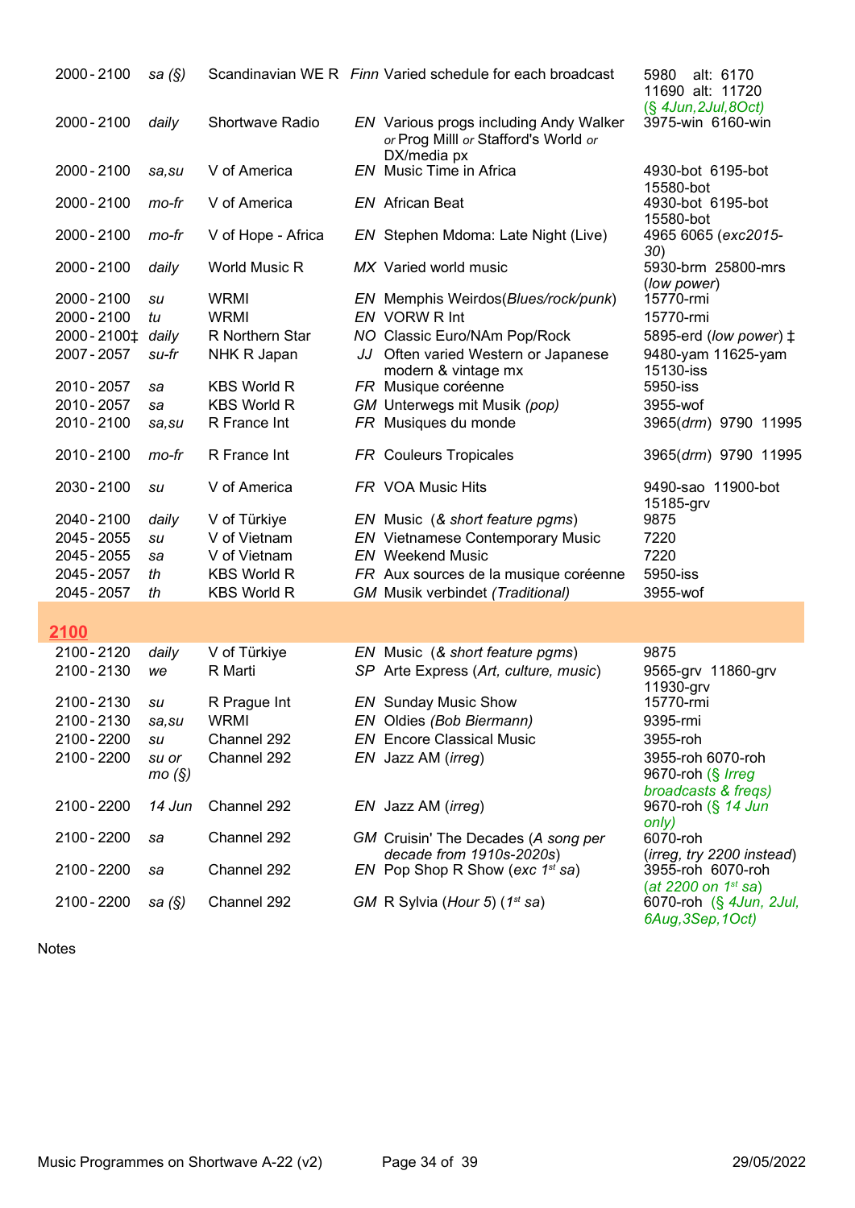| Time | Days | Station | Lang | Programme | Frequencies |
|---|---|---|---|---|---|
| 2000 - 2100 | *sa (§)* | Scandinavian WE R | *Finn* | Varied schedule for each broadcast | 5980 alt: 6170 11690 alt: 11720 (*§ 4Jun,2Jul,8Oct*) |
| 2000 - 2100 | *daily* | Shortwave Radio | *EN* | Various progs including Andy Walker *or* Prog Milll *or* Stafford's World *or* DX/media px | 3975-win 6160-win |
| 2000 - 2100 | *sa,su* | V of America | *EN* | Music Time in Africa | 4930-bot 6195-bot 15580-bot |
| 2000 - 2100 | *mo-fr* | V of America | *EN* | African Beat | 4930-bot 6195-bot 15580-bot |
| 2000 - 2100 | *mo-fr* | V of Hope - Africa | *EN* | Stephen Mdoma: Late Night (Live) | 4965 6065 (*exc2015-30*) |
| 2000 - 2100 | *daily* | World Music R | *MX* | Varied world music | 5930-brm 25800-mrs (*low power*) |
| 2000 - 2100 | *su* | WRMI | *EN* | Memphis Weirdos(*Blues/rock/punk*) | 15770-rmi |
| 2000 - 2100 | *tu* | WRMI | *EN* | VORW R Int | 15770-rmi |
| 2000 - 2100‡ | *daily* | R Northern Star | *NO* | Classic Euro/NAm Pop/Rock | 5895-erd (*low power*) ‡ |
| 2007 - 2057 | *su-fr* | NHK R Japan | *JJ* | Often varied Western or Japanese modern & vintage mx | 9480-yam 11625-yam 15130-iss |
| 2010 - 2057 | *sa* | KBS World R | *FR* | Musique coréenne | 5950-iss |
| 2010 - 2057 | *sa* | KBS World R | *GM* | Unterwegs mit Musik *(pop)* | 3955-wof |
| 2010 - 2100 | *sa,su* | R France Int | *FR* | Musiques du monde | 3965(*drm*) 9790 11995 |
| 2010 - 2100 | *mo-fr* | R France Int | *FR* | Couleurs Tropicales | 3965(*drm*) 9790 11995 |
| 2030 - 2100 | *su* | V of America | *FR* | VOA Music Hits | 9490-sao 11900-bot 15185-grv |
| 2040 - 2100 | *daily* | V of Türkiye | *EN* | Music (*& short feature pgms*) | 9875 |
| 2045 - 2055 | *su* | V of Vietnam | *EN* | Vietnamese Contemporary Music | 7220 |
| 2045 - 2055 | *sa* | V of Vietnam | *EN* | Weekend Music | 7220 |
| 2045 - 2057 | *th* | KBS World R | *FR* | Aux sources de la musique coréenne | 5950-iss |
| 2045 - 2057 | *th* | KBS World R | *GM* | Musik verbindet *(Traditional)* | 3955-wof |
| **2100** | | | | | |
| 2100 - 2120 | *daily* | V of Türkiye | *EN* | Music (*& short feature pgms*) | 9875 |
| 2100 - 2130 | *we* | R Marti | *SP* | Arte Express (*Art, culture, music*) | 9565-grv 11860-grv 11930-grv |
| 2100 - 2130 | *su* | R Prague Int | *EN* | Sunday Music Show | 15770-rmi |
| 2100 - 2130 | *sa,su* | WRMI | *EN* | Oldies *(Bob Biermann)* | 9395-rmi |
| 2100 - 2200 | *su* | Channel 292 | *EN* | Encore Classical Music | 3955-roh |
| 2100 - 2200 | *su or mo (§)* | Channel 292 | *EN* | Jazz AM (*irreg*) | 3955-roh 6070-roh 9670-roh (*§ Irreg broadcasts & freqs)* |
| 2100 - 2200 | *14 Jun* | Channel 292 | *EN* | Jazz AM (*irreg*) | 9670-roh (*§ 14 Jun only)* |
| 2100 - 2200 | *sa* | Channel 292 | *GM* | Cruisin' The Decades (*A song per decade from 1910s-2020s*) | 6070-roh (*irreg, try 2200 instead*) |
| 2100 - 2200 | *sa* | Channel 292 | *EN* | Pop Shop R Show (*exc 1st sa*) | 3955-roh 6070-roh (*at 2200 on 1st sa*) |
| 2100 - 2200 | *sa (§)* | Channel 292 | *GM* | R Sylvia (*Hour 5*) (*1st sa*) | 6070-roh (*§ 4Jun, 2Jul, 6Aug,3Sep,1Oct)* |

Notes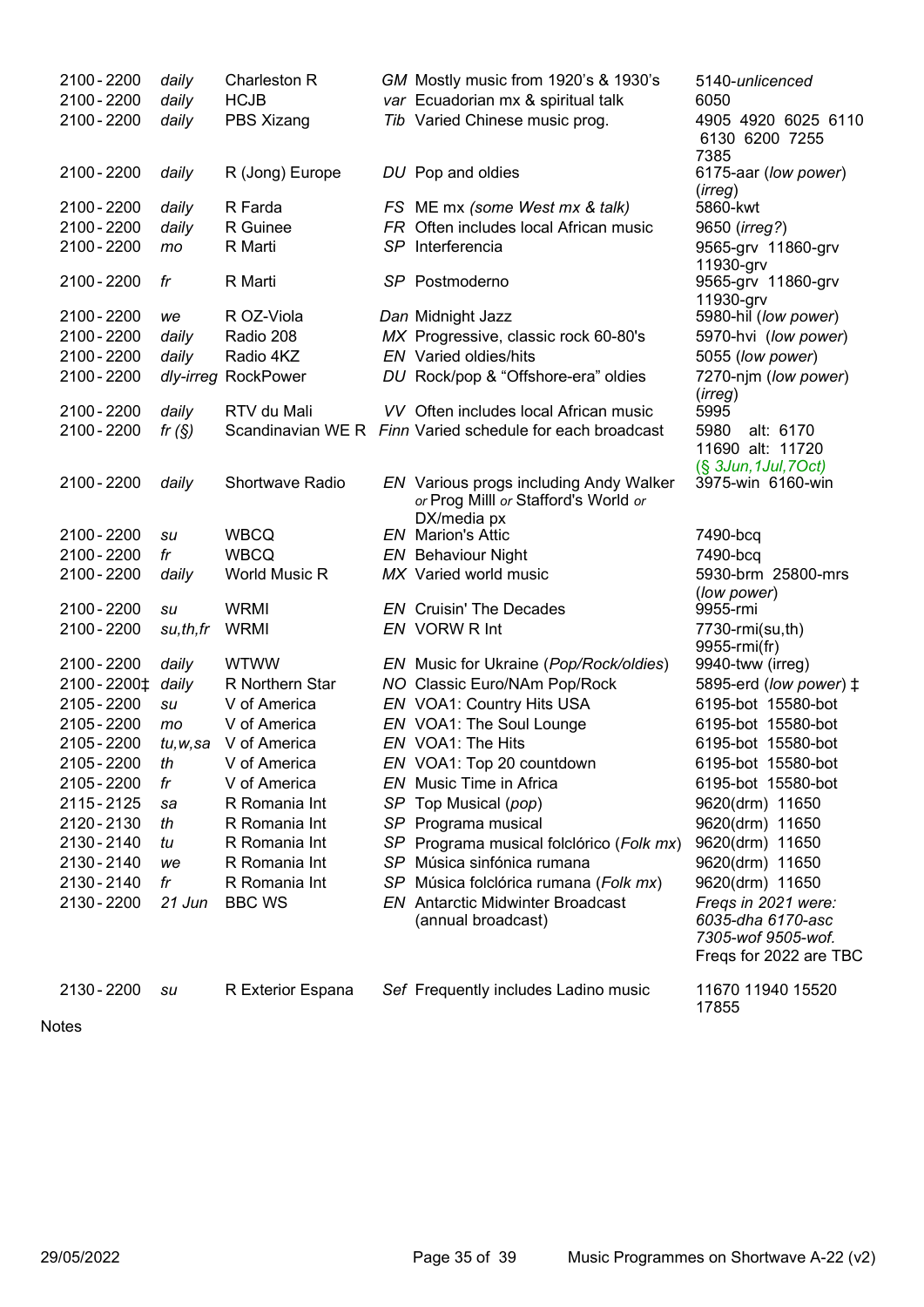| | | | | | |
|---|---|---|---|---|---|
| 2100 - 2200 | daily | Charleston R | GM | Mostly music from 1920's & 1930's | 5140-*unlicenced* |
| 2100 - 2200 | daily | HCJB | var | Ecuadorian mx & spiritual talk | 6050 |
| 2100 - 2200 | daily | PBS Xizang | Tib | Varied Chinese music prog. | 4905 4920 6025 6110 6130 6200 7255 7385 |
| 2100 - 2200 | daily | R (Jong) Europe | DU | Pop and oldies | 6175-aar (*low power*) (*irreg*) |
| 2100 - 2200 | daily | R Farda | FS | ME mx *(some West mx & talk)* | 5860-kwt |
| 2100 - 2200 | daily | R Guinee | FR | Often includes local African music | 9650 (*irreg?*) |
| 2100 - 2200 | mo | R Marti | SP | Interferencia | 9565-grv 11860-grv 11930-grv |
| 2100 - 2200 | fr | R Marti | SP | Postmoderno | 9565-grv 11860-grv 11930-grv |
| 2100 - 2200 | we | R OZ-Viola | Dan | Midnight Jazz | 5980-hil (*low power*) |
| 2100 - 2200 | daily | Radio 208 | MX | Progressive, classic rock 60-80's | 5970-hvi (*low power*) |
| 2100 - 2200 | daily | Radio 4KZ | EN | Varied oldies/hits | 5055 (*low power*) |
| 2100 - 2200 | dly-irreg | RockPower | DU | Rock/pop & "Offshore-era" oldies | 7270-njm (*low power*) (*irreg*) |
| 2100 - 2200 | daily | RTV du Mali | VV | Often includes local African music | 5995 |
| 2100 - 2200 | fr (§) | Scandinavian WE R | Finn | Varied schedule for each broadcast | 5980 alt: 6170 11690 alt: 11720 (*§ 3Jun,1Jul,7Oct*) |
| 2100 - 2200 | daily | Shortwave Radio | EN | Various progs including Andy Walker *or* Prog Mill *or* Stafford's World *or* DX/media px | 3975-win 6160-win |
| 2100 - 2200 | su | WBCQ | EN | Marion's Attic | 7490-bcq |
| 2100 - 2200 | fr | WBCQ | EN | Behaviour Night | 7490-bcq |
| 2100 - 2200 | daily | World Music R | MX | Varied world music | 5930-brm 25800-mrs (*low power*) |
| 2100 - 2200 | su | WRMI | EN | Cruisin' The Decades | 9955-rmi |
| 2100 - 2200 | su,th,fr | WRMI | EN | VORW R Int | 7730-rmi(su,th) 9955-rmi(fr) |
| 2100 - 2200 | daily | WTWW | EN | Music for Ukraine (*Pop/Rock/oldies*) | 9940-tww (irreg) |
| 2100 - 2200‡ | daily | R Northern Star | NO | Classic Euro/NAm Pop/Rock | 5895-erd (*low power*) ‡ |
| 2105 - 2200 | su | V of America | EN | VOA1: Country Hits USA | 6195-bot 15580-bot |
| 2105 - 2200 | mo | V of America | EN | VOA1: The Soul Lounge | 6195-bot 15580-bot |
| 2105 - 2200 | tu,w,sa | V of America | EN | VOA1: The Hits | 6195-bot 15580-bot |
| 2105 - 2200 | th | V of America | EN | VOA1: Top 20 countdown | 6195-bot 15580-bot |
| 2105 - 2200 | fr | V of America | EN | Music Time in Africa | 6195-bot 15580-bot |
| 2115 - 2125 | sa | R Romania Int | SP | Top Musical (*pop*) | 9620(drm) 11650 |
| 2120 - 2130 | th | R Romania Int | SP | Programa musical | 9620(drm) 11650 |
| 2130 - 2140 | tu | R Romania Int | SP | Programa musical folclórico (*Folk mx*) | 9620(drm) 11650 |
| 2130 - 2140 | we | R Romania Int | SP | Música sinfónica rumana | 9620(drm) 11650 |
| 2130 - 2140 | fr | R Romania Int | SP | Música folclórica rumana (*Folk mx*) | 9620(drm) 11650 |
| 2130 - 2200 | 21 Jun | BBC WS | EN | Antarctic Midwinter Broadcast (annual broadcast) | *Freqs in 2021 were: 6035-dha 6170-asc 7305-wof 9505-wof.* Freqs for 2022 are TBC |
| 2130 - 2200 | su | R Exterior Espana | Sef | Frequently includes Ladino music | 11670 11940 15520 17855 |

Notes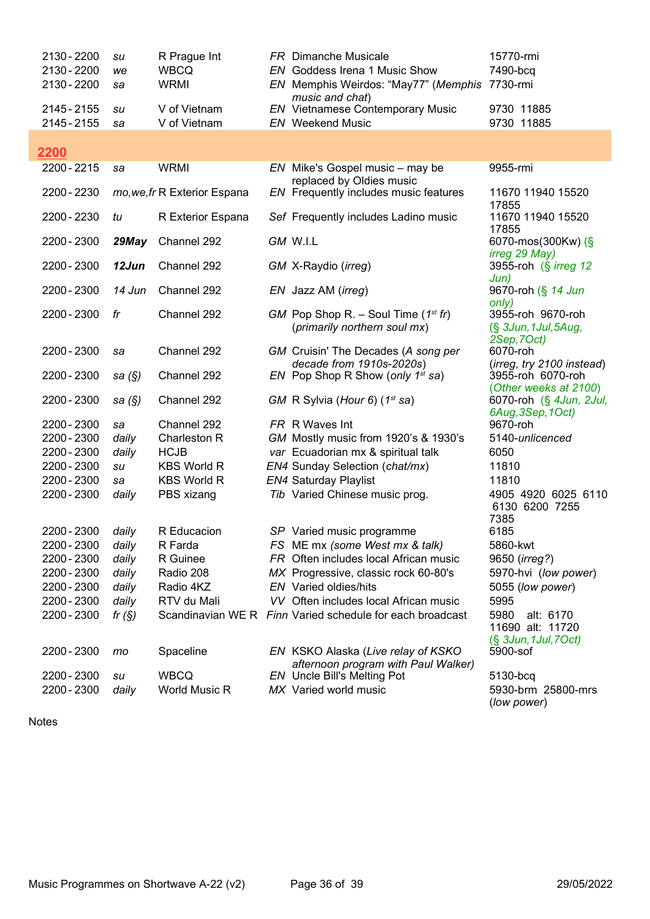| | | | | | |
|---|---|---|---|---|---|
| 2130 - 2200 | *su* | R Prague Int | *FR* | Dimanche Musicale | 15770-rmi |
| 2130 - 2200 | *we* | WBCQ | *EN* | Goddess Irena 1 Music Show | 7490-bcq |
| 2130 - 2200 | *sa* | WRMI | *EN* | Memphis Weirdos: "May77" (*Memphis music and chat*) | 7730-rmi |
| 2145 - 2155 | *su* | V of Vietnam | *EN* | Vietnamese Contemporary Music | 9730 11885 |
| 2145 - 2155 | *sa* | V of Vietnam | *EN* | Weekend Music | 9730 11885 |

## 2200

| | | | | | |
|---|---|---|---|---|---|
| 2200 - 2215 | *sa* | WRMI | *EN* | Mike's Gospel music – may be replaced by Oldies music | 9955-rmi |
| 2200 - 2230 | *mo,we,fr* | R Exterior Espana | *EN* | Frequently includes music features | 11670 11940 15520 17855 |
| 2200 - 2230 | *tu* | R Exterior Espana | *Sef* | Frequently includes Ladino music | 11670 11940 15520 17855 |
| 2200 - 2300 | ***29May*** | Channel 292 | *GM* | W.I.L | 6070-mos(300Kw) (*§ irreg 29 May*) |
| 2200 - 2300 | ***12Jun*** | Channel 292 | *GM* | X-Raydio (*irreg*) | 3955-roh (*§ irreg 12 Jun*) |
| 2200 - 2300 | *14 Jun* | Channel 292 | *EN* | Jazz AM (*irreg*) | 9670-roh (*§ 14 Jun only*) |
| 2200 - 2300 | *fr* | Channel 292 | *GM* | Pop Shop R. – Soul Time (*1st fr*) (*primarily northern soul mx*) | 3955-roh 9670-roh (*§ 3Jun,1Jul,5Aug, 2Sep,7Oct*) |
| 2200 - 2300 | *sa* | Channel 292 | *GM* | Cruisin' The Decades (*A song per decade from 1910s-2020s*) | 6070-roh (*irreg, try 2100 instead*) |
| 2200 - 2300 | *sa (§)* | Channel 292 | *EN* | Pop Shop R Show (*only 1st sa*) | 3955-roh 6070-roh (*Other weeks at 2100*) |
| 2200 - 2300 | *sa (§)* | Channel 292 | *GM* | R Sylvia (*Hour 6*) (*1st sa*) | 6070-roh (*§ 4Jun, 2Jul, 6Aug,3Sep,1Oct*) |
| 2200 - 2300 | *sa* | Channel 292 | *FR* | R Waves Int | 9670-roh |
| 2200 - 2300 | *daily* | Charleston R | *GM* | Mostly music from 1920's & 1930's | 5140-*unlicenced* |
| 2200 - 2300 | *daily* | HCJB | *var* | Ecuadorian mx & spiritual talk | 6050 |
| 2200 - 2300 | *su* | KBS World R | *EN4* | Sunday Selection (*chat/mx*) | 11810 |
| 2200 - 2300 | *sa* | KBS World R | *EN4* | Saturday Playlist | 11810 |
| 2200 - 2300 | *daily* | PBS xizang | *Tib* | Varied Chinese music prog. | 4905 4920 6025 6110 6130 6200 7255 7385 |
| 2200 - 2300 | *daily* | R Educacion | *SP* | Varied music programme | 6185 |
| 2200 - 2300 | *daily* | R Farda | *FS* | ME mx (*some West mx & talk*) | 5860-kwt |
| 2200 - 2300 | *daily* | R Guinee | *FR* | Often includes local African music | 9650 (*irreg?*) |
| 2200 - 2300 | *daily* | Radio 208 | *MX* | Progressive, classic rock 60-80's | 5970-hvi (*low power*) |
| 2200 - 2300 | *daily* | Radio 4KZ | *EN* | Varied oldies/hits | 5055 (*low power*) |
| 2200 - 2300 | *daily* | RTV du Mali | *VV* | Often includes local African music | 5995 |
| 2200 - 2300 | *fr (§)* | Scandinavian WE R | *Finn* | Varied schedule for each broadcast | 5980 alt: 6170 11690 alt: 11720 (*§ 3Jun,1Jul,7Oct*) |
| 2200 - 2300 | *mo* | Spaceline | *EN* | KSKO Alaska (*Live relay of KSKO afternoon program with Paul Walker*) | 5900-sof |
| 2200 - 2300 | *su* | WBCQ | *EN* | Uncle Bill's Melting Pot | 5130-bcq |
| 2200 - 2300 | *daily* | World Music R | *MX* | Varied world music | 5930-brm 25800-mrs (*low power*) |

Notes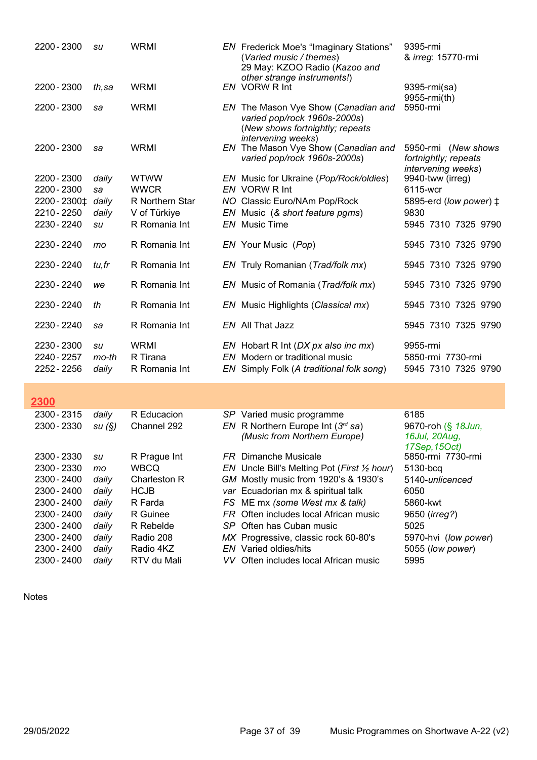| | | | | | |
|---|---|---|---|---|---|
| 2200 - 2300 | *su* | WRMI | *EN* | Frederick Moe's "Imaginary Stations" (*Varied music / themes*) 29 May: KZOO Radio (*Kazoo and other strange instruments!*) | 9395-rmi & *irreg*: 15770-rmi |
| 2200 - 2300 | *th,sa* | WRMI | *EN* | VORW R Int | 9395-rmi(sa) 9955-rmi(th) |
| 2200 - 2300 | *sa* | WRMI | *EN* | The Mason Vye Show (*Canadian and varied pop/rock 1960s-2000s*) (*New shows fortnightly; repeats intervening weeks*) | 5950-rmi |
| 2200 - 2300 | *sa* | WRMI | *EN* | The Mason Vye Show (*Canadian and varied pop/rock 1960s-2000s*) | 5950-rmi (*New shows fortnightly; repeats intervening weeks*) |
| 2200 - 2300 | *daily* | WTWW | *EN* | Music for Ukraine (*Pop/Rock/oldies*) | 9940-tww (irreg) |
| 2200 - 2300 | *sa* | WWCR | *EN* | VORW R Int | 6115-wcr |
| 2200 - 2300‡ | *daily* | R Northern Star | *NO* | Classic Euro/NAm Pop/Rock | 5895-erd (*low power*) ‡ |
| 2210 - 2250 | *daily* | V of Türkiye | *EN* | Music (*& short feature pgms*) | 9830 |
| 2230 - 2240 | *su* | R Romania Int | *EN* | Music Time | 5945 7310 7325 9790 |
| 2230 - 2240 | *mo* | R Romania Int | *EN* | Your Music (*Pop*) | 5945 7310 7325 9790 |
| 2230 - 2240 | *tu,fr* | R Romania Int | *EN* | Truly Romanian (*Trad/folk mx*) | 5945 7310 7325 9790 |
| 2230 - 2240 | *we* | R Romania Int | *EN* | Music of Romania (*Trad/folk mx*) | 5945 7310 7325 9790 |
| 2230 - 2240 | *th* | R Romania Int | *EN* | Music Highlights (*Classical mx*) | 5945 7310 7325 9790 |
| 2230 - 2240 | *sa* | R Romania Int | *EN* | All That Jazz | 5945 7310 7325 9790 |
| 2230 - 2300 | *su* | WRMI | *EN* | Hobart R Int (*DX px also inc mx*) | 9955-rmi |
| 2240 - 2257 | *mo-th* | R Tirana | *EN* | Modern or traditional music | 5850-rmi 7730-rmi |
| 2252 - 2256 | *daily* | R Romania Int | *EN* | Simply Folk (*A traditional folk song*) | 5945 7310 7325 9790 |

## 2300

| | | | | | |
|---|---|---|---|---|---|
| 2300 - 2315 | *daily* | R Educacion | *SP* | Varied music programme | 6185 |
| 2300 - 2330 | *su (§)* | Channel 292 | *EN* | R Northern Europe Int (3rd *sa*) (*Music from Northern Europe*) | 9670-roh (§ *18Jun, 16Jul, 20Aug, 17Sep,15Oct*) |
| 2300 - 2330 | *su* | R Prague Int | *FR* | Dimanche Musicale | 5850-rmi 7730-rmi |
| 2300 - 2330 | *mo* | WBCQ | *EN* | Uncle Bill's Melting Pot (*First ½ hour*) | 5130-bcq |
| 2300 - 2400 | *daily* | Charleston R | *GM* | Mostly music from 1920's & 1930's | 5140-*unlicenced* |
| 2300 - 2400 | *daily* | HCJB | *var* | Ecuadorian mx & spiritual talk | 6050 |
| 2300 - 2400 | *daily* | R Farda | *FS* | ME mx (*some West mx & talk*) | 5860-kwt |
| 2300 - 2400 | *daily* | R Guinee | *FR* | Often includes local African music | 9650 (*irreg?*) |
| 2300 - 2400 | *daily* | R Rebelde | *SP* | Often has Cuban music | 5025 |
| 2300 - 2400 | *daily* | Radio 208 | *MX* | Progressive, classic rock 60-80's | 5970-hvi (*low power*) |
| 2300 - 2400 | *daily* | Radio 4KZ | *EN* | Varied oldies/hits | 5055 (*low power*) |
| 2300 - 2400 | *daily* | RTV du Mali | *VV* | Often includes local African music | 5995 |

Notes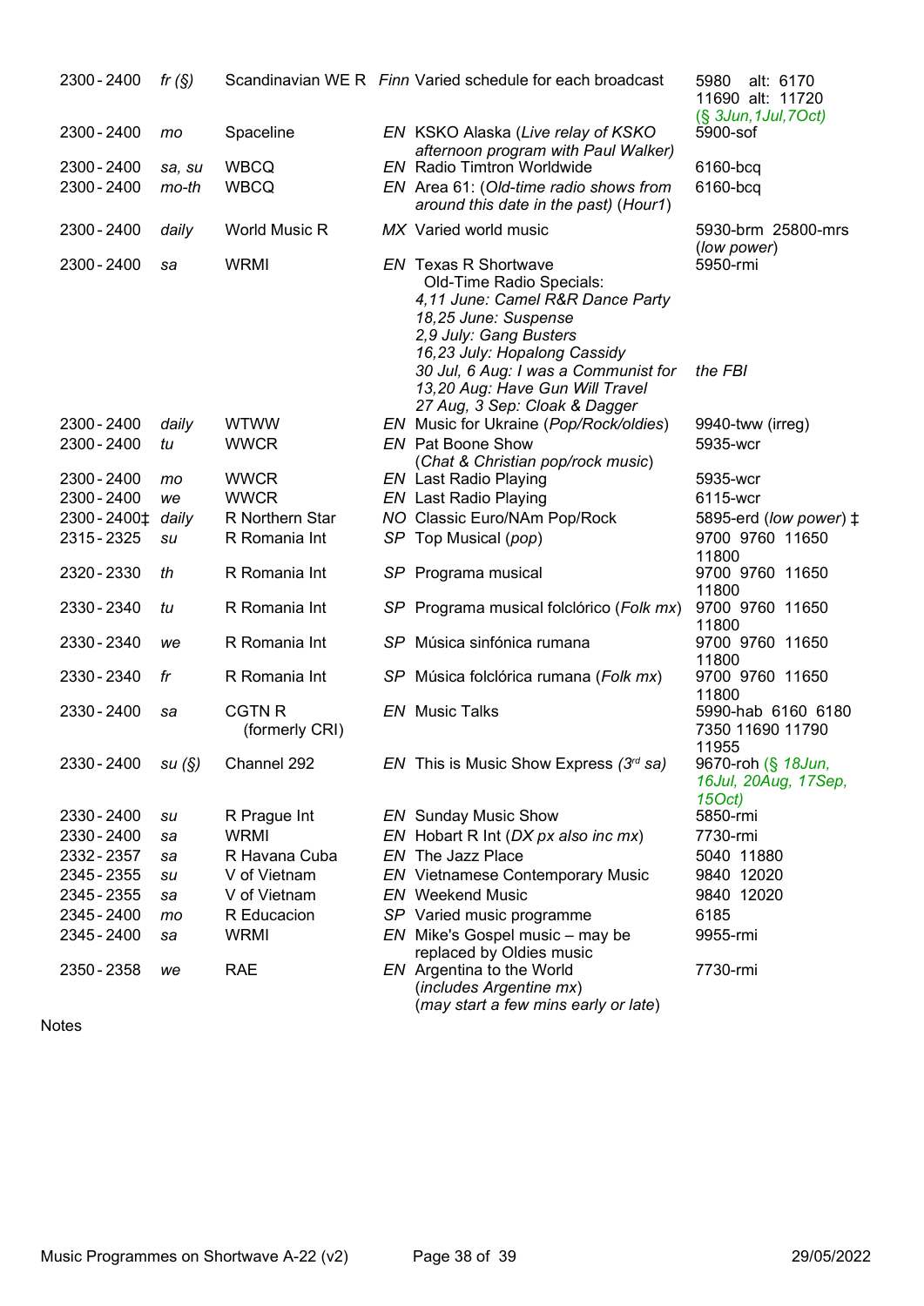| | | | | | |
|---|---|---|---|---|---|
| 2300 - 2400 | *fr (§)* | Scandinavian WE R | *Finn* | Varied schedule for each broadcast | 5980 alt: 6170 11690 alt: 11720 (*§ 3Jun,1Jul,7Oct*) |
| 2300 - 2400 | *mo* | Spaceline | *EN* | KSKO Alaska (*Live relay of KSKO afternoon program with Paul Walker*) | 5900-sof |
| 2300 - 2400 | *sa, su* | WBCQ | *EN* | Radio Timtron Worldwide | 6160-bcq |
| 2300 - 2400 | *mo-th* | WBCQ | *EN* | Area 61: (*Old-time radio shows from around this date in the past*) (*Hour1*) | 6160-bcq |
| 2300 - 2400 | *daily* | World Music R | *MX* | Varied world music | 5930-brm 25800-mrs (*low power*) |
| 2300 - 2400 | *sa* | WRMI | *EN* | Texas R Shortwave<br>Old-Time Radio Specials:<br>*4,11 June: Camel R&R Dance Party*<br>*18,25 June: Suspense*<br>*2,9 July: Gang Busters*<br>*16,23 July: Hopalong Cassidy*<br>*30 Jul, 6 Aug: I was a Communist for the FBI*<br>*13,20 Aug: Have Gun Will Travel*<br>*27 Aug, 3 Sep: Cloak & Dagger* | 5950-rmi |
| 2300 - 2400 | *daily* | WTWW | *EN* | Music for Ukraine (*Pop/Rock/oldies*) | 9940-tww (irreg) |
| 2300 - 2400 | *tu* | WWCR | *EN* | Pat Boone Show (*Chat & Christian pop/rock music*) | 5935-wcr |
| 2300 - 2400 | *mo* | WWCR | *EN* | Last Radio Playing | 5935-wcr |
| 2300 - 2400 | *we* | WWCR | *EN* | Last Radio Playing | 6115-wcr |
| 2300 - 2400‡ | *daily* | R Northern Star | *NO* | Classic Euro/NAm Pop/Rock | 5895-erd (*low power*) ‡ |
| 2315 - 2325 | *su* | R Romania Int | *SP* | Top Musical (*pop*) | 9700 9760 11650 11800 |
| 2320 - 2330 | *th* | R Romania Int | *SP* | Programa musical | 9700 9760 11650 11800 |
| 2330 - 2340 | *tu* | R Romania Int | *SP* | Programa musical folclórico (*Folk mx*) | 9700 9760 11650 11800 |
| 2330 - 2340 | *we* | R Romania Int | *SP* | Música sinfónica rumana | 9700 9760 11650 11800 |
| 2330 - 2340 | *fr* | R Romania Int | *SP* | Música folclórica rumana (*Folk mx*) | 9700 9760 11650 11800 |
| 2330 - 2400 | *sa* | CGTN R (formerly CRI) | *EN* | Music Talks | 5990-hab 6160 6180 7350 11690 11790 11955 |
| 2330 - 2400 | *su (§)* | Channel 292 | *EN* | This is Music Show Express (*3rd sa*) | 9670-roh (*§ 18Jun, 16Jul, 20Aug, 17Sep, 15Oct*) |
| 2330 - 2400 | *su* | R Prague Int | *EN* | Sunday Music Show | 5850-rmi |
| 2330 - 2400 | *sa* | WRMI | *EN* | Hobart R Int (*DX px also inc mx*) | 7730-rmi |
| 2332 - 2357 | *sa* | R Havana Cuba | *EN* | The Jazz Place | 5040 11880 |
| 2345 - 2355 | *su* | V of Vietnam | *EN* | Vietnamese Contemporary Music | 9840 12020 |
| 2345 - 2355 | *sa* | V of Vietnam | *EN* | Weekend Music | 9840 12020 |
| 2345 - 2400 | *mo* | R Educacion | *SP* | Varied music programme | 6185 |
| 2345 - 2400 | *sa* | WRMI | *EN* | Mike's Gospel music – may be replaced by Oldies music | 9955-rmi |
| 2350 - 2358 | *we* | RAE | *EN* | Argentina to the World (*includes Argentine mx*) (*may start a few mins early or late*) | 7730-rmi |

Notes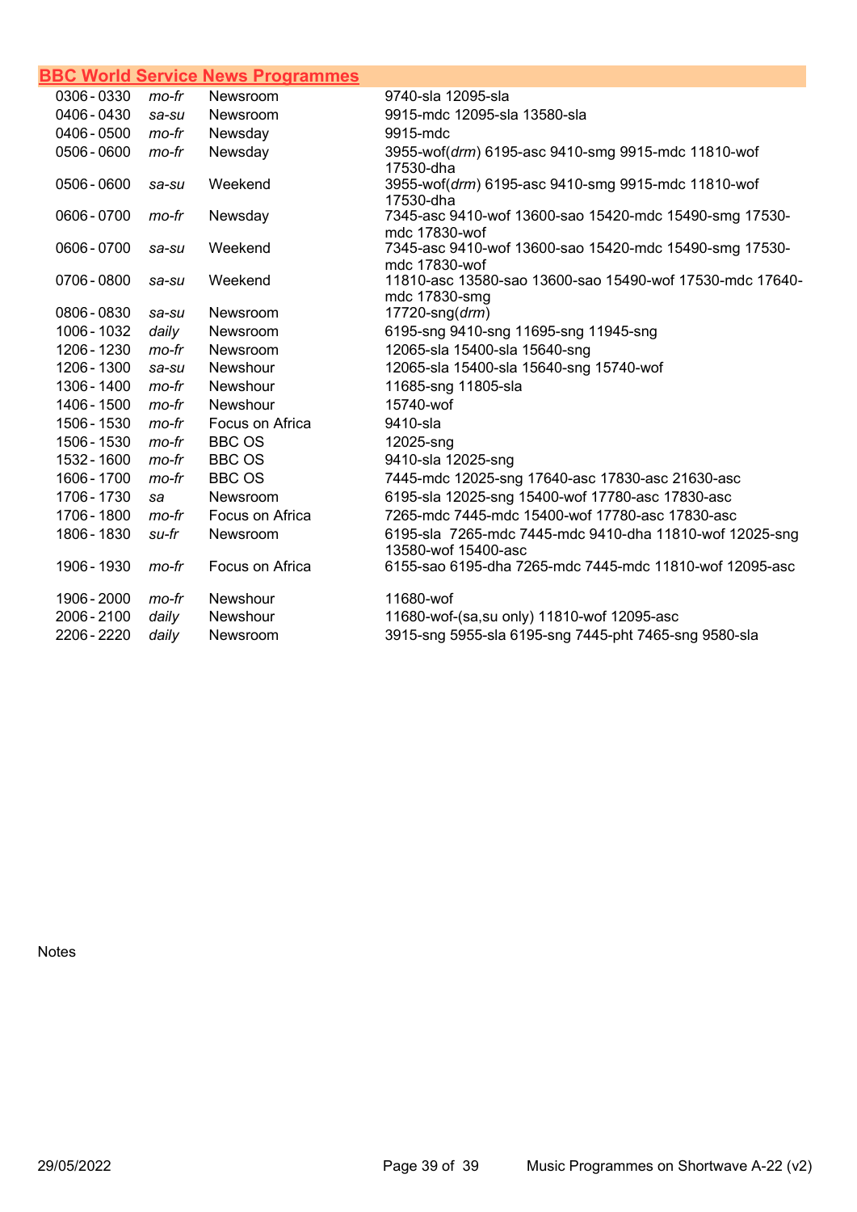## BBC World Service News Programmes

| | | | |
|---|---|---|---|
| 0306 - 0330 | *mo-fr* | Newsroom | 9740-sla 12095-sla |
| 0406 - 0430 | *sa-su* | Newsroom | 9915-mdc 12095-sla 13580-sla |
| 0406 - 0500 | *mo-fr* | Newsday | 9915-mdc |
| 0506 - 0600 | *mo-fr* | Newsday | 3955-wof(*drm*) 6195-asc 9410-smg 9915-mdc 11810-wof 17530-dha |
| 0506 - 0600 | *sa-su* | Weekend | 3955-wof(*drm*) 6195-asc 9410-smg 9915-mdc 11810-wof 17530-dha |
| 0606 - 0700 | *mo-fr* | Newsday | 7345-asc 9410-wof 13600-sao 15420-mdc 15490-smg 17530-mdc 17830-wof |
| 0606 - 0700 | *sa-su* | Weekend | 7345-asc 9410-wof 13600-sao 15420-mdc 15490-smg 17530-mdc 17830-wof |
| 0706 - 0800 | *sa-su* | Weekend | 11810-asc 13580-sao 13600-sao 15490-wof 17530-mdc 17640-mdc 17830-smg |
| 0806 - 0830 | *sa-su* | Newsroom | 17720-sng(*drm*) |
| 1006 - 1032 | *daily* | Newsroom | 6195-sng 9410-sng 11695-sng 11945-sng |
| 1206 - 1230 | *mo-fr* | Newsroom | 12065-sla 15400-sla 15640-sng |
| 1206 - 1300 | *sa-su* | Newshour | 12065-sla 15400-sla 15640-sng 15740-wof |
| 1306 - 1400 | *mo-fr* | Newshour | 11685-sng 11805-sla |
| 1406 - 1500 | *mo-fr* | Newshour | 15740-wof |
| 1506 - 1530 | *mo-fr* | Focus on Africa | 9410-sla |
| 1506 - 1530 | *mo-fr* | BBC OS | 12025-sng |
| 1532 - 1600 | *mo-fr* | BBC OS | 9410-sla 12025-sng |
| 1606 - 1700 | *mo-fr* | BBC OS | 7445-mdc 12025-sng 17640-asc 17830-asc 21630-asc |
| 1706 - 1730 | *sa* | Newsroom | 6195-sla 12025-sng 15400-wof 17780-asc 17830-asc |
| 1706 - 1800 | *mo-fr* | Focus on Africa | 7265-mdc 7445-mdc 15400-wof 17780-asc 17830-asc |
| 1806 - 1830 | *su-fr* | Newsroom | 6195-sla 7265-mdc 7445-mdc 9410-dha 11810-wof 12025-sng 13580-wof 15400-asc |
| 1906 - 1930 | *mo-fr* | Focus on Africa | 6155-sao 6195-dha 7265-mdc 7445-mdc 11810-wof 12095-asc |
| 1906 - 2000 | *mo-fr* | Newshour | 11680-wof |
| 2006 - 2100 | *daily* | Newshour | 11680-wof-(sa,su only) 11810-wof 12095-asc |
| 2206 - 2220 | *daily* | Newsroom | 3915-sng 5955-sla 6195-sng 7445-pht 7465-sng 9580-sla |

Notes